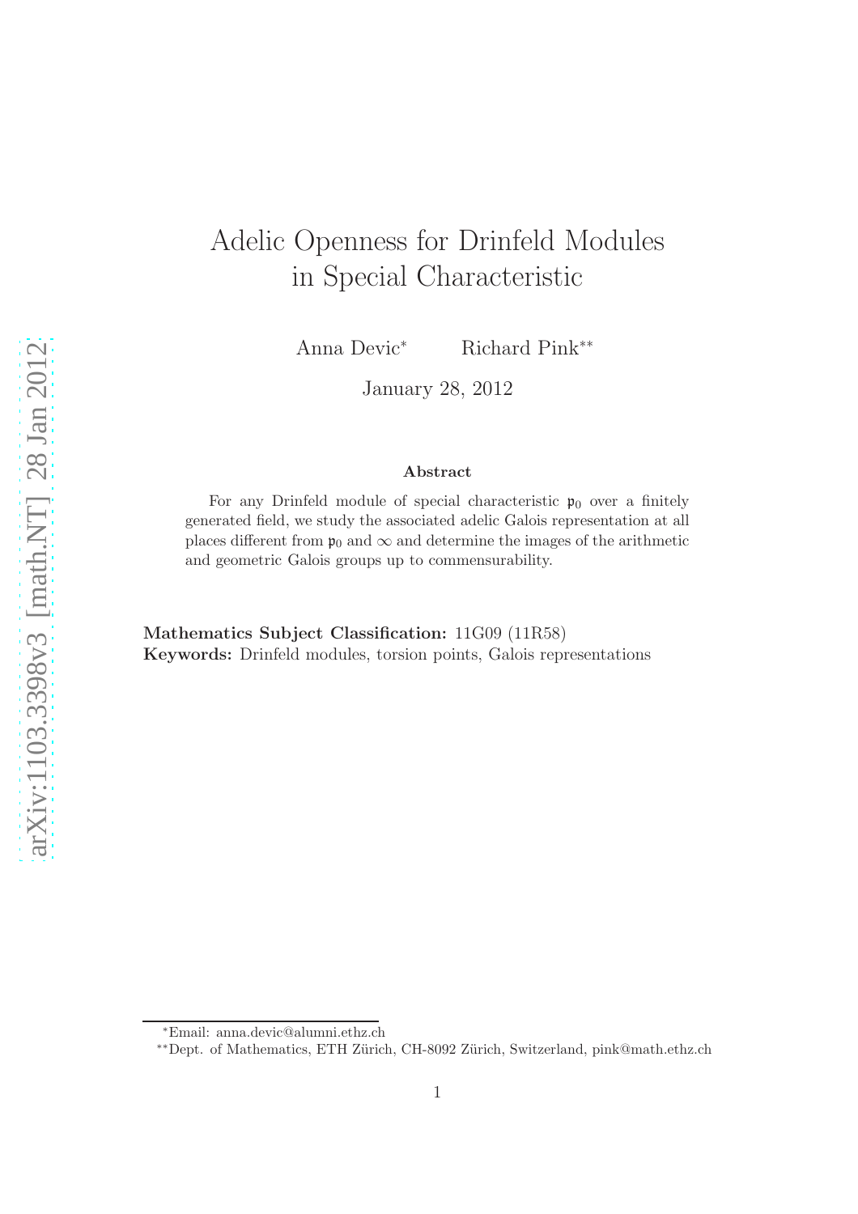# Adelic Openness for Drinfeld Modules in Special Characteristic

Anna Devic[*] Richard Pink[**]

January 28, 2012

### Abstract

For any Drinfeld module of special characteristic $\mathfrak{p}_0$ over a finitely generated field, we study the associated adelic Galois representation at all places different from $\mathfrak{p}_0$ and $\infty$ and determine the images of the arithmetic and geometric Galois groups up to commensurability.

**Mathematics Subject Classification:** 11G09 (11R58)
**Keywords:** Drinfeld modules, torsion points, Galois representations

[*]Email: anna.devic@alumni.ethz.ch
[**]Dept. of Mathematics, ETH Zürich, CH-8092 Zürich, Switzerland, pink@math.ethz.ch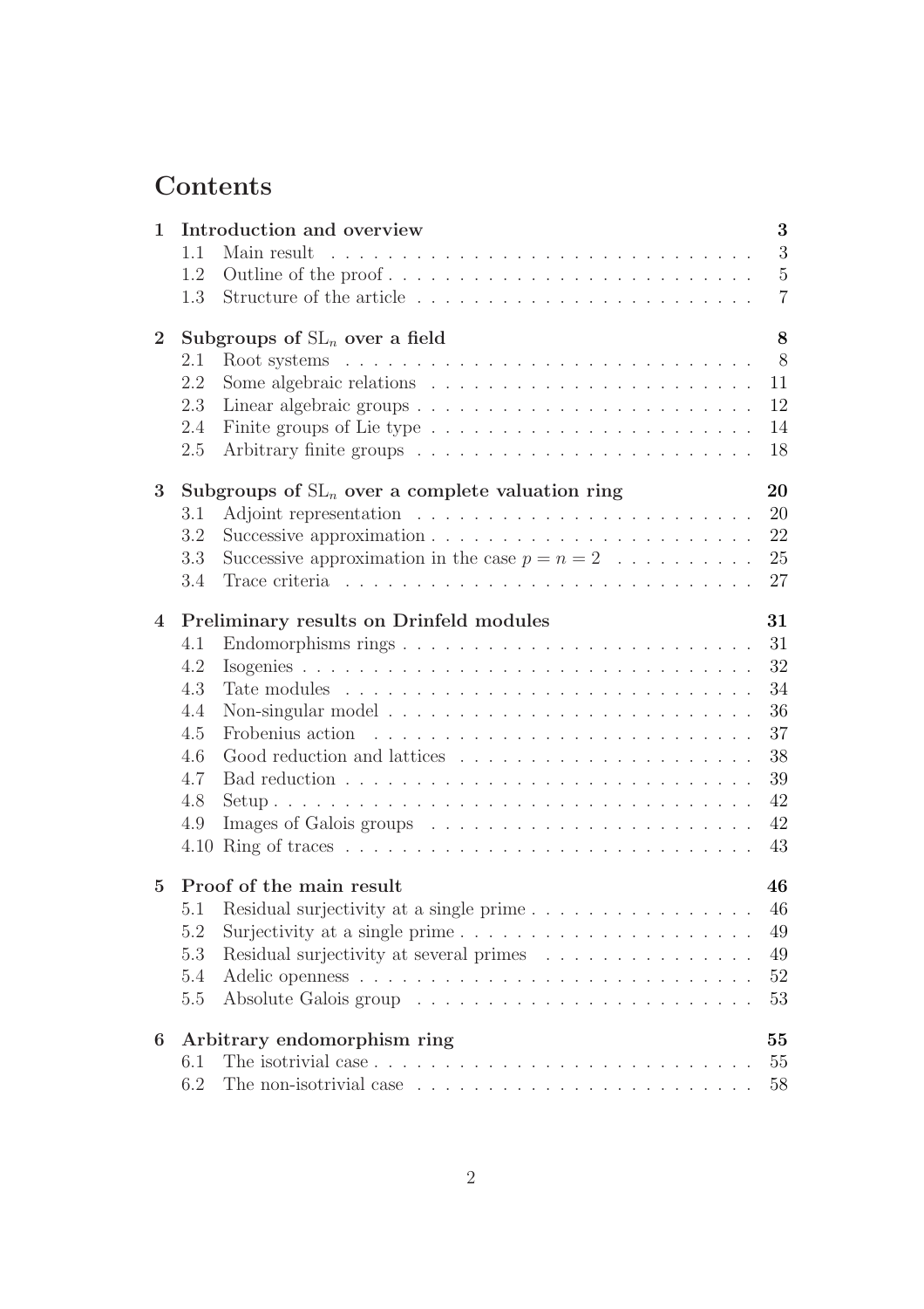# Contents

**1 Introduction and overview** — 3
- 1.1 Main result — 3
- 1.2 Outline of the proof — 5
- 1.3 Structure of the article — 7

**2 Subgroups of $\mathrm{SL}_n$ over a field** — 8
- 2.1 Root systems — 8
- 2.2 Some algebraic relations — 11
- 2.3 Linear algebraic groups — 12
- 2.4 Finite groups of Lie type — 14
- 2.5 Arbitrary finite groups — 18

**3 Subgroups of $\mathrm{SL}_n$ over a complete valuation ring** — 20
- 3.1 Adjoint representation — 20
- 3.2 Successive approximation — 22
- 3.3 Successive approximation in the case $p = n = 2$ — 25
- 3.4 Trace criteria — 27

**4 Preliminary results on Drinfeld modules** — 31
- 4.1 Endomorphisms rings — 31
- 4.2 Isogenies — 32
- 4.3 Tate modules — 34
- 4.4 Non-singular model — 36
- 4.5 Frobenius action — 37
- 4.6 Good reduction and lattices — 38
- 4.7 Bad reduction — 39
- 4.8 Setup — 42
- 4.9 Images of Galois groups — 42
- 4.10 Ring of traces — 43

**5 Proof of the main result** — 46
- 5.1 Residual surjectivity at a single prime — 46
- 5.2 Surjectivity at a single prime — 49
- 5.3 Residual surjectivity at several primes — 49
- 5.4 Adelic openness — 52
- 5.5 Absolute Galois group — 53

**6 Arbitrary endomorphism ring** — 55
- 6.1 The isotrivial case — 55
- 6.2 The non-isotrivial case — 58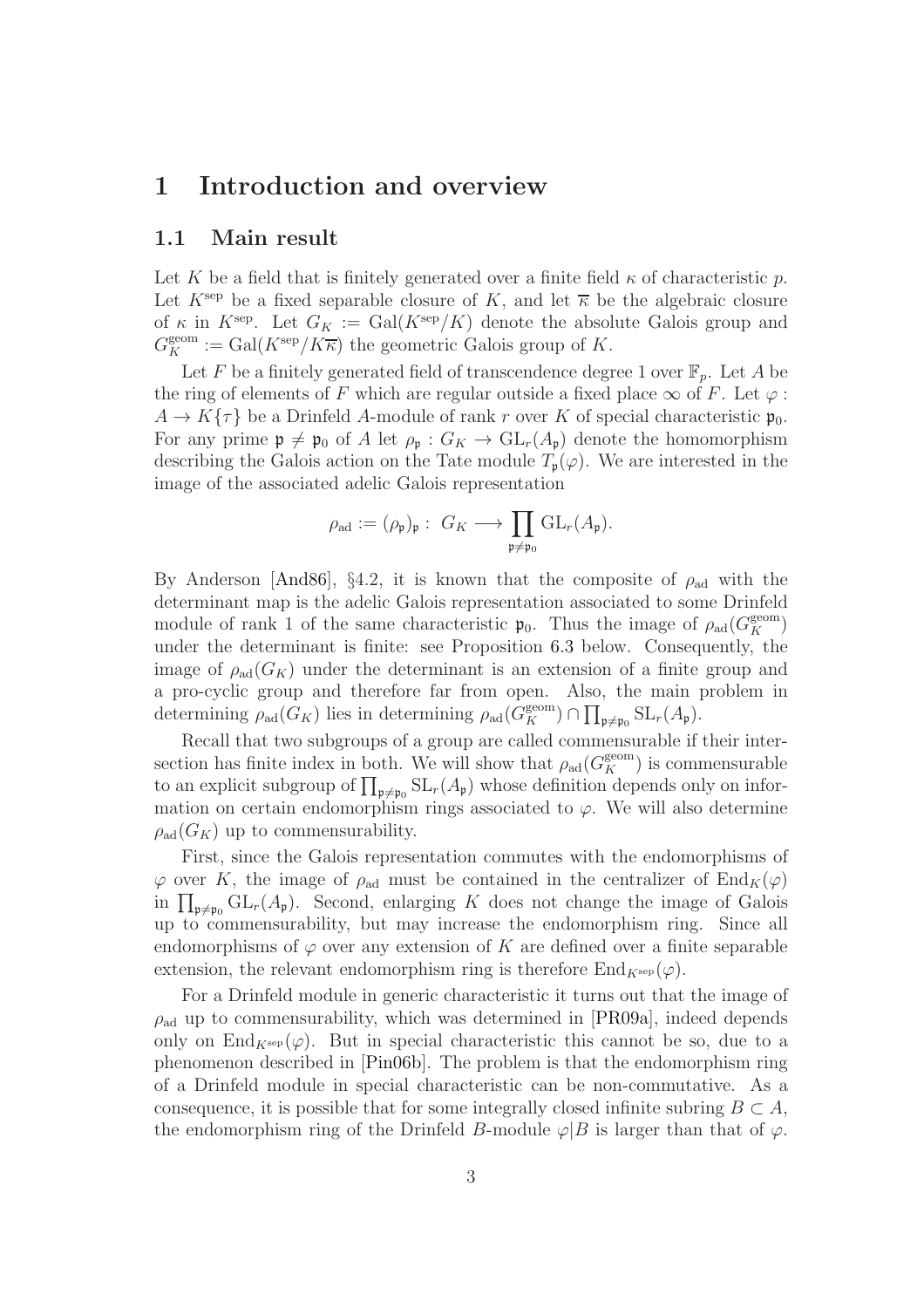# 1 Introduction and overview

## 1.1 Main result

Let $K$ be a field that is finitely generated over a finite field $\kappa$ of characteristic $p$. Let $K^{\text{sep}}$ be a fixed separable closure of $K$, and let $\overline{\kappa}$ be the algebraic closure of $\kappa$ in $K^{\text{sep}}$. Let $G_K := \text{Gal}(K^{\text{sep}}/K)$ denote the absolute Galois group and $G_K^{\text{geom}} := \text{Gal}(K^{\text{sep}}/K\overline{\kappa})$ the geometric Galois group of $K$.

Let $F$ be a finitely generated field of transcendence degree 1 over $\mathbb{F}_p$. Let $A$ be the ring of elements of $F$ which are regular outside a fixed place $\infty$ of $F$. Let $\varphi : A \to K\{\tau\}$ be a Drinfeld $A$-module of rank $r$ over $K$ of special characteristic $\mathfrak{p}_0$. For any prime $\mathfrak{p} \neq \mathfrak{p}_0$ of $A$ let $\rho_{\mathfrak{p}} : G_K \to \text{GL}_r(A_{\mathfrak{p}})$ denote the homomorphism describing the Galois action on the Tate module $T_{\mathfrak{p}}(\varphi)$. We are interested in the image of the associated adelic Galois representation

$$\rho_{\text{ad}} := (\rho_{\mathfrak{p}})_{\mathfrak{p}} : \ G_K \longrightarrow \prod_{\mathfrak{p} \neq \mathfrak{p}_0} \text{GL}_r(A_{\mathfrak{p}}).$$

By Anderson [And86], §4.2, it is known that the composite of $\rho_{\text{ad}}$ with the determinant map is the adelic Galois representation associated to some Drinfeld module of rank 1 of the same characteristic $\mathfrak{p}_0$. Thus the image of $\rho_{\text{ad}}(G_K^{\text{geom}})$ under the determinant is finite: see Proposition 6.3 below. Consequently, the image of $\rho_{\text{ad}}(G_K)$ under the determinant is an extension of a finite group and a pro-cyclic group and therefore far from open. Also, the main problem in determining $\rho_{\text{ad}}(G_K)$ lies in determining $\rho_{\text{ad}}(G_K^{\text{geom}}) \cap \prod_{\mathfrak{p} \neq \mathfrak{p}_0} \text{SL}_r(A_{\mathfrak{p}})$.

Recall that two subgroups of a group are called commensurable if their intersection has finite index in both. We will show that $\rho_{\text{ad}}(G_K^{\text{geom}})$ is commensurable to an explicit subgroup of $\prod_{\mathfrak{p} \neq \mathfrak{p}_0} \text{SL}_r(A_{\mathfrak{p}})$ whose definition depends only on information on certain endomorphism rings associated to $\varphi$. We will also determine $\rho_{\text{ad}}(G_K)$ up to commensurability.

First, since the Galois representation commutes with the endomorphisms of $\varphi$ over $K$, the image of $\rho_{\text{ad}}$ must be contained in the centralizer of $\text{End}_K(\varphi)$ in $\prod_{\mathfrak{p} \neq \mathfrak{p}_0} \text{GL}_r(A_{\mathfrak{p}})$. Second, enlarging $K$ does not change the image of Galois up to commensurability, but may increase the endomorphism ring. Since all endomorphisms of $\varphi$ over any extension of $K$ are defined over a finite separable extension, the relevant endomorphism ring is therefore $\text{End}_{K^{\text{sep}}}(\varphi)$.

For a Drinfeld module in generic characteristic it turns out that the image of $\rho_{\text{ad}}$ up to commensurability, which was determined in [PR09a], indeed depends only on $\text{End}_{K^{\text{sep}}}(\varphi)$. But in special characteristic this cannot be so, due to a phenomenon described in [Pin06b]. The problem is that the endomorphism ring of a Drinfeld module in special characteristic can be non-commutative. As a consequence, it is possible that for some integrally closed infinite subring $B \subset A$, the endomorphism ring of the Drinfeld $B$-module $\varphi|B$ is larger than that of $\varphi$.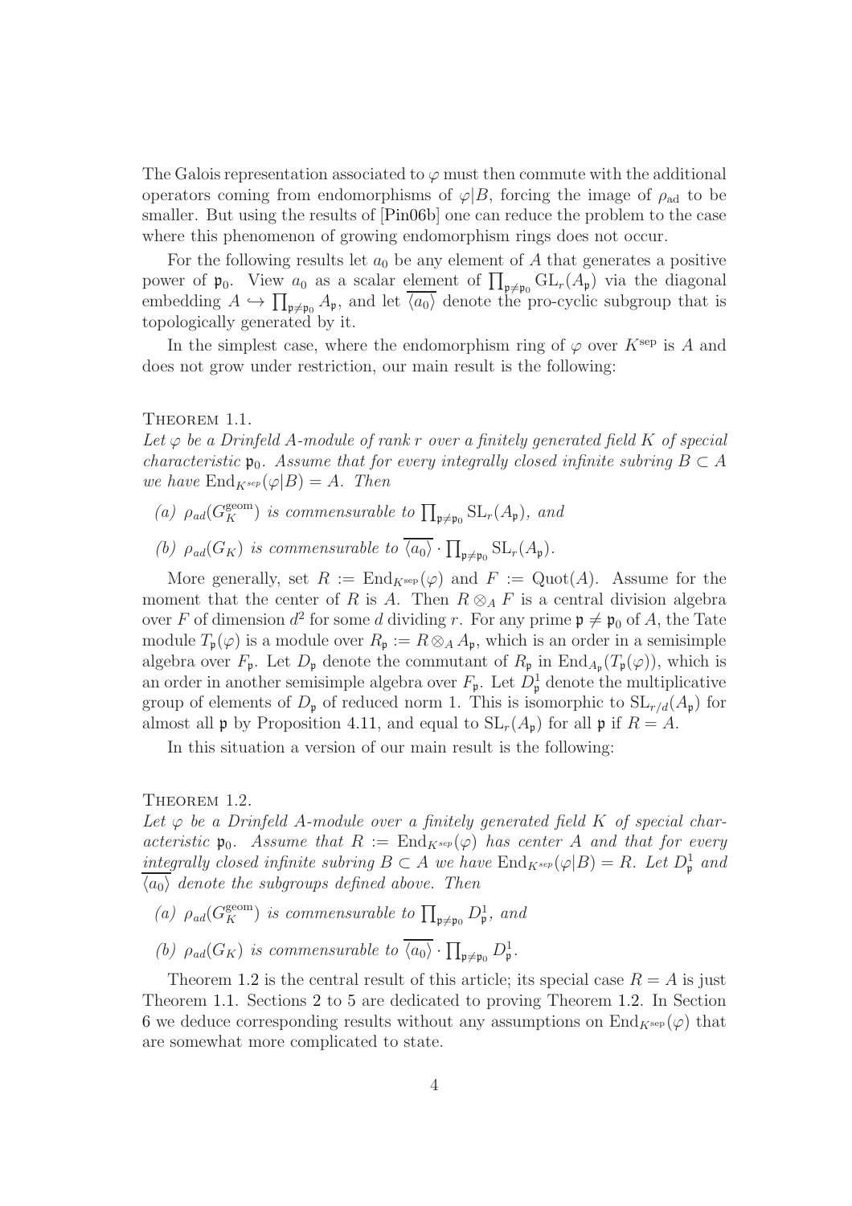The Galois representation associated to $\varphi$ must then commute with the additional operators coming from endomorphisms of $\varphi|B$, forcing the image of $\rho_{\rm ad}$ to be smaller. But using the results of [Pin06b] one can reduce the problem to the case where this phenomenon of growing endomorphism rings does not occur.

For the following results let $a_0$ be any element of $A$ that generates a positive power of $\mathfrak{p}_0$. View $a_0$ as a scalar element of $\prod_{\mathfrak{p}\neq\mathfrak{p}_0} \mathrm{GL}_r(A_\mathfrak{p})$ via the diagonal embedding $A \hookrightarrow \prod_{\mathfrak{p}\neq\mathfrak{p}_0} A_\mathfrak{p}$, and let $\overline{\langle a_0\rangle}$ denote the pro-cyclic subgroup that is topologically generated by it.

In the simplest case, where the endomorphism ring of $\varphi$ over $K^{\rm sep}$ is $A$ and does not grow under restriction, our main result is the following:

**Theorem 1.1.**
*Let $\varphi$ be a Drinfeld $A$-module of rank $r$ over a finitely generated field $K$ of special characteristic $\mathfrak{p}_0$. Assume that for every integrally closed infinite subring $B \subset A$ we have $\mathrm{End}_{K^{sep}}(\varphi|B) = A$. Then*

- *(a) $\rho_{ad}(G_K^{\rm geom})$ is commensurable to $\prod_{\mathfrak{p}\neq\mathfrak{p}_0} \mathrm{SL}_r(A_\mathfrak{p})$, and*
- *(b) $\rho_{ad}(G_K)$ is commensurable to $\overline{\langle a_0\rangle} \cdot \prod_{\mathfrak{p}\neq\mathfrak{p}_0} \mathrm{SL}_r(A_\mathfrak{p})$.*

More generally, set $R := \mathrm{End}_{K^{\rm sep}}(\varphi)$ and $F := \mathrm{Quot}(A)$. Assume for the moment that the center of $R$ is $A$. Then $R\otimes_A F$ is a central division algebra over $F$ of dimension $d^2$ for some $d$ dividing $r$. For any prime $\mathfrak{p}\neq\mathfrak{p}_0$ of $A$, the Tate module $T_\mathfrak{p}(\varphi)$ is a module over $R_\mathfrak{p} := R\otimes_A A_\mathfrak{p}$, which is an order in a semisimple algebra over $F_\mathfrak{p}$. Let $D_\mathfrak{p}$ denote the commutant of $R_\mathfrak{p}$ in $\mathrm{End}_{A_\mathfrak{p}}(T_\mathfrak{p}(\varphi))$, which is an order in another semisimple algebra over $F_\mathfrak{p}$. Let $D_\mathfrak{p}^1$ denote the multiplicative group of elements of $D_\mathfrak{p}$ of reduced norm 1. This is isomorphic to $\mathrm{SL}_{r/d}(A_\mathfrak{p})$ for almost all $\mathfrak{p}$ by Proposition 4.11, and equal to $\mathrm{SL}_r(A_\mathfrak{p})$ for all $\mathfrak{p}$ if $R = A$.

In this situation a version of our main result is the following:

**Theorem 1.2.**
*Let $\varphi$ be a Drinfeld $A$-module over a finitely generated field $K$ of special characteristic $\mathfrak{p}_0$. Assume that $R := \mathrm{End}_{K^{sep}}(\varphi)$ has center $A$ and that for every integrally closed infinite subring $B \subset A$ we have $\mathrm{End}_{K^{sep}}(\varphi|B) = R$. Let $D_\mathfrak{p}^1$ and $\overline{\langle a_0\rangle}$ denote the subgroups defined above. Then*

- *(a) $\rho_{ad}(G_K^{\rm geom})$ is commensurable to $\prod_{\mathfrak{p}\neq\mathfrak{p}_0} D_\mathfrak{p}^1$, and*
- *(b) $\rho_{ad}(G_K)$ is commensurable to $\overline{\langle a_0\rangle} \cdot \prod_{\mathfrak{p}\neq\mathfrak{p}_0} D_\mathfrak{p}^1$.*

Theorem 1.2 is the central result of this article; its special case $R = A$ is just Theorem 1.1. Sections 2 to 5 are dedicated to proving Theorem 1.2. In Section 6 we deduce corresponding results without any assumptions on $\mathrm{End}_{K^{\rm sep}}(\varphi)$ that are somewhat more complicated to state.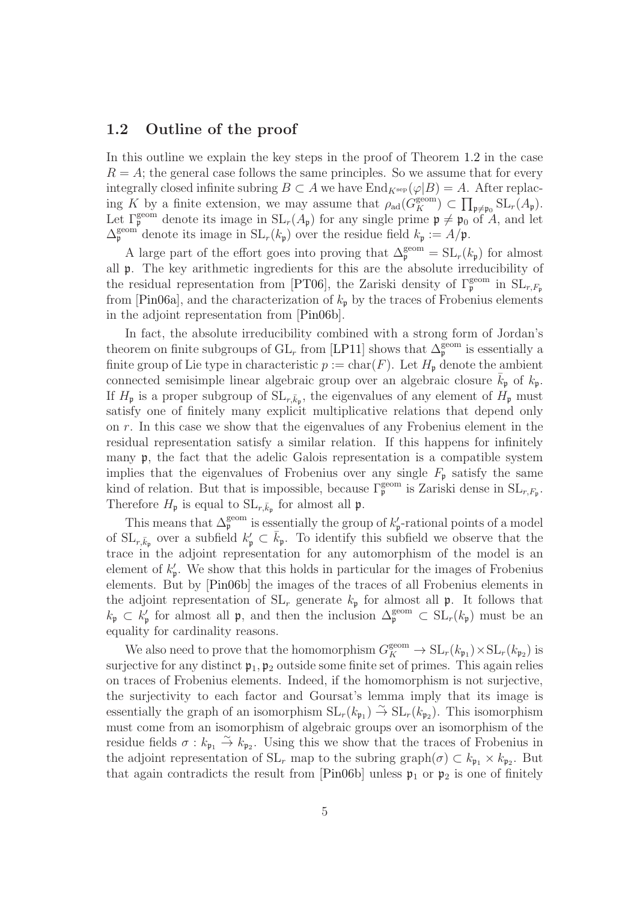### 1.2 Outline of the proof

In this outline we explain the key steps in the proof of Theorem 1.2 in the case $R = A$; the general case follows the same principles. So we assume that for every integrally closed infinite subring $B \subset A$ we have $\mathrm{End}_{K^{\mathrm{sep}}}(\varphi|B) = A$. After replacing $K$ by a finite extension, we may assume that $\rho_{\mathrm{ad}}(G_K^{\mathrm{geom}}) \subset \prod_{\mathfrak{p} \neq \mathfrak{p}_0} \mathrm{SL}_r(A_\mathfrak{p})$. Let $\Gamma_\mathfrak{p}^{\mathrm{geom}}$ denote its image in $\mathrm{SL}_r(A_\mathfrak{p})$ for any single prime $\mathfrak{p} \neq \mathfrak{p}_0$ of $A$, and let $\Delta_\mathfrak{p}^{\mathrm{geom}}$ denote its image in $\mathrm{SL}_r(k_\mathfrak{p})$ over the residue field $k_\mathfrak{p} := A/\mathfrak{p}$.

A large part of the effort goes into proving that $\Delta_\mathfrak{p}^{\mathrm{geom}} = \mathrm{SL}_r(k_\mathfrak{p})$ for almost all $\mathfrak{p}$. The key arithmetic ingredients for this are the absolute irreducibility of the residual representation from [PT06], the Zariski density of $\Gamma_\mathfrak{p}^{\mathrm{geom}}$ in $\mathrm{SL}_{r,F_\mathfrak{p}}$ from [Pin06a], and the characterization of $k_\mathfrak{p}$ by the traces of Frobenius elements in the adjoint representation from [Pin06b].

In fact, the absolute irreducibility combined with a strong form of Jordan's theorem on finite subgroups of $\mathrm{GL}_r$ from [LP11] shows that $\Delta_\mathfrak{p}^{\mathrm{geom}}$ is essentially a finite group of Lie type in characteristic $p := \mathrm{char}(F)$. Let $H_\mathfrak{p}$ denote the ambient connected semisimple linear algebraic group over an algebraic closure $\bar{k}_\mathfrak{p}$ of $k_\mathfrak{p}$. If $H_\mathfrak{p}$ is a proper subgroup of $\mathrm{SL}_{r,\bar{k}_\mathfrak{p}}$, the eigenvalues of any element of $H_\mathfrak{p}$ must satisfy one of finitely many explicit multiplicative relations that depend only on $r$. In this case we show that the eigenvalues of any Frobenius element in the residual representation satisfy a similar relation. If this happens for infinitely many $\mathfrak{p}$, the fact that the adelic Galois representation is a compatible system implies that the eigenvalues of Frobenius over any single $F_\mathfrak{p}$ satisfy the same kind of relation. But that is impossible, because $\Gamma_\mathfrak{p}^{\mathrm{geom}}$ is Zariski dense in $\mathrm{SL}_{r,F_\mathfrak{p}}$. Therefore $H_\mathfrak{p}$ is equal to $\mathrm{SL}_{r,\bar{k}_\mathfrak{p}}$ for almost all $\mathfrak{p}$.

This means that $\Delta_\mathfrak{p}^{\mathrm{geom}}$ is essentially the group of $k'_\mathfrak{p}$-rational points of a model of $\mathrm{SL}_{r,\bar{k}_\mathfrak{p}}$ over a subfield $k'_\mathfrak{p} \subset \bar{k}_\mathfrak{p}$. To identify this subfield we observe that the trace in the adjoint representation for any automorphism of the model is an element of $k'_\mathfrak{p}$. We show that this holds in particular for the images of Frobenius elements. But by [Pin06b] the images of the traces of all Frobenius elements in the adjoint representation of $\mathrm{SL}_r$ generate $k_\mathfrak{p}$ for almost all $\mathfrak{p}$. It follows that $k_\mathfrak{p} \subset k'_\mathfrak{p}$ for almost all $\mathfrak{p}$, and then the inclusion $\Delta_\mathfrak{p}^{\mathrm{geom}} \subset \mathrm{SL}_r(k_\mathfrak{p})$ must be an equality for cardinality reasons.

We also need to prove that the homomorphism $G_K^{\mathrm{geom}} \to \mathrm{SL}_r(k_{\mathfrak{p}_1}) \times \mathrm{SL}_r(k_{\mathfrak{p}_2})$ is surjective for any distinct $\mathfrak{p}_1, \mathfrak{p}_2$ outside some finite set of primes. This again relies on traces of Frobenius elements. Indeed, if the homomorphism is not surjective, the surjectivity to each factor and Goursat's lemma imply that its image is essentially the graph of an isomorphism $\mathrm{SL}_r(k_{\mathfrak{p}_1}) \stackrel{\sim}{\to} \mathrm{SL}_r(k_{\mathfrak{p}_2})$. This isomorphism must come from an isomorphism of algebraic groups over an isomorphism of the residue fields $\sigma : k_{\mathfrak{p}_1} \stackrel{\sim}{\to} k_{\mathfrak{p}_2}$. Using this we show that the traces of Frobenius in the adjoint representation of $\mathrm{SL}_r$ map to the subring $\mathrm{graph}(\sigma) \subset k_{\mathfrak{p}_1} \times k_{\mathfrak{p}_2}$. But that again contradicts the result from [Pin06b] unless $\mathfrak{p}_1$ or $\mathfrak{p}_2$ is one of finitely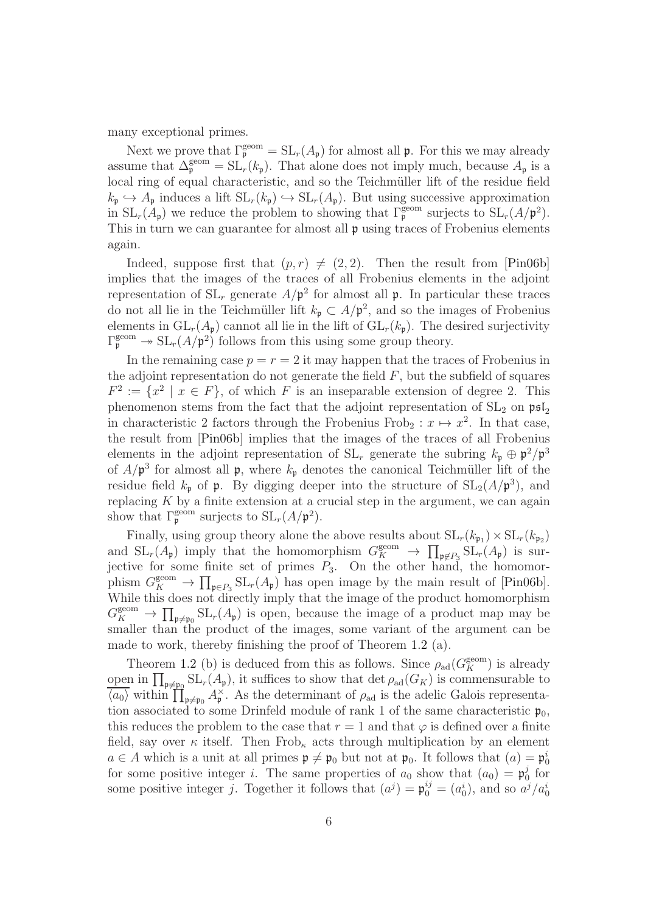many exceptional primes.

Next we prove that $\Gamma_{\mathfrak{p}}^{\text{geom}} = \mathrm{SL}_r(A_{\mathfrak{p}})$ for almost all $\mathfrak{p}$. For this we may already assume that $\Delta_{\mathfrak{p}}^{\text{geom}} = \mathrm{SL}_r(k_{\mathfrak{p}})$. That alone does not imply much, because $A_{\mathfrak{p}}$ is a local ring of equal characteristic, and so the Teichmüller lift of the residue field $k_{\mathfrak{p}} \hookrightarrow A_{\mathfrak{p}}$ induces a lift $\mathrm{SL}_r(k_{\mathfrak{p}}) \hookrightarrow \mathrm{SL}_r(A_{\mathfrak{p}})$. But using successive approximation in $\mathrm{SL}_r(A_{\mathfrak{p}})$ we reduce the problem to showing that $\Gamma_{\mathfrak{p}}^{\text{geom}}$ surjects to $\mathrm{SL}_r(A/\mathfrak{p}^2)$. This in turn we can guarantee for almost all $\mathfrak{p}$ using traces of Frobenius elements again.

Indeed, suppose first that $(p,r) \neq (2,2)$. Then the result from [Pin06b] implies that the images of the traces of all Frobenius elements in the adjoint representation of $\mathrm{SL}_r$ generate $A/\mathfrak{p}^2$ for almost all $\mathfrak{p}$. In particular these traces do not all lie in the Teichmüller lift $k_{\mathfrak{p}} \subset A/\mathfrak{p}^2$, and so the images of Frobenius elements in $\mathrm{GL}_r(A_{\mathfrak{p}})$ cannot all lie in the lift of $\mathrm{GL}_r(k_{\mathfrak{p}})$. The desired surjectivity $\Gamma_{\mathfrak{p}}^{\text{geom}} \twoheadrightarrow \mathrm{SL}_r(A/\mathfrak{p}^2)$ follows from this using some group theory.

In the remaining case $p = r = 2$ it may happen that the traces of Frobenius in the adjoint representation do not generate the field $F$, but the subfield of squares $F^2 := \{x^2 \mid x \in F\}$, of which $F$ is an inseparable extension of degree 2. This phenomenon stems from the fact that the adjoint representation of $\mathrm{SL}_2$ on $\mathfrak{psl}_2$ in characteristic 2 factors through the Frobenius $\mathrm{Frob}_2 : x \mapsto x^2$. In that case, the result from [Pin06b] implies that the images of the traces of all Frobenius elements in the adjoint representation of $\mathrm{SL}_r$ generate the subring $k_{\mathfrak{p}} \oplus \mathfrak{p}^2/\mathfrak{p}^3$ of $A/\mathfrak{p}^3$ for almost all $\mathfrak{p}$, where $k_{\mathfrak{p}}$ denotes the canonical Teichmüller lift of the residue field $k_{\mathfrak{p}}$ of $\mathfrak{p}$. By digging deeper into the structure of $\mathrm{SL}_2(A/\mathfrak{p}^3)$, and replacing $K$ by a finite extension at a crucial step in the argument, we can again show that $\Gamma_{\mathfrak{p}}^{\text{geom}}$ surjects to $\mathrm{SL}_r(A/\mathfrak{p}^2)$.

Finally, using group theory alone the above results about $\mathrm{SL}_r(k_{\mathfrak{p}_1}) \times \mathrm{SL}_r(k_{\mathfrak{p}_2})$ and $\mathrm{SL}_r(A_{\mathfrak{p}})$ imply that the homomorphism $G_K^{\text{geom}} \to \prod_{\mathfrak{p} \notin P_3} \mathrm{SL}_r(A_{\mathfrak{p}})$ is surjective for some finite set of primes $P_3$. On the other hand, the homomorphism $G_K^{\text{geom}} \to \prod_{\mathfrak{p} \in P_3} \mathrm{SL}_r(A_{\mathfrak{p}})$ has open image by the main result of [Pin06b]. While this does not directly imply that the image of the product homomorphism $G_K^{\text{geom}} \to \prod_{\mathfrak{p} \neq \mathfrak{p}_0} \mathrm{SL}_r(A_{\mathfrak{p}})$ is open, because the image of a product map may be smaller than the product of the images, some variant of the argument can be made to work, thereby finishing the proof of Theorem 1.2 (a).

Theorem 1.2 (b) is deduced from this as follows. Since $\rho_{\text{ad}}(G_K^{\text{geom}})$ is already open in $\prod_{\mathfrak{p} \neq \mathfrak{p}_0} \mathrm{SL}_r(A_{\mathfrak{p}})$, it suffices to show that $\det \rho_{\text{ad}}(G_K)$ is commensurable to $\overline{\langle a_0 \rangle}$ within $\prod_{\mathfrak{p} \neq \mathfrak{p}_0} A_{\mathfrak{p}}^{\times}$. As the determinant of $\rho_{\text{ad}}$ is the adelic Galois representation associated to some Drinfeld module of rank 1 of the same characteristic $\mathfrak{p}_0$, this reduces the problem to the case that $r = 1$ and that $\varphi$ is defined over a finite field, say over $\kappa$ itself. Then $\mathrm{Frob}_{\kappa}$ acts through multiplication by an element $a \in A$ which is a unit at all primes $\mathfrak{p} \neq \mathfrak{p}_0$ but not at $\mathfrak{p}_0$. It follows that $(a) = \mathfrak{p}_0^i$ for some positive integer $i$. The same properties of $a_0$ show that $(a_0) = \mathfrak{p}_0^j$ for some positive integer $j$. Together it follows that $(a^j) = \mathfrak{p}_0^{ij} = (a_0^i)$, and so $a^j/a_0^i$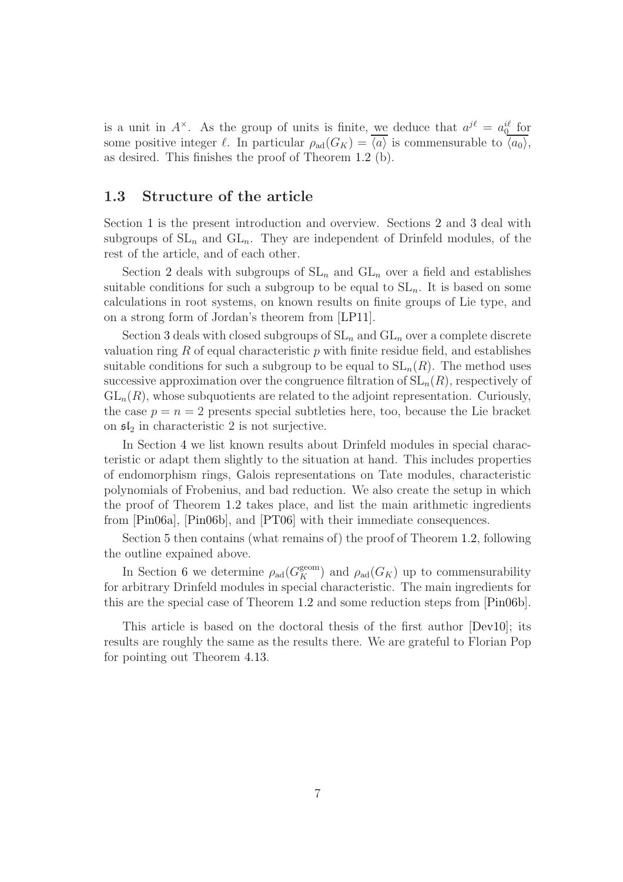is a unit in $A^\times$. As the group of units is finite, we deduce that $a^{j\ell} = a_0^{i\ell}$ for some positive integer $\ell$. In particular $\rho_{\mathrm{ad}}(G_K) = \overline{\langle a \rangle}$ is commensurable to $\overline{\langle a_0 \rangle}$, as desired. This finishes the proof of Theorem 1.2 (b).

## 1.3 Structure of the article

Section 1 is the present introduction and overview. Sections 2 and 3 deal with subgroups of $\mathrm{SL}_n$ and $\mathrm{GL}_n$. They are independent of Drinfeld modules, of the rest of the article, and of each other.

Section 2 deals with subgroups of $\mathrm{SL}_n$ and $\mathrm{GL}_n$ over a field and establishes suitable conditions for such a subgroup to be equal to $\mathrm{SL}_n$. It is based on some calculations in root systems, on known results on finite groups of Lie type, and on a strong form of Jordan's theorem from [LP11].

Section 3 deals with closed subgroups of $\mathrm{SL}_n$ and $\mathrm{GL}_n$ over a complete discrete valuation ring $R$ of equal characteristic $p$ with finite residue field, and establishes suitable conditions for such a subgroup to be equal to $\mathrm{SL}_n(R)$. The method uses successive approximation over the congruence filtration of $\mathrm{SL}_n(R)$, respectively of $\mathrm{GL}_n(R)$, whose subquotients are related to the adjoint representation. Curiously, the case $p = n = 2$ presents special subtleties here, too, because the Lie bracket on $\mathfrak{sl}_2$ in characteristic 2 is not surjective.

In Section 4 we list known results about Drinfeld modules in special characteristic or adapt them slightly to the situation at hand. This includes properties of endomorphism rings, Galois representations on Tate modules, characteristic polynomials of Frobenius, and bad reduction. We also create the setup in which the proof of Theorem 1.2 takes place, and list the main arithmetic ingredients from [Pin06a], [Pin06b], and [PT06] with their immediate consequences.

Section 5 then contains (what remains of) the proof of Theorem 1.2, following the outline expained above.

In Section 6 we determine $\rho_{\mathrm{ad}}(G_K^{\mathrm{geom}})$ and $\rho_{\mathrm{ad}}(G_K)$ up to commensurability for arbitrary Drinfeld modules in special characteristic. The main ingredients for this are the special case of Theorem 1.2 and some reduction steps from [Pin06b].

This article is based on the doctoral thesis of the first author [Dev10]; its results are roughly the same as the results there. We are grateful to Florian Pop for pointing out Theorem 4.13.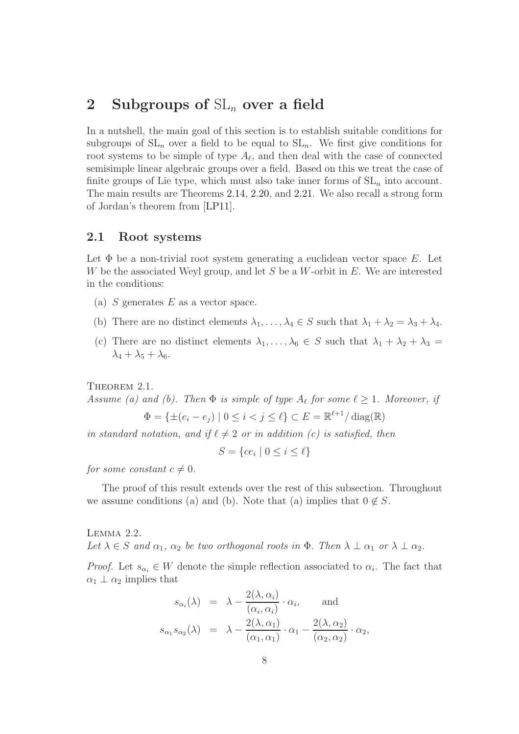# 2 Subgroups of $\mathrm{SL}_n$ over a field

In a nutshell, the main goal of this section is to establish suitable conditions for subgroups of $\mathrm{SL}_n$ over a field to be equal to $\mathrm{SL}_n$. We first give conditions for root systems to be simple of type $A_\ell$, and then deal with the case of connected semisimple linear algebraic groups over a field. Based on this we treat the case of finite groups of Lie type, which must also take inner forms of $\mathrm{SL}_n$ into account. The main results are Theorems 2.14, 2.20, and 2.21. We also recall a strong form of Jordan's theorem from [LP11].

## 2.1 Root systems

Let $\Phi$ be a non-trivial root system generating a euclidean vector space $E$. Let $W$ be the associated Weyl group, and let $S$ be a $W$-orbit in $E$. We are interested in the conditions:

(a) $S$ generates $E$ as a vector space.

(b) There are no distinct elements $\lambda_1, \ldots, \lambda_4 \in S$ such that $\lambda_1 + \lambda_2 = \lambda_3 + \lambda_4$.

(c) There are no distinct elements $\lambda_1, \ldots, \lambda_6 \in S$ such that $\lambda_1 + \lambda_2 + \lambda_3 = \lambda_4 + \lambda_5 + \lambda_6$.

Theorem 2.1.
*Assume (a) and (b). Then $\Phi$ is simple of type $A_\ell$ for some $\ell \geq 1$. Moreover, if*

$$\Phi = \{\pm(e_i - e_j) \mid 0 \leq i < j \leq \ell\} \subset E = \mathbb{R}^{\ell+1}/\operatorname{diag}(\mathbb{R})$$

*in standard notation, and if $\ell \neq 2$ or in addition (c) is satisfied, then*

$$S = \{ce_i \mid 0 \leq i \leq \ell\}$$

*for some constant $c \neq 0$.*

The proof of this result extends over the rest of this subsection. Throughout we assume conditions (a) and (b). Note that (a) implies that $0 \notin S$.

Lemma 2.2.
*Let $\lambda \in S$ and $\alpha_1$, $\alpha_2$ be two orthogonal roots in $\Phi$. Then $\lambda \perp \alpha_1$ or $\lambda \perp \alpha_2$.*

*Proof.* Let $s_{\alpha_i} \in W$ denote the simple reflection associated to $\alpha_i$. The fact that $\alpha_1 \perp \alpha_2$ implies that

$$\begin{aligned}
s_{\alpha_i}(\lambda) &= \lambda - \frac{2(\lambda, \alpha_i)}{(\alpha_i, \alpha_i)} \cdot \alpha_i, \qquad \text{and} \\
s_{\alpha_1}s_{\alpha_2}(\lambda) &= \lambda - \frac{2(\lambda, \alpha_1)}{(\alpha_1, \alpha_1)} \cdot \alpha_1 - \frac{2(\lambda, \alpha_2)}{(\alpha_2, \alpha_2)} \cdot \alpha_2,
\end{aligned}$$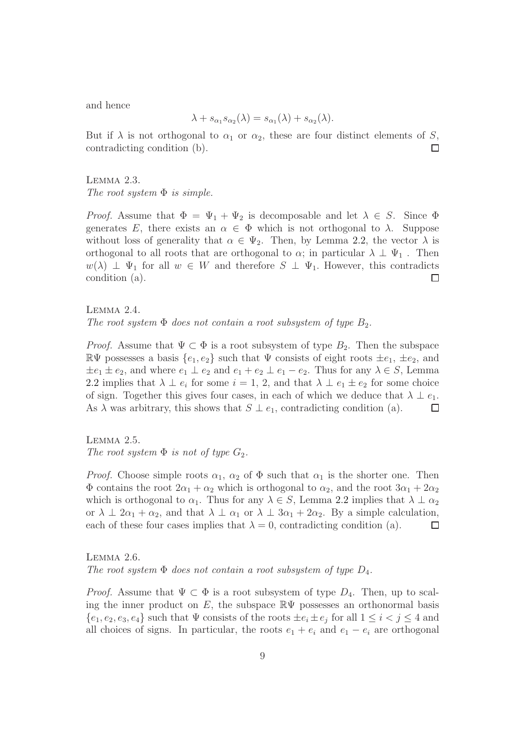and hence

$$\lambda + s_{\alpha_1} s_{\alpha_2}(\lambda) = s_{\alpha_1}(\lambda) + s_{\alpha_2}(\lambda).$$

But if $\lambda$ is not orthogonal to $\alpha_1$ or $\alpha_2$, these are four distinct elements of $S$, contradicting condition (b). $\square$

Lemma 2.3.
*The root system $\Phi$ is simple.*

*Proof.* Assume that $\Phi = \Psi_1 + \Psi_2$ is decomposable and let $\lambda \in S$. Since $\Phi$ generates $E$, there exists an $\alpha \in \Phi$ which is not orthogonal to $\lambda$. Suppose without loss of generality that $\alpha \in \Psi_2$. Then, by Lemma 2.2, the vector $\lambda$ is orthogonal to all roots that are orthogonal to $\alpha$; in particular $\lambda \perp \Psi_1$ . Then $w(\lambda) \perp \Psi_1$ for all $w \in W$ and therefore $S \perp \Psi_1$. However, this contradicts condition (a). $\square$

Lemma 2.4.
*The root system $\Phi$ does not contain a root subsystem of type $B_2$.*

*Proof.* Assume that $\Psi \subset \Phi$ is a root subsystem of type $B_2$. Then the subspace $\mathbb{R}\Psi$ possesses a basis $\{e_1, e_2\}$ such that $\Psi$ consists of eight roots $\pm e_1$, $\pm e_2$, and $\pm e_1 \pm e_2$, and where $e_1 \perp e_2$ and $e_1 + e_2 \perp e_1 - e_2$. Thus for any $\lambda \in S$, Lemma 2.2 implies that $\lambda \perp e_i$ for some $i = 1, 2$, and that $\lambda \perp e_1 \pm e_2$ for some choice of sign. Together this gives four cases, in each of which we deduce that $\lambda \perp e_1$. As $\lambda$ was arbitrary, this shows that $S \perp e_1$, contradicting condition (a). $\square$

Lemma 2.5.
*The root system $\Phi$ is not of type $G_2$.*

*Proof.* Choose simple roots $\alpha_1$, $\alpha_2$ of $\Phi$ such that $\alpha_1$ is the shorter one. Then $\Phi$ contains the root $2\alpha_1 + \alpha_2$ which is orthogonal to $\alpha_2$, and the root $3\alpha_1 + 2\alpha_2$ which is orthogonal to $\alpha_1$. Thus for any $\lambda \in S$, Lemma 2.2 implies that $\lambda \perp \alpha_2$ or $\lambda \perp 2\alpha_1 + \alpha_2$, and that $\lambda \perp \alpha_1$ or $\lambda \perp 3\alpha_1 + 2\alpha_2$. By a simple calculation, each of these four cases implies that $\lambda = 0$, contradicting condition (a). $\square$

Lemma 2.6.
*The root system $\Phi$ does not contain a root subsystem of type $D_4$.*

*Proof.* Assume that $\Psi \subset \Phi$ is a root subsystem of type $D_4$. Then, up to scaling the inner product on $E$, the subspace $\mathbb{R}\Psi$ possesses an orthonormal basis $\{e_1, e_2, e_3, e_4\}$ such that $\Psi$ consists of the roots $\pm e_i \pm e_j$ for all $1 \leq i < j \leq 4$ and all choices of signs. In particular, the roots $e_1 + e_i$ and $e_1 - e_i$ are orthogonal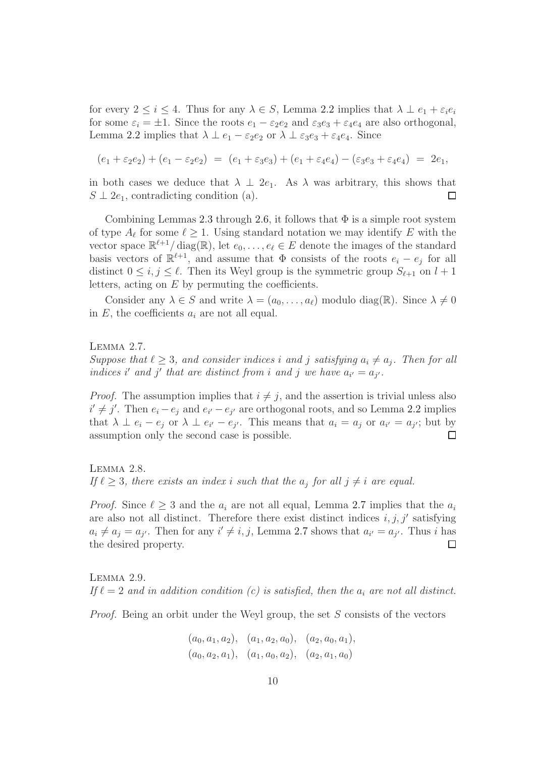for every $2 \leq i \leq 4$. Thus for any $\lambda \in S$, Lemma 2.2 implies that $\lambda \perp e_1 + \varepsilon_i e_i$ for some $\varepsilon_i = \pm 1$. Since the roots $e_1 - \varepsilon_2 e_2$ and $\varepsilon_3 e_3 + \varepsilon_4 e_4$ are also orthogonal, Lemma 2.2 implies that $\lambda \perp e_1 - \varepsilon_2 e_2$ or $\lambda \perp \varepsilon_3 e_3 + \varepsilon_4 e_4$. Since

$$(e_1 + \varepsilon_2 e_2) + (e_1 - \varepsilon_2 e_2) \;=\; (e_1 + \varepsilon_3 e_3) + (e_1 + \varepsilon_4 e_4) - (\varepsilon_3 e_3 + \varepsilon_4 e_4) \;=\; 2e_1,$$

in both cases we deduce that $\lambda \perp 2e_1$. As $\lambda$ was arbitrary, this shows that $S \perp 2e_1$, contradicting condition (a). ◻

Combining Lemmas 2.3 through 2.6, it follows that $\Phi$ is a simple root system of type $A_\ell$ for some $\ell \geq 1$. Using standard notation we may identify $E$ with the vector space $\mathbb{R}^{\ell+1}/\operatorname{diag}(\mathbb{R})$, let $e_0, \ldots, e_\ell \in E$ denote the images of the standard basis vectors of $\mathbb{R}^{\ell+1}$, and assume that $\Phi$ consists of the roots $e_i - e_j$ for all distinct $0 \leq i, j \leq \ell$. Then its Weyl group is the symmetric group $S_{\ell+1}$ on $l+1$ letters, acting on $E$ by permuting the coefficients.

Consider any $\lambda \in S$ and write $\lambda = (a_0, \ldots, a_\ell)$ modulo $\operatorname{diag}(\mathbb{R})$. Since $\lambda \neq 0$ in $E$, the coefficients $a_i$ are not all equal.

Lemma 2.7.
*Suppose that $\ell \geq 3$, and consider indices $i$ and $j$ satisfying $a_i \neq a_j$. Then for all indices $i'$ and $j'$ that are distinct from $i$ and $j$ we have $a_{i'} = a_{j'}$.*

*Proof.* The assumption implies that $i \neq j$, and the assertion is trivial unless also $i' \neq j'$. Then $e_i - e_j$ and $e_{i'} - e_{j'}$ are orthogonal roots, and so Lemma 2.2 implies that $\lambda \perp e_i - e_j$ or $\lambda \perp e_{i'} - e_{j'}$. This means that $a_i = a_j$ or $a_{i'} = a_{j'}$; but by assumption only the second case is possible. ◻

Lemma 2.8.
*If $\ell \geq 3$, there exists an index $i$ such that the $a_j$ for all $j \neq i$ are equal.*

*Proof.* Since $\ell \geq 3$ and the $a_i$ are not all equal, Lemma 2.7 implies that the $a_i$ are also not all distinct. Therefore there exist distinct indices $i, j, j'$ satisfying $a_i \neq a_j = a_{j'}$. Then for any $i' \neq i, j$, Lemma 2.7 shows that $a_{i'} = a_{j'}$. Thus $i$ has the desired property. ◻

Lemma 2.9.
*If $\ell = 2$ and in addition condition (c) is satisfied, then the $a_i$ are not all distinct.*

*Proof.* Being an orbit under the Weyl group, the set $S$ consists of the vectors

$$\begin{array}{lll}(a_0, a_1, a_2), & (a_1, a_2, a_0), & (a_2, a_0, a_1), \\ (a_0, a_2, a_1), & (a_1, a_0, a_2), & (a_2, a_1, a_0)\end{array}$$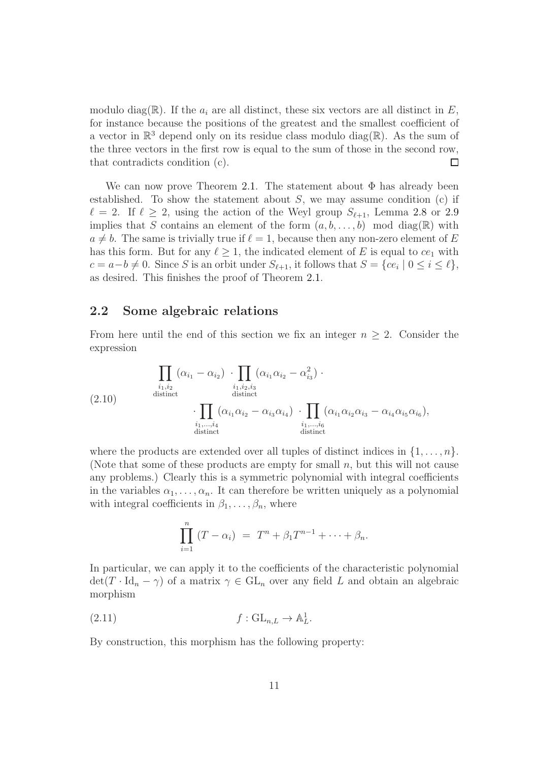modulo $\operatorname{diag}(\mathbb{R})$. If the $a_i$ are all distinct, these six vectors are all distinct in $E$, for instance because the positions of the greatest and the smallest coefficient of a vector in $\mathbb{R}^3$ depend only on its residue class modulo $\operatorname{diag}(\mathbb{R})$. As the sum of the three vectors in the first row is equal to the sum of those in the second row, that contradicts condition (c). $\square$

We can now prove Theorem 2.1. The statement about $\Phi$ has already been established. To show the statement about $S$, we may assume condition (c) if $\ell = 2$. If $\ell \geq 2$, using the action of the Weyl group $S_{\ell+1}$, Lemma 2.8 or 2.9 implies that $S$ contains an element of the form $(a, b, \ldots, b) \mod \operatorname{diag}(\mathbb{R})$ with $a \neq b$. The same is trivially true if $\ell = 1$, because then any non-zero element of $E$ has this form. But for any $\ell \geq 1$, the indicated element of $E$ is equal to $ce_1$ with $c = a - b \neq 0$. Since $S$ is an orbit under $S_{\ell+1}$, it follows that $S = \{ce_i \mid 0 \leq i \leq \ell\}$, as desired. This finishes the proof of Theorem 2.1.

## 2.2 Some algebraic relations

From here until the end of this section we fix an integer $n \geq 2$. Consider the expression

$$
\begin{aligned}
(2.10) \qquad & \prod_{\substack{i_1, i_2 \\ \text{distinct}}} (\alpha_{i_1} - \alpha_{i_2}) \cdot \prod_{\substack{i_1, i_2, i_3 \\ \text{distinct}}} (\alpha_{i_1}\alpha_{i_2} - \alpha_{i_3}^2) \cdot \\
& \qquad \cdot \prod_{\substack{i_1, \ldots, i_4 \\ \text{distinct}}} (\alpha_{i_1}\alpha_{i_2} - \alpha_{i_3}\alpha_{i_4}) \cdot \prod_{\substack{i_1, \ldots, i_6 \\ \text{distinct}}} (\alpha_{i_1}\alpha_{i_2}\alpha_{i_3} - \alpha_{i_4}\alpha_{i_5}\alpha_{i_6}),
\end{aligned}
$$

where the products are extended over all tuples of distinct indices in $\{1, \ldots, n\}$. (Note that some of these products are empty for small $n$, but this will not cause any problems.) Clearly this is a symmetric polynomial with integral coefficients in the variables $\alpha_1, \ldots, \alpha_n$. It can therefore be written uniquely as a polynomial with integral coefficients in $\beta_1, \ldots, \beta_n$, where

$$
\prod_{i=1}^{n} (T - \alpha_i) \; = \; T^n + \beta_1 T^{n-1} + \cdots + \beta_n.
$$

In particular, we can apply it to the coefficients of the characteristic polynomial $\det(T \cdot \mathrm{Id}_n - \gamma)$ of a matrix $\gamma \in \mathrm{GL}_n$ over any field $L$ and obtain an algebraic morphism

$$
(2.11) \qquad f : \mathrm{GL}_{n,L} \to \mathbb{A}^1_L.
$$

By construction, this morphism has the following property: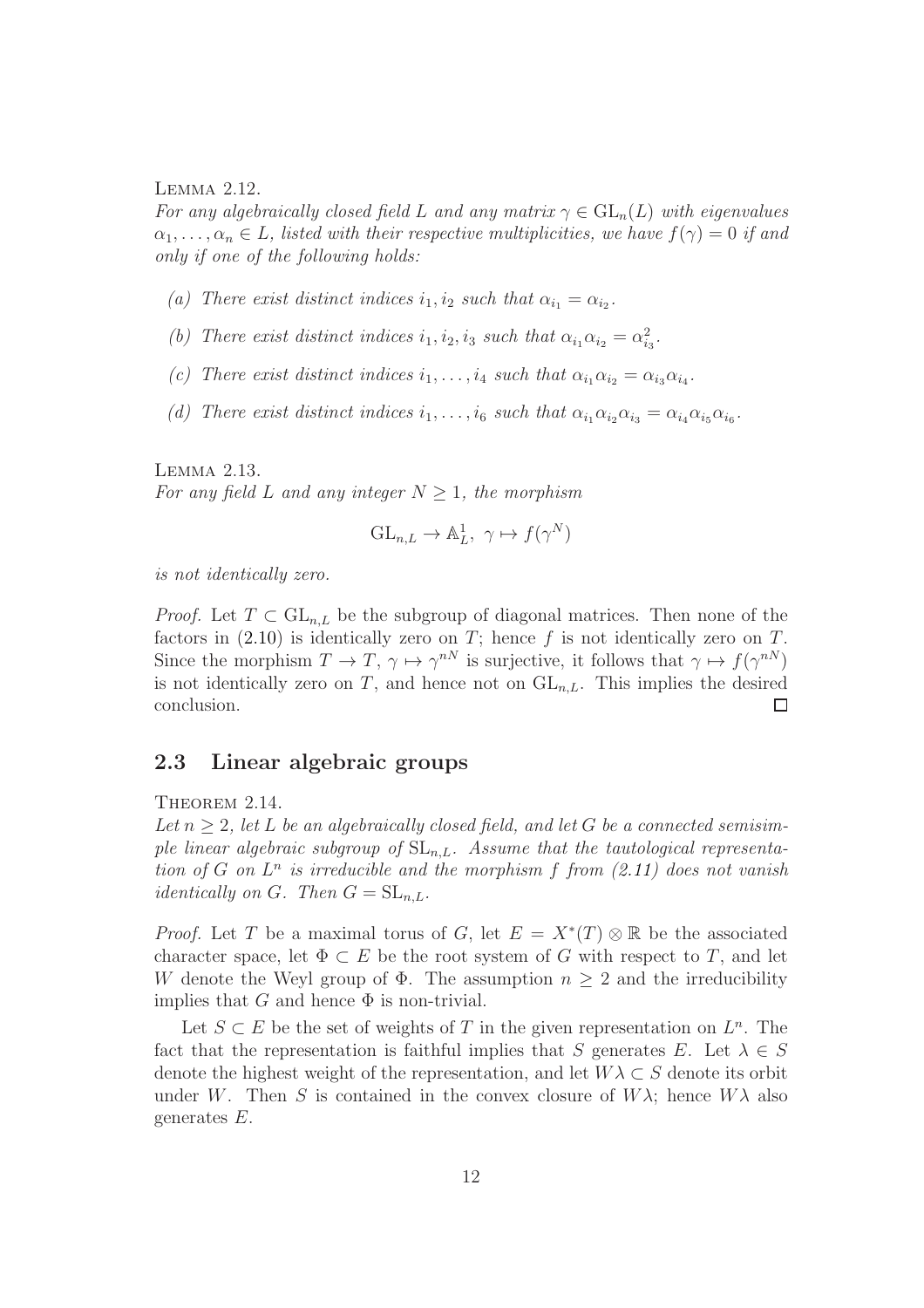Lemma 2.12.
*For any algebraically closed field $L$ and any matrix $\gamma \in \mathrm{GL}_n(L)$ with eigenvalues $\alpha_1, \ldots, \alpha_n \in L$, listed with their respective multiplicities, we have $f(\gamma) = 0$ if and only if one of the following holds:*

- *(a) There exist distinct indices $i_1, i_2$ such that $\alpha_{i_1} = \alpha_{i_2}$.*
- *(b) There exist distinct indices $i_1, i_2, i_3$ such that $\alpha_{i_1}\alpha_{i_2} = \alpha_{i_3}^2$.*
- *(c) There exist distinct indices $i_1, \ldots, i_4$ such that $\alpha_{i_1}\alpha_{i_2} = \alpha_{i_3}\alpha_{i_4}$.*
- *(d) There exist distinct indices $i_1, \ldots, i_6$ such that $\alpha_{i_1}\alpha_{i_2}\alpha_{i_3} = \alpha_{i_4}\alpha_{i_5}\alpha_{i_6}$.*

Lemma 2.13.
*For any field $L$ and any integer $N \geq 1$, the morphism*

$$\mathrm{GL}_{n,L} \to \mathbb{A}^1_L, \ \gamma \mapsto f(\gamma^N)$$

*is not identically zero.*

*Proof.* Let $T \subset \mathrm{GL}_{n,L}$ be the subgroup of diagonal matrices. Then none of the factors in (2.10) is identically zero on $T$; hence $f$ is not identically zero on $T$. Since the morphism $T \to T$, $\gamma \mapsto \gamma^{nN}$ is surjective, it follows that $\gamma \mapsto f(\gamma^{nN})$ is not identically zero on $T$, and hence not on $\mathrm{GL}_{n,L}$. This implies the desired conclusion. $\square$

## 2.3 Linear algebraic groups

Theorem 2.14.
*Let $n \geq 2$, let $L$ be an algebraically closed field, and let $G$ be a connected semisimple linear algebraic subgroup of $\mathrm{SL}_{n,L}$. Assume that the tautological representation of $G$ on $L^n$ is irreducible and the morphism $f$ from (2.11) does not vanish identically on $G$. Then $G = \mathrm{SL}_{n,L}$.*

*Proof.* Let $T$ be a maximal torus of $G$, let $E = X^*(T) \otimes \mathbb{R}$ be the associated character space, let $\Phi \subset E$ be the root system of $G$ with respect to $T$, and let $W$ denote the Weyl group of $\Phi$. The assumption $n \geq 2$ and the irreducibility implies that $G$ and hence $\Phi$ is non-trivial.

Let $S \subset E$ be the set of weights of $T$ in the given representation on $L^n$. The fact that the representation is faithful implies that $S$ generates $E$. Let $\lambda \in S$ denote the highest weight of the representation, and let $W\lambda \subset S$ denote its orbit under $W$. Then $S$ is contained in the convex closure of $W\lambda$; hence $W\lambda$ also generates $E$.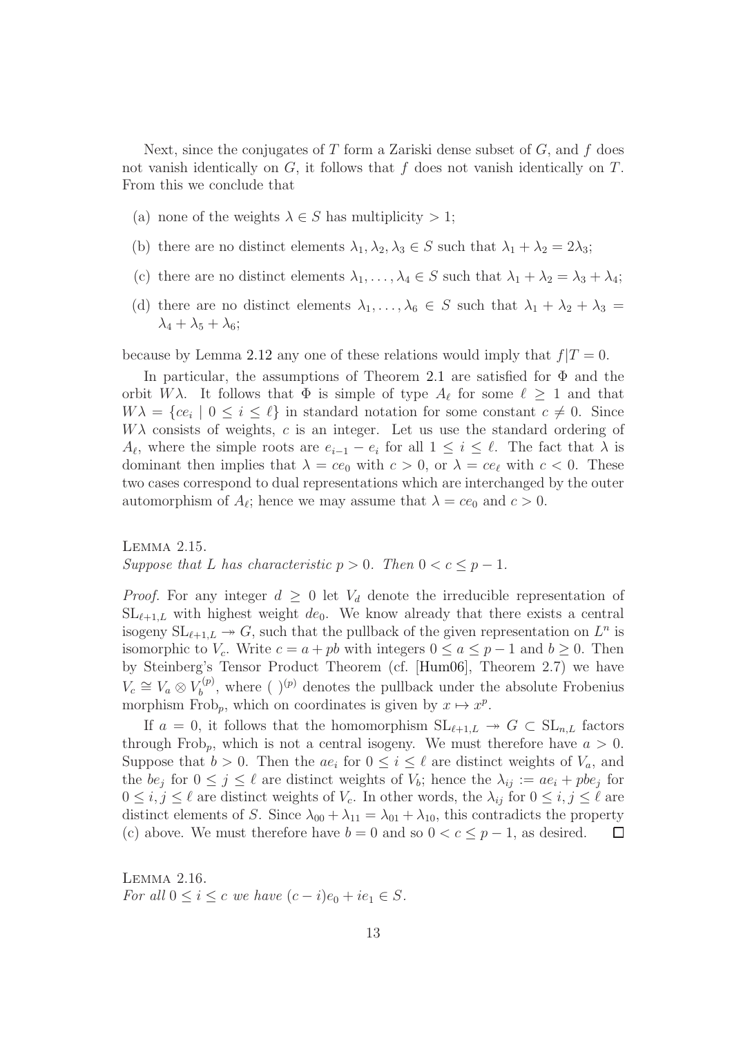Next, since the conjugates of $T$ form a Zariski dense subset of $G$, and $f$ does not vanish identically on $G$, it follows that $f$ does not vanish identically on $T$. From this we conclude that

- (a) none of the weights $\lambda \in S$ has multiplicity $> 1$;
- (b) there are no distinct elements $\lambda_1, \lambda_2, \lambda_3 \in S$ such that $\lambda_1 + \lambda_2 = 2\lambda_3$;
- (c) there are no distinct elements $\lambda_1, \ldots, \lambda_4 \in S$ such that $\lambda_1 + \lambda_2 = \lambda_3 + \lambda_4$;
- (d) there are no distinct elements $\lambda_1, \ldots, \lambda_6 \in S$ such that $\lambda_1 + \lambda_2 + \lambda_3 = \lambda_4 + \lambda_5 + \lambda_6$;

because by Lemma 2.12 any one of these relations would imply that $f|T = 0$.

In particular, the assumptions of Theorem 2.1 are satisfied for $\Phi$ and the orbit $W\lambda$. It follows that $\Phi$ is simple of type $A_\ell$ for some $\ell \geq 1$ and that $W\lambda = \{ce_i \mid 0 \leq i \leq \ell\}$ in standard notation for some constant $c \neq 0$. Since $W\lambda$ consists of weights, $c$ is an integer. Let us use the standard ordering of $A_\ell$, where the simple roots are $e_{i-1} - e_i$ for all $1 \leq i \leq \ell$. The fact that $\lambda$ is dominant then implies that $\lambda = ce_0$ with $c > 0$, or $\lambda = ce_\ell$ with $c < 0$. These two cases correspond to dual representations which are interchanged by the outer automorphism of $A_\ell$; hence we may assume that $\lambda = ce_0$ and $c > 0$.

Lemma 2.15.
*Suppose that $L$ has characteristic $p > 0$. Then $0 < c \leq p - 1$.*

*Proof.* For any integer $d \geq 0$ let $V_d$ denote the irreducible representation of $\mathrm{SL}_{\ell+1,L}$ with highest weight $de_0$. We know already that there exists a central isogeny $\mathrm{SL}_{\ell+1,L} \twoheadrightarrow G$, such that the pullback of the given representation on $L^n$ is isomorphic to $V_c$. Write $c = a + pb$ with integers $0 \leq a \leq p - 1$ and $b \geq 0$. Then by Steinberg's Tensor Product Theorem (cf. [Hum06], Theorem 2.7) we have $V_c \cong V_a \otimes V_b^{(p)}$, where $(\ )^{(p)}$ denotes the pullback under the absolute Frobenius morphism $\mathrm{Frob}_p$, which on coordinates is given by $x \mapsto x^p$.

If $a = 0$, it follows that the homomorphism $\mathrm{SL}_{\ell+1,L} \twoheadrightarrow G \subset \mathrm{SL}_{n,L}$ factors through $\mathrm{Frob}_p$, which is not a central isogeny. We must therefore have $a > 0$. Suppose that $b > 0$. Then the $ae_i$ for $0 \leq i \leq \ell$ are distinct weights of $V_a$, and the $be_j$ for $0 \leq j \leq \ell$ are distinct weights of $V_b$; hence the $\lambda_{ij} := ae_i + pbe_j$ for $0 \leq i, j \leq \ell$ are distinct weights of $V_c$. In other words, the $\lambda_{ij}$ for $0 \leq i, j \leq \ell$ are distinct elements of $S$. Since $\lambda_{00} + \lambda_{11} = \lambda_{01} + \lambda_{10}$, this contradicts the property (c) above. We must therefore have $b = 0$ and so $0 < c \leq p - 1$, as desired. $\square$

Lemma 2.16.
*For all $0 \leq i \leq c$ we have $(c - i)e_0 + ie_1 \in S$.*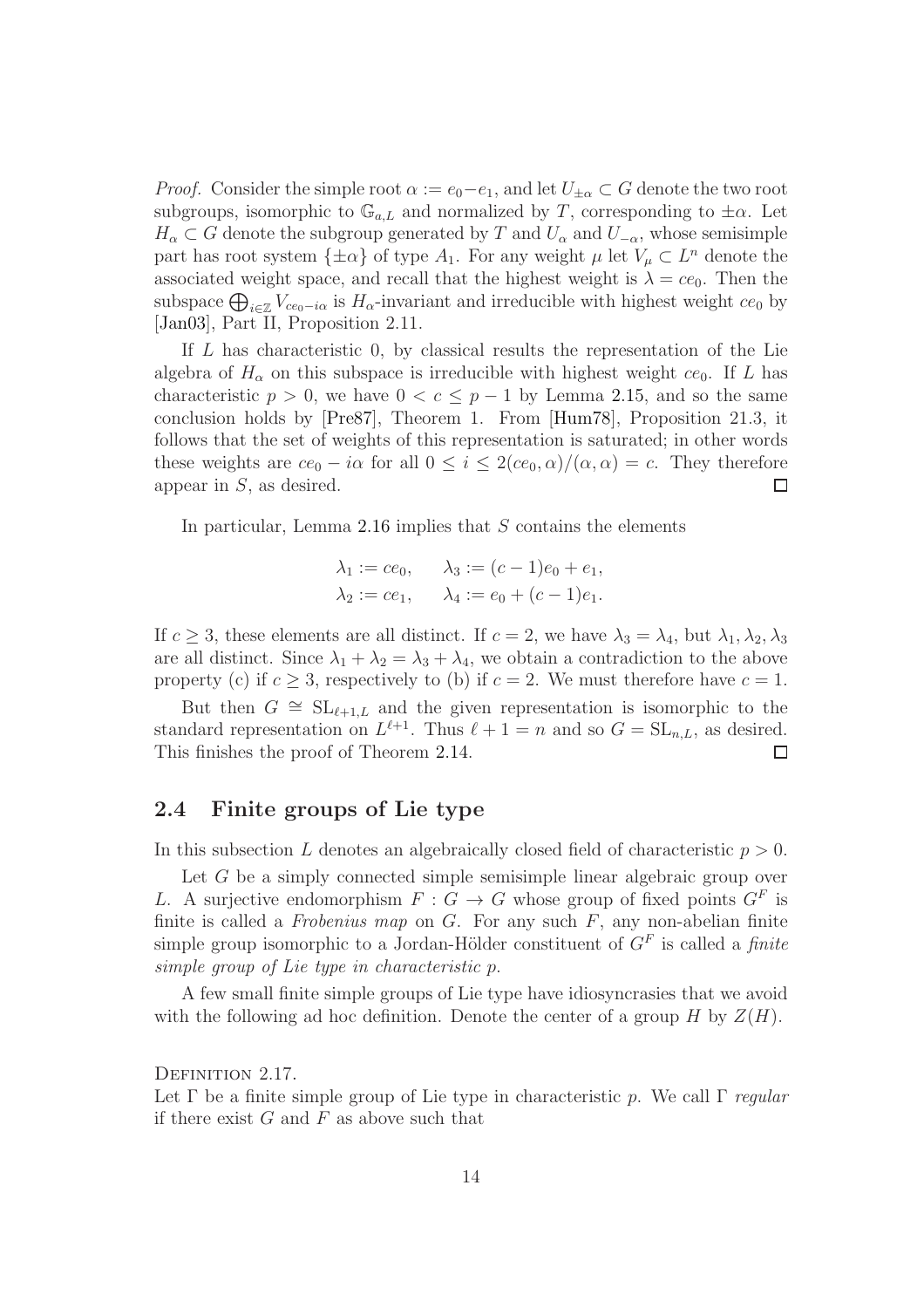*Proof.* Consider the simple root $\alpha := e_0 - e_1$, and let $U_{\pm\alpha} \subset G$ denote the two root subgroups, isomorphic to $\mathbb{G}_{a,L}$ and normalized by $T$, corresponding to $\pm\alpha$. Let $H_\alpha \subset G$ denote the subgroup generated by $T$ and $U_\alpha$ and $U_{-\alpha}$, whose semisimple part has root system $\{\pm\alpha\}$ of type $A_1$. For any weight $\mu$ let $V_\mu \subset L^n$ denote the associated weight space, and recall that the highest weight is $\lambda = ce_0$. Then the subspace $\bigoplus_{i\in\mathbb{Z}} V_{ce_0 - i\alpha}$ is $H_\alpha$-invariant and irreducible with highest weight $ce_0$ by [Jan03], Part II, Proposition 2.11.

If $L$ has characteristic 0, by classical results the representation of the Lie algebra of $H_\alpha$ on this subspace is irreducible with highest weight $ce_0$. If $L$ has characteristic $p > 0$, we have $0 < c \leq p-1$ by Lemma 2.15, and so the same conclusion holds by [Pre87], Theorem 1. From [Hum78], Proposition 21.3, it follows that the set of weights of this representation is saturated; in other words these weights are $ce_0 - i\alpha$ for all $0 \leq i \leq 2(ce_0, \alpha)/(\alpha, \alpha) = c$. They therefore appear in $S$, as desired. $\square$

In particular, Lemma 2.16 implies that $S$ contains the elements

$$\lambda_1 := ce_0, \qquad \lambda_3 := (c-1)e_0 + e_1,$$
$$\lambda_2 := ce_1, \qquad \lambda_4 := e_0 + (c-1)e_1.$$

If $c \geq 3$, these elements are all distinct. If $c = 2$, we have $\lambda_3 = \lambda_4$, but $\lambda_1, \lambda_2, \lambda_3$ are all distinct. Since $\lambda_1 + \lambda_2 = \lambda_3 + \lambda_4$, we obtain a contradiction to the above property (c) if $c \geq 3$, respectively to (b) if $c = 2$. We must therefore have $c = 1$.

But then $G \cong \mathrm{SL}_{\ell+1,L}$ and the given representation is isomorphic to the standard representation on $L^{\ell+1}$. Thus $\ell + 1 = n$ and so $G = \mathrm{SL}_{n,L}$, as desired. This finishes the proof of Theorem 2.14. $\square$

## 2.4 Finite groups of Lie type

In this subsection $L$ denotes an algebraically closed field of characteristic $p > 0$.

Let $G$ be a simply connected simple semisimple linear algebraic group over $L$. A surjective endomorphism $F : G \to G$ whose group of fixed points $G^F$ is finite is called a *Frobenius map* on $G$. For any such $F$, any non-abelian finite simple group isomorphic to a Jordan-Hölder constituent of $G^F$ is called a *finite simple group of Lie type in characteristic p*.

A few small finite simple groups of Lie type have idiosyncrasies that we avoid with the following ad hoc definition. Denote the center of a group $H$ by $Z(H)$.

Definition 2.17.
Let $\Gamma$ be a finite simple group of Lie type in characteristic $p$. We call $\Gamma$ *regular* if there exist $G$ and $F$ as above such that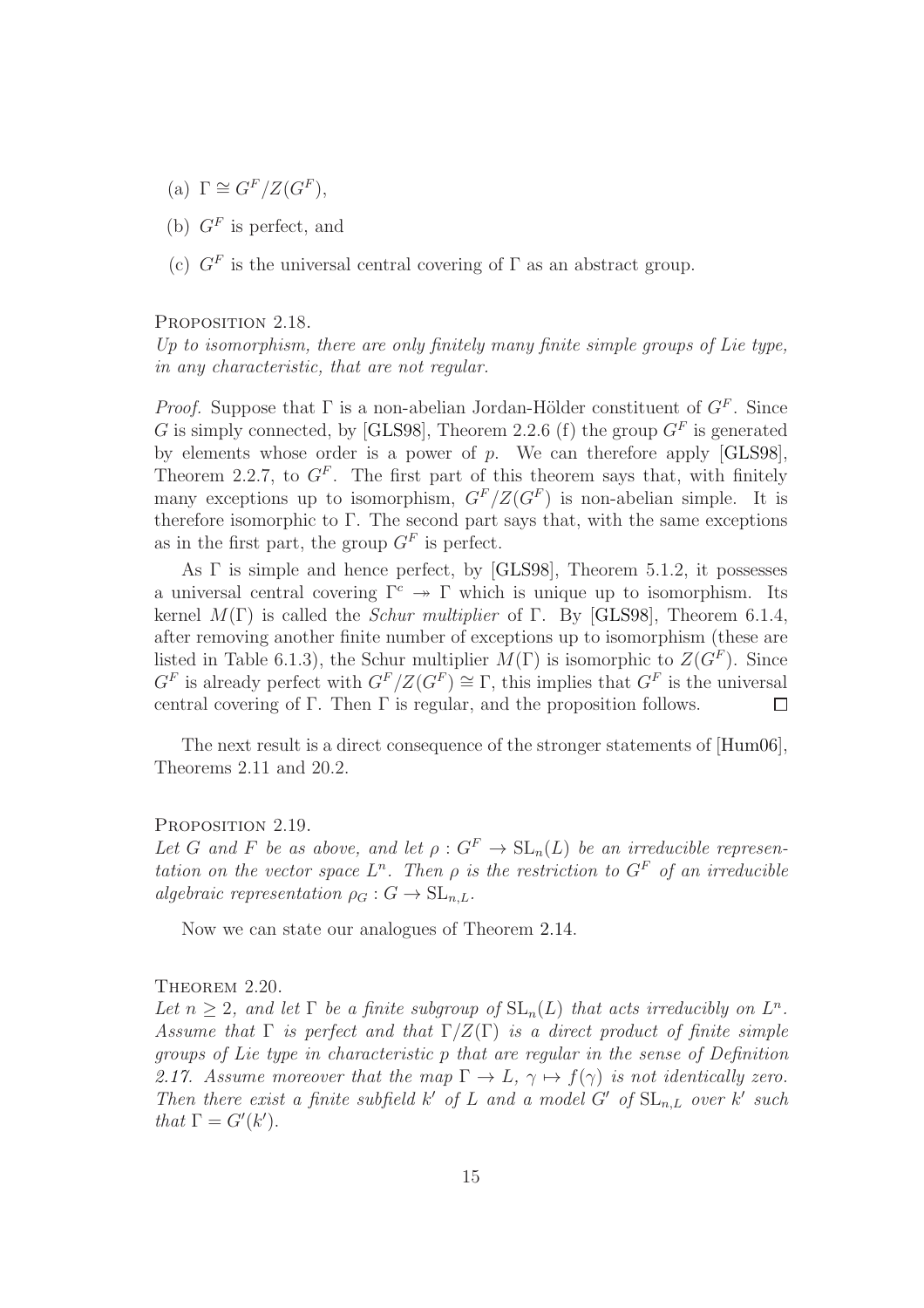(a) $\Gamma \cong G^F/Z(G^F)$,

(b) $G^F$ is perfect, and

(c) $G^F$ is the universal central covering of $\Gamma$ as an abstract group.

PROPOSITION 2.18.
*Up to isomorphism, there are only finitely many finite simple groups of Lie type, in any characteristic, that are not regular.*

*Proof.* Suppose that $\Gamma$ is a non-abelian Jordan-Hölder constituent of $G^F$. Since $G$ is simply connected, by [GLS98], Theorem 2.2.6 (f) the group $G^F$ is generated by elements whose order is a power of $p$. We can therefore apply [GLS98], Theorem 2.2.7, to $G^F$. The first part of this theorem says that, with finitely many exceptions up to isomorphism, $G^F/Z(G^F)$ is non-abelian simple. It is therefore isomorphic to $\Gamma$. The second part says that, with the same exceptions as in the first part, the group $G^F$ is perfect.

As $\Gamma$ is simple and hence perfect, by [GLS98], Theorem 5.1.2, it possesses a universal central covering $\Gamma^c \twoheadrightarrow \Gamma$ which is unique up to isomorphism. Its kernel $M(\Gamma)$ is called the *Schur multiplier* of $\Gamma$. By [GLS98], Theorem 6.1.4, after removing another finite number of exceptions up to isomorphism (these are listed in Table 6.1.3), the Schur multiplier $M(\Gamma)$ is isomorphic to $Z(G^F)$. Since $G^F$ is already perfect with $G^F/Z(G^F) \cong \Gamma$, this implies that $G^F$ is the universal central covering of $\Gamma$. Then $\Gamma$ is regular, and the proposition follows. $\square$

The next result is a direct consequence of the stronger statements of [Hum06], Theorems 2.11 and 20.2.

PROPOSITION 2.19.
*Let $G$ and $F$ be as above, and let $\rho : G^F \to \mathrm{SL}_n(L)$ be an irreducible representation on the vector space $L^n$. Then $\rho$ is the restriction to $G^F$ of an irreducible algebraic representation $\rho_G : G \to \mathrm{SL}_{n,L}$.*

Now we can state our analogues of Theorem 2.14.

THEOREM 2.20.
*Let $n \geq 2$, and let $\Gamma$ be a finite subgroup of $\mathrm{SL}_n(L)$ that acts irreducibly on $L^n$. Assume that $\Gamma$ is perfect and that $\Gamma/Z(\Gamma)$ is a direct product of finite simple groups of Lie type in characteristic $p$ that are regular in the sense of Definition 2.17. Assume moreover that the map $\Gamma \to L$, $\gamma \mapsto f(\gamma)$ is not identically zero. Then there exist a finite subfield $k'$ of $L$ and a model $G'$ of $\mathrm{SL}_{n,L}$ over $k'$ such that $\Gamma = G'(k')$.*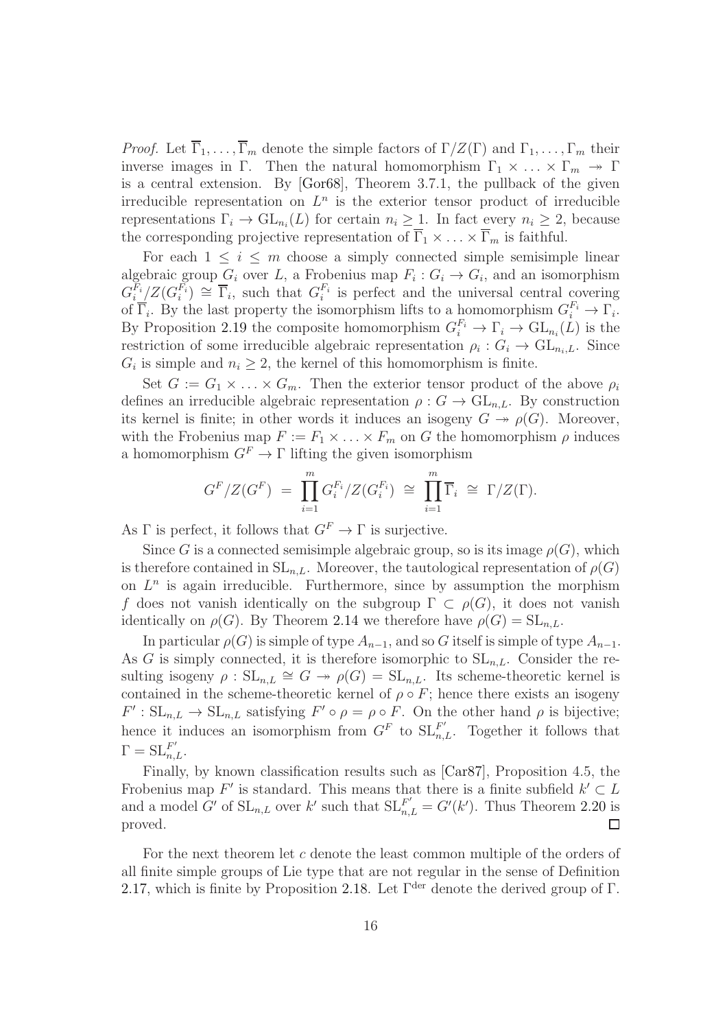*Proof.* Let $\overline{\Gamma}_1, \ldots, \overline{\Gamma}_m$ denote the simple factors of $\Gamma/Z(\Gamma)$ and $\Gamma_1, \ldots, \Gamma_m$ their inverse images in $\Gamma$. Then the natural homomorphism $\Gamma_1 \times \ldots \times \Gamma_m \twoheadrightarrow \Gamma$ is a central extension. By [Gor68], Theorem 3.7.1, the pullback of the given irreducible representation on $L^n$ is the exterior tensor product of irreducible representations $\Gamma_i \to \mathrm{GL}_{n_i}(L)$ for certain $n_i \geq 1$. In fact every $n_i \geq 2$, because the corresponding projective representation of $\overline{\Gamma}_1 \times \ldots \times \overline{\Gamma}_m$ is faithful.

For each $1 \leq i \leq m$ choose a simply connected simple semisimple linear algebraic group $G_i$ over $L$, a Frobenius map $F_i : G_i \to G_i$, and an isomorphism $G_i^{F_i}/Z(G_i^{F_i}) \cong \overline{\Gamma}_i$, such that $G_i^{F_i}$ is perfect and the universal central covering of $\overline{\Gamma}_i$. By the last property the isomorphism lifts to a homomorphism $G_i^{F_i} \to \Gamma_i$. By Proposition 2.19 the composite homomorphism $G_i^{F_i} \to \Gamma_i \to \mathrm{GL}_{n_i}(L)$ is the restriction of some irreducible algebraic representation $\rho_i : G_i \to \mathrm{GL}_{n_i,L}$. Since $G_i$ is simple and $n_i \geq 2$, the kernel of this homomorphism is finite.

Set $G := G_1 \times \ldots \times G_m$. Then the exterior tensor product of the above $\rho_i$ defines an irreducible algebraic representation $\rho : G \to \mathrm{GL}_{n,L}$. By construction its kernel is finite; in other words it induces an isogeny $G \twoheadrightarrow \rho(G)$. Moreover, with the Frobenius map $F := F_1 \times \ldots \times F_m$ on $G$ the homomorphism $\rho$ induces a homomorphism $G^F \to \Gamma$ lifting the given isomorphism

$$G^F/Z(G^F) \;=\; \prod_{i=1}^{m} G_i^{F_i}/Z(G_i^{F_i}) \;\cong\; \prod_{i=1}^{m} \overline{\Gamma}_i \;\cong\; \Gamma/Z(\Gamma).$$

As $\Gamma$ is perfect, it follows that $G^F \to \Gamma$ is surjective.

Since $G$ is a connected semisimple algebraic group, so is its image $\rho(G)$, which is therefore contained in $\mathrm{SL}_{n,L}$. Moreover, the tautological representation of $\rho(G)$ on $L^n$ is again irreducible. Furthermore, since by assumption the morphism $f$ does not vanish identically on the subgroup $\Gamma \subset \rho(G)$, it does not vanish identically on $\rho(G)$. By Theorem 2.14 we therefore have $\rho(G) = \mathrm{SL}_{n,L}$.

In particular $\rho(G)$ is simple of type $A_{n-1}$, and so $G$ itself is simple of type $A_{n-1}$. As $G$ is simply connected, it is therefore isomorphic to $\mathrm{SL}_{n,L}$. Consider the resulting isogeny $\rho : \mathrm{SL}_{n,L} \cong G \twoheadrightarrow \rho(G) = \mathrm{SL}_{n,L}$. Its scheme-theoretic kernel is contained in the scheme-theoretic kernel of $\rho \circ F$; hence there exists an isogeny $F' : \mathrm{SL}_{n,L} \to \mathrm{SL}_{n,L}$ satisfying $F' \circ \rho = \rho \circ F$. On the other hand $\rho$ is bijective; hence it induces an isomorphism from $G^F$ to $\mathrm{SL}_{n,L}^{F'}$. Together it follows that $\Gamma = \mathrm{SL}_{n,L}^{F'}$.

Finally, by known classification results such as [Car87], Proposition 4.5, the Frobenius map $F'$ is standard. This means that there is a finite subfield $k' \subset L$ and a model $G'$ of $\mathrm{SL}_{n,L}$ over $k'$ such that $\mathrm{SL}_{n,L}^{F'} = G'(k')$. Thus Theorem 2.20 is proved. $\square$

For the next theorem let $c$ denote the least common multiple of the orders of all finite simple groups of Lie type that are not regular in the sense of Definition 2.17, which is finite by Proposition 2.18. Let $\Gamma^{\mathrm{der}}$ denote the derived group of $\Gamma$.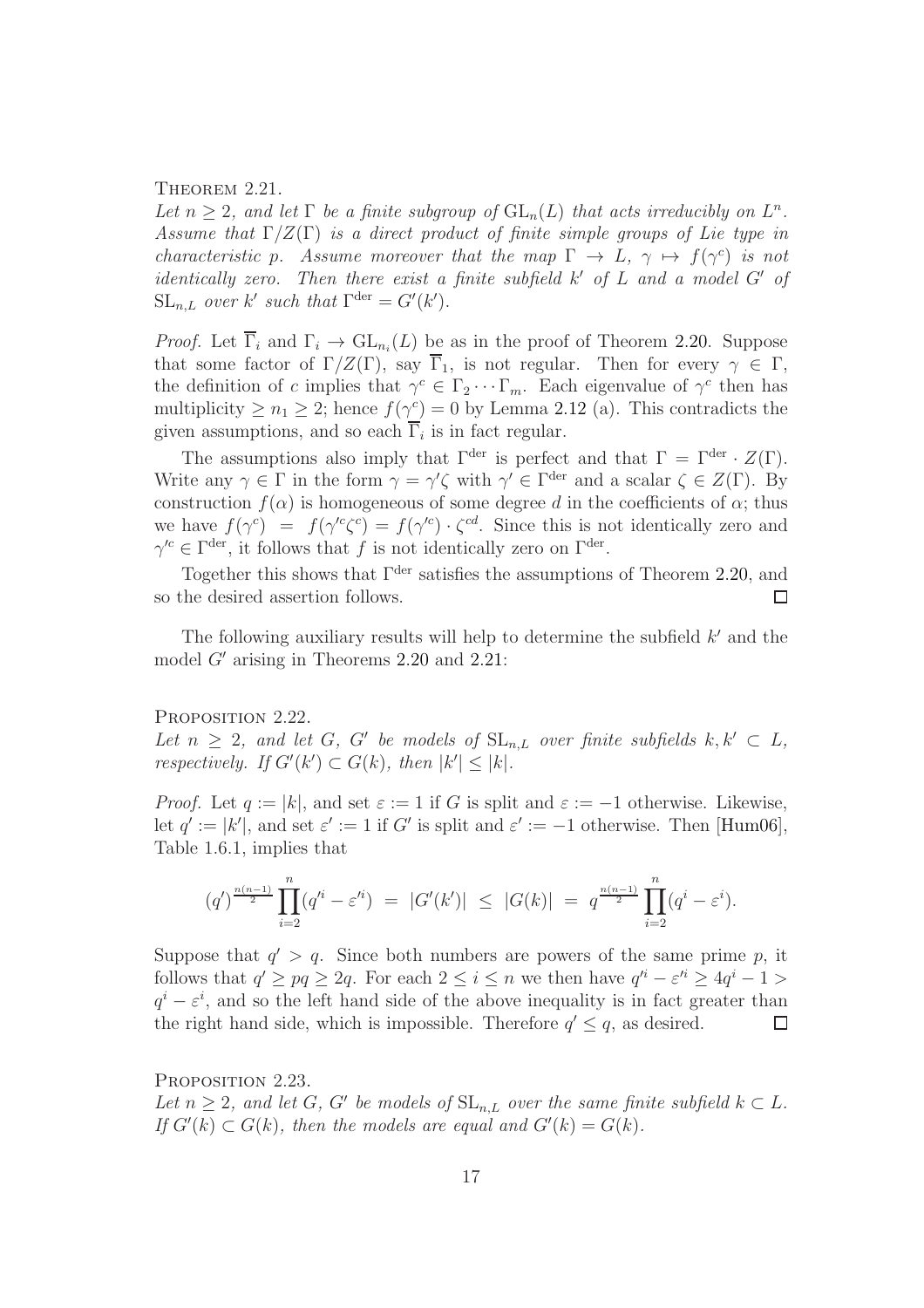Theorem 2.21.

*Let $n \geq 2$, and let $\Gamma$ be a finite subgroup of $\mathrm{GL}_n(L)$ that acts irreducibly on $L^n$. Assume that $\Gamma/Z(\Gamma)$ is a direct product of finite simple groups of Lie type in characteristic $p$. Assume moreover that the map $\Gamma \to L$, $\gamma \mapsto f(\gamma^c)$ is not identically zero. Then there exist a finite subfield $k'$ of $L$ and a model $G'$ of $\mathrm{SL}_{n,L}$ over $k'$ such that $\Gamma^{\mathrm{der}} = G'(k')$.*

*Proof.* Let $\overline{\Gamma}_i$ and $\Gamma_i \to \mathrm{GL}_{n_i}(L)$ be as in the proof of Theorem 2.20. Suppose that some factor of $\Gamma/Z(\Gamma)$, say $\overline{\Gamma}_1$, is not regular. Then for every $\gamma \in \Gamma$, the definition of $c$ implies that $\gamma^c \in \Gamma_2 \cdots \Gamma_m$. Each eigenvalue of $\gamma^c$ then has multiplicity $\geq n_1 \geq 2$; hence $f(\gamma^c) = 0$ by Lemma 2.12 (a). This contradicts the given assumptions, and so each $\overline{\Gamma}_i$ is in fact regular.

The assumptions also imply that $\Gamma^{\mathrm{der}}$ is perfect and that $\Gamma = \Gamma^{\mathrm{der}} \cdot Z(\Gamma)$. Write any $\gamma \in \Gamma$ in the form $\gamma = \gamma'\zeta$ with $\gamma' \in \Gamma^{\mathrm{der}}$ and a scalar $\zeta \in Z(\Gamma)$. By construction $f(\alpha)$ is homogeneous of some degree $d$ in the coefficients of $\alpha$; thus we have $f(\gamma^c) = f(\gamma'^c\zeta^c) = f(\gamma'^c) \cdot \zeta^{cd}$. Since this is not identically zero and $\gamma'^c \in \Gamma^{\mathrm{der}}$, it follows that $f$ is not identically zero on $\Gamma^{\mathrm{der}}$.

Together this shows that $\Gamma^{\mathrm{der}}$ satisfies the assumptions of Theorem 2.20, and so the desired assertion follows. $\square$

The following auxiliary results will help to determine the subfield $k'$ and the model $G'$ arising in Theorems 2.20 and 2.21:

Proposition 2.22.

*Let $n \geq 2$, and let $G$, $G'$ be models of $\mathrm{SL}_{n,L}$ over finite subfields $k, k' \subset L$, respectively. If $G'(k') \subset G(k)$, then $|k'| \leq |k|$.*

*Proof.* Let $q := |k|$, and set $\varepsilon := 1$ if $G$ is split and $\varepsilon := -1$ otherwise. Likewise, let $q' := |k'|$, and set $\varepsilon' := 1$ if $G'$ is split and $\varepsilon' := -1$ otherwise. Then [Hum06], Table 1.6.1, implies that

$$(q')^{\frac{n(n-1)}{2}} \prod_{i=2}^{n} (q'^i - \varepsilon'^i) \;=\; |G'(k')| \;\leq\; |G(k)| \;=\; q^{\frac{n(n-1)}{2}} \prod_{i=2}^{n} (q^i - \varepsilon^i).$$

Suppose that $q' > q$. Since both numbers are powers of the same prime $p$, it follows that $q' \geq pq \geq 2q$. For each $2 \leq i \leq n$ we then have $q'^i - \varepsilon'^i \geq 4q^i - 1 > q^i - \varepsilon^i$, and so the left hand side of the above inequality is in fact greater than the right hand side, which is impossible. Therefore $q' \leq q$, as desired. $\square$

Proposition 2.23.

*Let $n \geq 2$, and let $G$, $G'$ be models of $\mathrm{SL}_{n,L}$ over the same finite subfield $k \subset L$. If $G'(k) \subset G(k)$, then the models are equal and $G'(k) = G(k)$.*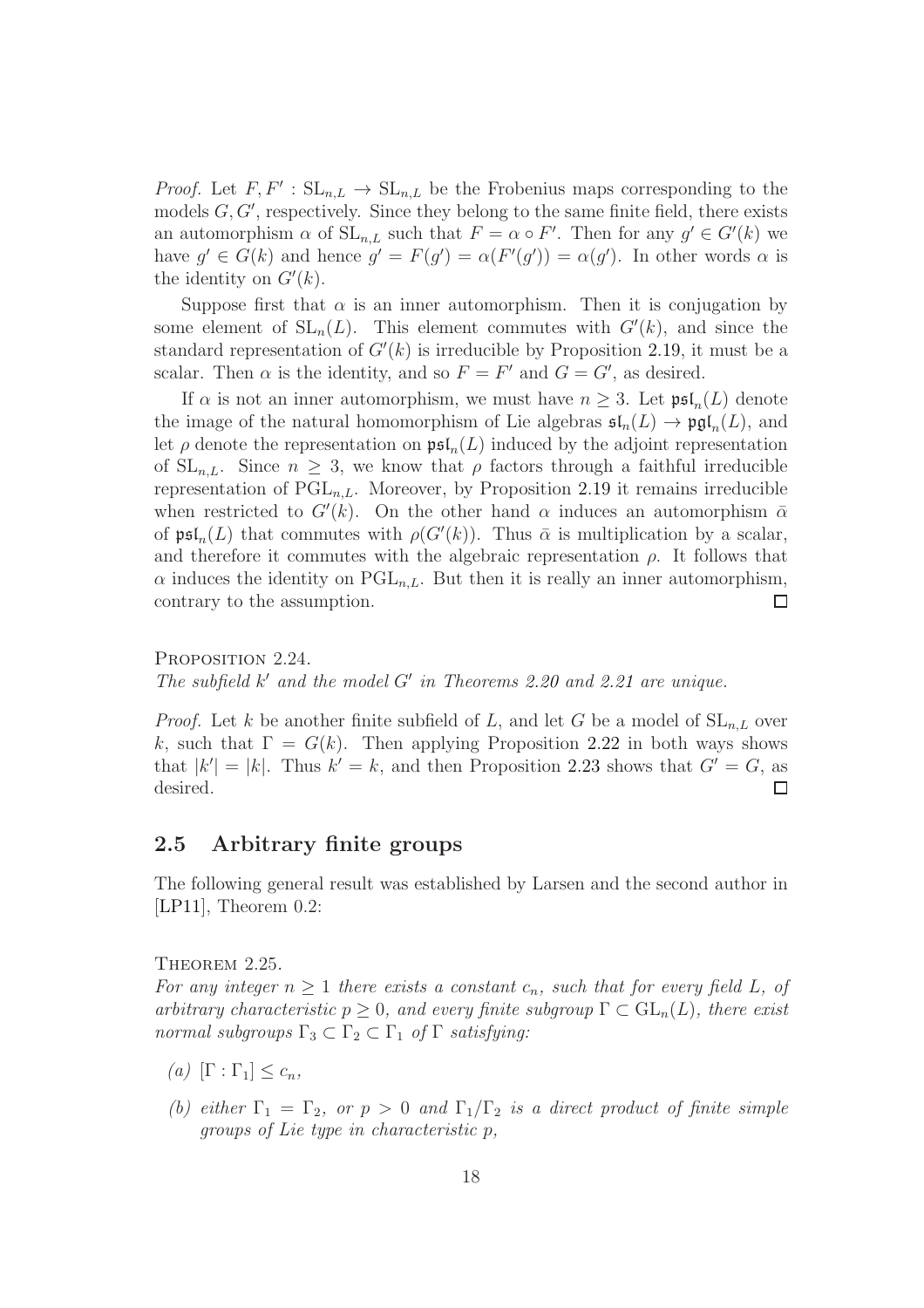*Proof.* Let $F, F' : \mathrm{SL}_{n,L} \to \mathrm{SL}_{n,L}$ be the Frobenius maps corresponding to the models $G, G'$, respectively. Since they belong to the same finite field, there exists an automorphism $\alpha$ of $\mathrm{SL}_{n,L}$ such that $F = \alpha \circ F'$. Then for any $g' \in G'(k)$ we have $g' \in G(k)$ and hence $g' = F(g') = \alpha(F'(g')) = \alpha(g')$. In other words $\alpha$ is the identity on $G'(k)$.

Suppose first that $\alpha$ is an inner automorphism. Then it is conjugation by some element of $\mathrm{SL}_n(L)$. This element commutes with $G'(k)$, and since the standard representation of $G'(k)$ is irreducible by Proposition 2.19, it must be a scalar. Then $\alpha$ is the identity, and so $F = F'$ and $G = G'$, as desired.

If $\alpha$ is not an inner automorphism, we must have $n \geq 3$. Let $\mathfrak{psl}_n(L)$ denote the image of the natural homomorphism of Lie algebras $\mathfrak{sl}_n(L) \to \mathfrak{pgl}_n(L)$, and let $\rho$ denote the representation on $\mathfrak{psl}_n(L)$ induced by the adjoint representation of $\mathrm{SL}_{n,L}$. Since $n \geq 3$, we know that $\rho$ factors through a faithful irreducible representation of $\mathrm{PGL}_{n,L}$. Moreover, by Proposition 2.19 it remains irreducible when restricted to $G'(k)$. On the other hand $\alpha$ induces an automorphism $\bar{\alpha}$ of $\mathfrak{psl}_n(L)$ that commutes with $\rho(G'(k))$. Thus $\bar{\alpha}$ is multiplication by a scalar, and therefore it commutes with the algebraic representation $\rho$. It follows that $\alpha$ induces the identity on $\mathrm{PGL}_{n,L}$. But then it is really an inner automorphism, contrary to the assumption. $\square$

Proposition 2.24.
*The subfield $k'$ and the model $G'$ in Theorems 2.20 and 2.21 are unique.*

*Proof.* Let $k$ be another finite subfield of $L$, and let $G$ be a model of $\mathrm{SL}_{n,L}$ over $k$, such that $\Gamma = G(k)$. Then applying Proposition 2.22 in both ways shows that $|k'| = |k|$. Thus $k' = k$, and then Proposition 2.23 shows that $G' = G$, as desired. $\square$

## 2.5 Arbitrary finite groups

The following general result was established by Larsen and the second author in [LP11], Theorem 0.2:

Theorem 2.25.
*For any integer $n \geq 1$ there exists a constant $c_n$, such that for every field $L$, of arbitrary characteristic $p \geq 0$, and every finite subgroup $\Gamma \subset \mathrm{GL}_n(L)$, there exist normal subgroups $\Gamma_3 \subset \Gamma_2 \subset \Gamma_1$ of $\Gamma$ satisfying:*

*(a)* $[\Gamma : \Gamma_1] \leq c_n$,

*(b) either $\Gamma_1 = \Gamma_2$, or $p > 0$ and $\Gamma_1/\Gamma_2$ is a direct product of finite simple groups of Lie type in characteristic $p$,*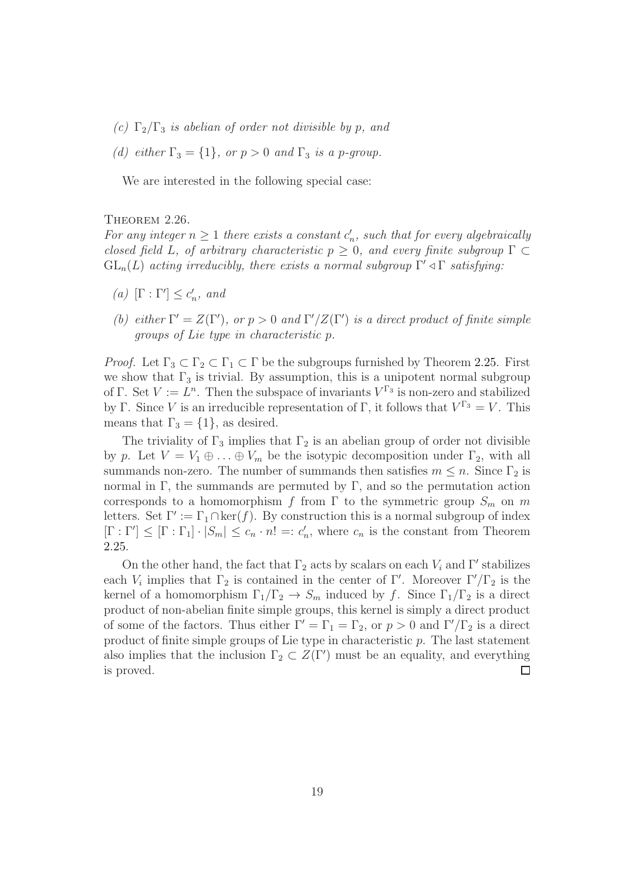*(c)* $\Gamma_2/\Gamma_3$ *is abelian of order not divisible by* $p$*, and*

*(d) either* $\Gamma_3 = \{1\}$*, or* $p > 0$ *and* $\Gamma_3$ *is a* $p$*-group.*

We are interested in the following special case:

Theorem 2.26.
*For any integer* $n \geq 1$ *there exists a constant* $c'_n$*, such that for every algebraically closed field* $L$*, of arbitrary characteristic* $p \geq 0$*, and every finite subgroup* $\Gamma \subset \mathrm{GL}_n(L)$ *acting irreducibly, there exists a normal subgroup* $\Gamma' \lhd \Gamma$ *satisfying:*

*(a)* $[\Gamma : \Gamma'] \leq c'_n$*, and*

*(b) either* $\Gamma' = Z(\Gamma')$*, or* $p > 0$ *and* $\Gamma'/Z(\Gamma')$ *is a direct product of finite simple groups of Lie type in characteristic* $p$*.*

*Proof.* Let $\Gamma_3 \subset \Gamma_2 \subset \Gamma_1 \subset \Gamma$ be the subgroups furnished by Theorem 2.25. First we show that $\Gamma_3$ is trivial. By assumption, this is a unipotent normal subgroup of $\Gamma$. Set $V := L^n$. Then the subspace of invariants $V^{\Gamma_3}$ is non-zero and stabilized by $\Gamma$. Since $V$ is an irreducible representation of $\Gamma$, it follows that $V^{\Gamma_3} = V$. This means that $\Gamma_3 = \{1\}$, as desired.

The triviality of $\Gamma_3$ implies that $\Gamma_2$ is an abelian group of order not divisible by $p$. Let $V = V_1 \oplus \ldots \oplus V_m$ be the isotypic decomposition under $\Gamma_2$, with all summands non-zero. The number of summands then satisfies $m \leq n$. Since $\Gamma_2$ is normal in $\Gamma$, the summands are permuted by $\Gamma$, and so the permutation action corresponds to a homomorphism $f$ from $\Gamma$ to the symmetric group $S_m$ on $m$ letters. Set $\Gamma' := \Gamma_1 \cap \ker(f)$. By construction this is a normal subgroup of index $[\Gamma : \Gamma'] \leq [\Gamma : \Gamma_1] \cdot |S_m| \leq c_n \cdot n! =: c'_n$, where $c_n$ is the constant from Theorem 2.25.

On the other hand, the fact that $\Gamma_2$ acts by scalars on each $V_i$ and $\Gamma'$ stabilizes each $V_i$ implies that $\Gamma_2$ is contained in the center of $\Gamma'$. Moreover $\Gamma'/\Gamma_2$ is the kernel of a homomorphism $\Gamma_1/\Gamma_2 \to S_m$ induced by $f$. Since $\Gamma_1/\Gamma_2$ is a direct product of non-abelian finite simple groups, this kernel is simply a direct product of some of the factors. Thus either $\Gamma' = \Gamma_1 = \Gamma_2$, or $p > 0$ and $\Gamma'/\Gamma_2$ is a direct product of finite simple groups of Lie type in characteristic $p$. The last statement also implies that the inclusion $\Gamma_2 \subset Z(\Gamma')$ must be an equality, and everything is proved. □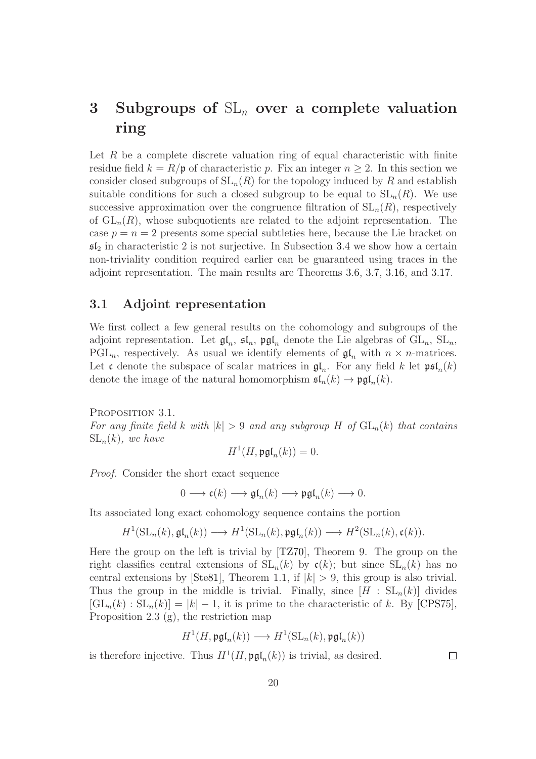# 3 Subgroups of $\mathrm{SL}_n$ over a complete valuation ring

Let $R$ be a complete discrete valuation ring of equal characteristic with finite residue field $k = R/\mathfrak{p}$ of characteristic $p$. Fix an integer $n \geq 2$. In this section we consider closed subgroups of $\mathrm{SL}_n(R)$ for the topology induced by $R$ and establish suitable conditions for such a closed subgroup to be equal to $\mathrm{SL}_n(R)$. We use successive approximation over the congruence filtration of $\mathrm{SL}_n(R)$, respectively of $\mathrm{GL}_n(R)$, whose subquotients are related to the adjoint representation. The case $p = n = 2$ presents some special subtleties here, because the Lie bracket on $\mathfrak{sl}_2$ in characteristic 2 is not surjective. In Subsection 3.4 we show how a certain non-triviality condition required earlier can be guaranteed using traces in the adjoint representation. The main results are Theorems 3.6, 3.7, 3.16, and 3.17.

## 3.1 Adjoint representation

We first collect a few general results on the cohomology and subgroups of the adjoint representation. Let $\mathfrak{gl}_n$, $\mathfrak{sl}_n$, $\mathfrak{pgl}_n$ denote the Lie algebras of $\mathrm{GL}_n$, $\mathrm{SL}_n$, $\mathrm{PGL}_n$, respectively. As usual we identify elements of $\mathfrak{gl}_n$ with $n \times n$-matrices. Let $\mathfrak{c}$ denote the subspace of scalar matrices in $\mathfrak{gl}_n$. For any field $k$ let $\mathfrak{psl}_n(k)$ denote the image of the natural homomorphism $\mathfrak{sl}_n(k) \to \mathfrak{pgl}_n(k)$.

Proposition 3.1.
*For any finite field $k$ with $|k| > 9$ and any subgroup $H$ of $\mathrm{GL}_n(k)$ that contains $\mathrm{SL}_n(k)$, we have*

$$H^1(H, \mathfrak{pgl}_n(k)) = 0.$$

*Proof.* Consider the short exact sequence

$$0 \longrightarrow \mathfrak{c}(k) \longrightarrow \mathfrak{gl}_n(k) \longrightarrow \mathfrak{pgl}_n(k) \longrightarrow 0.$$

Its associated long exact cohomology sequence contains the portion

$$H^1(\mathrm{SL}_n(k), \mathfrak{gl}_n(k)) \longrightarrow H^1(\mathrm{SL}_n(k), \mathfrak{pgl}_n(k)) \longrightarrow H^2(\mathrm{SL}_n(k), \mathfrak{c}(k)).$$

Here the group on the left is trivial by [TZ70], Theorem 9. The group on the right classifies central extensions of $\mathrm{SL}_n(k)$ by $\mathfrak{c}(k)$; but since $\mathrm{SL}_n(k)$ has no central extensions by [Ste81], Theorem 1.1, if $|k| > 9$, this group is also trivial. Thus the group in the middle is trivial. Finally, since $[H : \mathrm{SL}_n(k)]$ divides $[\mathrm{GL}_n(k) : \mathrm{SL}_n(k)] = |k| - 1$, it is prime to the characteristic of $k$. By [CPS75], Proposition 2.3 (g), the restriction map

$$H^1(H, \mathfrak{pgl}_n(k)) \longrightarrow H^1(\mathrm{SL}_n(k), \mathfrak{pgl}_n(k))$$

is therefore injective. Thus $H^1(H, \mathfrak{pgl}_n(k))$ is trivial, as desired. $\square$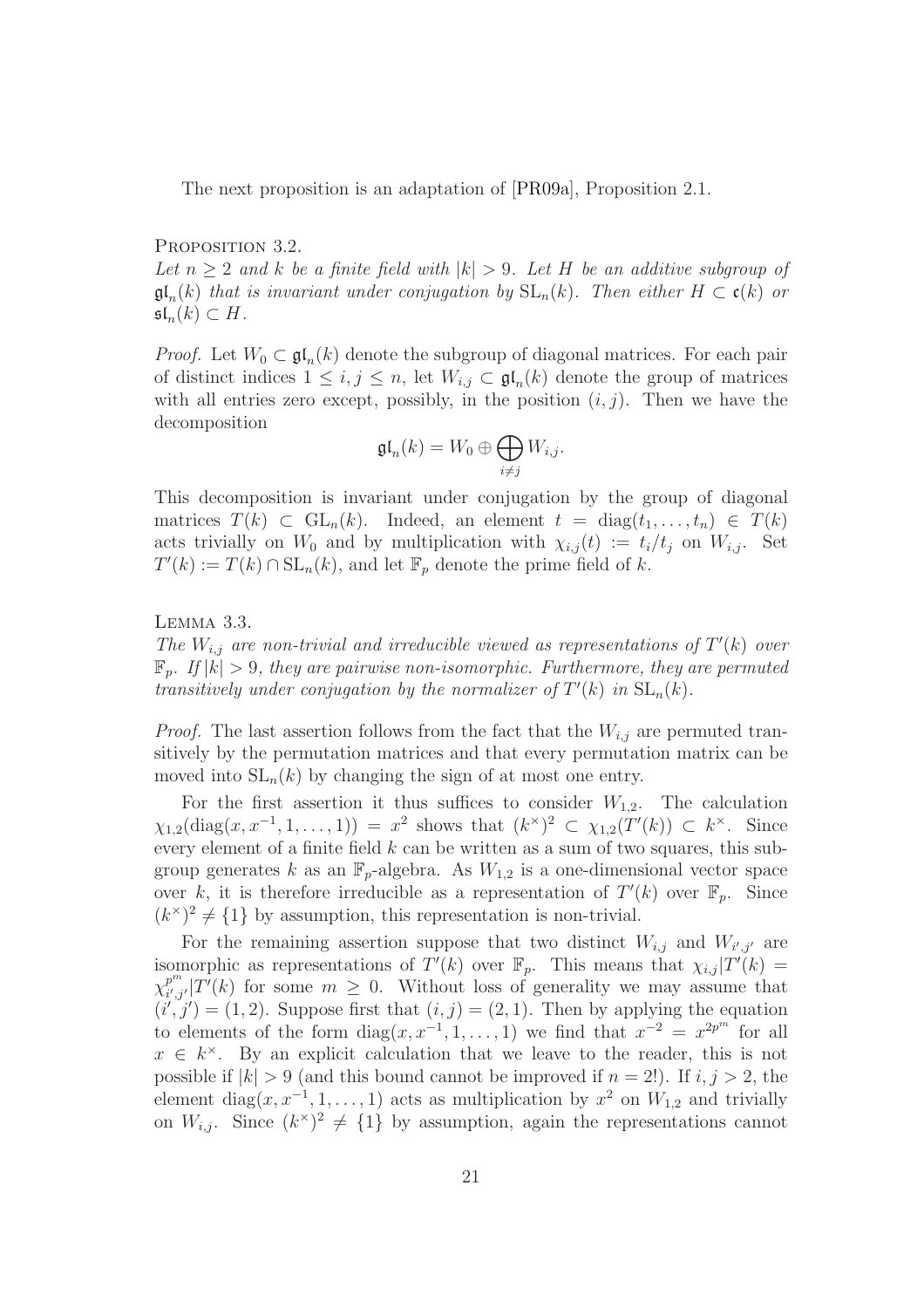The next proposition is an adaptation of [PR09a], Proposition 2.1.

Proposition 3.2.
*Let $n \geq 2$ and $k$ be a finite field with $|k| > 9$. Let $H$ be an additive subgroup of $\mathfrak{gl}_n(k)$ that is invariant under conjugation by $\mathrm{SL}_n(k)$. Then either $H \subset \mathfrak{c}(k)$ or $\mathfrak{sl}_n(k) \subset H$.*

*Proof.* Let $W_0 \subset \mathfrak{gl}_n(k)$ denote the subgroup of diagonal matrices. For each pair of distinct indices $1 \leq i, j \leq n$, let $W_{i,j} \subset \mathfrak{gl}_n(k)$ denote the group of matrices with all entries zero except, possibly, in the position $(i, j)$. Then we have the decomposition

$$\mathfrak{gl}_n(k) = W_0 \oplus \bigoplus_{i \neq j} W_{i,j}.$$

This decomposition is invariant under conjugation by the group of diagonal matrices $T(k) \subset \mathrm{GL}_n(k)$. Indeed, an element $t = \mathrm{diag}(t_1, \ldots, t_n) \in T(k)$ acts trivially on $W_0$ and by multiplication with $\chi_{i,j}(t) := t_i/t_j$ on $W_{i,j}$. Set $T'(k) := T(k) \cap \mathrm{SL}_n(k)$, and let $\mathbb{F}_p$ denote the prime field of $k$.

Lemma 3.3.
*The $W_{i,j}$ are non-trivial and irreducible viewed as representations of $T'(k)$ over $\mathbb{F}_p$. If $|k| > 9$, they are pairwise non-isomorphic. Furthermore, they are permuted transitively under conjugation by the normalizer of $T'(k)$ in $\mathrm{SL}_n(k)$.*

*Proof.* The last assertion follows from the fact that the $W_{i,j}$ are permuted transitively by the permutation matrices and that every permutation matrix can be moved into $\mathrm{SL}_n(k)$ by changing the sign of at most one entry.

For the first assertion it thus suffices to consider $W_{1,2}$. The calculation $\chi_{1,2}(\mathrm{diag}(x, x^{-1}, 1, \ldots, 1)) = x^2$ shows that $(k^\times)^2 \subset \chi_{1,2}(T'(k)) \subset k^\times$. Since every element of a finite field $k$ can be written as a sum of two squares, this subgroup generates $k$ as an $\mathbb{F}_p$-algebra. As $W_{1,2}$ is a one-dimensional vector space over $k$, it is therefore irreducible as a representation of $T'(k)$ over $\mathbb{F}_p$. Since $(k^\times)^2 \neq \{1\}$ by assumption, this representation is non-trivial.

For the remaining assertion suppose that two distinct $W_{i,j}$ and $W_{i',j'}$ are isomorphic as representations of $T'(k)$ over $\mathbb{F}_p$. This means that $\chi_{i,j}|T'(k) = \chi_{i',j'}^{p^m}|T'(k)$ for some $m \geq 0$. Without loss of generality we may assume that $(i', j') = (1, 2)$. Suppose first that $(i, j) = (2, 1)$. Then by applying the equation to elements of the form $\mathrm{diag}(x, x^{-1}, 1, \ldots, 1)$ we find that $x^{-2} = x^{2p^m}$ for all $x \in k^\times$. By an explicit calculation that we leave to the reader, this is not possible if $|k| > 9$ (and this bound cannot be improved if $n = 2$!). If $i, j > 2$, the element $\mathrm{diag}(x, x^{-1}, 1, \ldots, 1)$ acts as multiplication by $x^2$ on $W_{1,2}$ and trivially on $W_{i,j}$. Since $(k^\times)^2 \neq \{1\}$ by assumption, again the representations cannot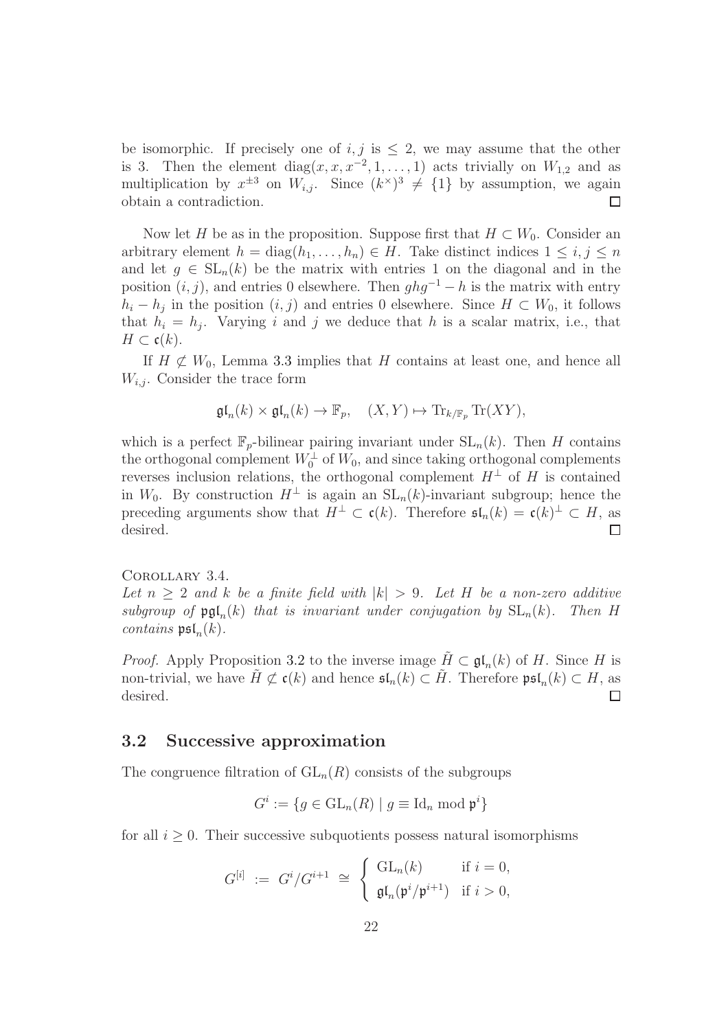be isomorphic. If precisely one of $i, j$ is $\leq 2$, we may assume that the other is 3. Then the element $\mathrm{diag}(x, x, x^{-2}, 1, \ldots, 1)$ acts trivially on $W_{1,2}$ and as multiplication by $x^{\pm 3}$ on $W_{i,j}$. Since $(k^\times)^3 \neq \{1\}$ by assumption, we again obtain a contradiction. $\square$

Now let $H$ be as in the proposition. Suppose first that $H \subset W_0$. Consider an arbitrary element $h = \mathrm{diag}(h_1, \ldots, h_n) \in H$. Take distinct indices $1 \leq i, j \leq n$ and let $g \in \mathrm{SL}_n(k)$ be the matrix with entries 1 on the diagonal and in the position $(i, j)$, and entries 0 elsewhere. Then $ghg^{-1} - h$ is the matrix with entry $h_i - h_j$ in the position $(i, j)$ and entries 0 elsewhere. Since $H \subset W_0$, it follows that $h_i = h_j$. Varying $i$ and $j$ we deduce that $h$ is a scalar matrix, i.e., that $H \subset \mathfrak{c}(k)$.

If $H \not\subset W_0$, Lemma 3.3 implies that $H$ contains at least one, and hence all $W_{i,j}$. Consider the trace form

$$\mathfrak{gl}_n(k) \times \mathfrak{gl}_n(k) \to \mathbb{F}_p, \quad (X, Y) \mapsto \mathrm{Tr}_{k/\mathbb{F}_p} \mathrm{Tr}(XY),$$

which is a perfect $\mathbb{F}_p$-bilinear pairing invariant under $\mathrm{SL}_n(k)$. Then $H$ contains the orthogonal complement $W_0^\perp$ of $W_0$, and since taking orthogonal complements reverses inclusion relations, the orthogonal complement $H^\perp$ of $H$ is contained in $W_0$. By construction $H^\perp$ is again an $\mathrm{SL}_n(k)$-invariant subgroup; hence the preceding arguments show that $H^\perp \subset \mathfrak{c}(k)$. Therefore $\mathfrak{sl}_n(k) = \mathfrak{c}(k)^\perp \subset H$, as desired. $\square$

Corollary 3.4.
*Let $n \geq 2$ and $k$ be a finite field with $|k| > 9$. Let $H$ be a non-zero additive subgroup of $\mathfrak{pgl}_n(k)$ that is invariant under conjugation by $\mathrm{SL}_n(k)$. Then $H$ contains $\mathfrak{psl}_n(k)$.*

*Proof.* Apply Proposition 3.2 to the inverse image $\tilde{H} \subset \mathfrak{gl}_n(k)$ of $H$. Since $H$ is non-trivial, we have $\tilde{H} \not\subset \mathfrak{c}(k)$ and hence $\mathfrak{sl}_n(k) \subset \tilde{H}$. Therefore $\mathfrak{psl}_n(k) \subset H$, as desired. $\square$

## 3.2 Successive approximation

The congruence filtration of $\mathrm{GL}_n(R)$ consists of the subgroups

$$G^i := \{g \in \mathrm{GL}_n(R) \mid g \equiv \mathrm{Id}_n \bmod \mathfrak{p}^i\}$$

for all $i \geq 0$. Their successive subquotients possess natural isomorphisms

$$G^{[i]} \ := \ G^i/G^{i+1} \ \cong \ \begin{cases} \mathrm{GL}_n(k) & \text{if } i = 0, \\ \mathfrak{gl}_n(\mathfrak{p}^i/\mathfrak{p}^{i+1}) & \text{if } i > 0, \end{cases}$$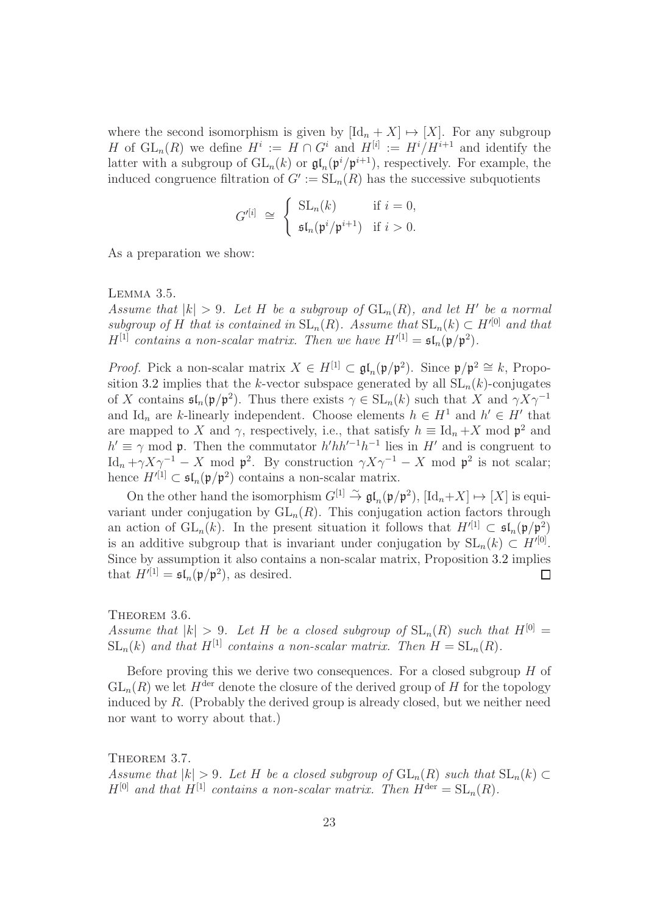where the second isomorphism is given by $[\mathrm{Id}_n + X] \mapsto [X]$. For any subgroup $H$ of $\mathrm{GL}_n(R)$ we define $H^i := H \cap G^i$ and $H^{[i]} := H^i/H^{i+1}$ and identify the latter with a subgroup of $\mathrm{GL}_n(k)$ or $\mathfrak{gl}_n(\mathfrak{p}^i/\mathfrak{p}^{i+1})$, respectively. For example, the induced congruence filtration of $G' := \mathrm{SL}_n(R)$ has the successive subquotients

$$G'^{[i]} \;\cong\; \begin{cases} \mathrm{SL}_n(k) & \text{if } i = 0, \\ \mathfrak{sl}_n(\mathfrak{p}^i/\mathfrak{p}^{i+1}) & \text{if } i > 0. \end{cases}$$

As a preparation we show:

Lemma 3.5.
*Assume that $|k| > 9$. Let $H$ be a subgroup of $\mathrm{GL}_n(R)$, and let $H'$ be a normal subgroup of $H$ that is contained in $\mathrm{SL}_n(R)$. Assume that $\mathrm{SL}_n(k) \subset H'^{[0]}$ and that $H^{[1]}$ contains a non-scalar matrix. Then we have $H'^{[1]} = \mathfrak{sl}_n(\mathfrak{p}/\mathfrak{p}^2)$.*

*Proof.* Pick a non-scalar matrix $X \in H^{[1]} \subset \mathfrak{gl}_n(\mathfrak{p}/\mathfrak{p}^2)$. Since $\mathfrak{p}/\mathfrak{p}^2 \cong k$, Proposition 3.2 implies that the $k$-vector subspace generated by all $\mathrm{SL}_n(k)$-conjugates of $X$ contains $\mathfrak{sl}_n(\mathfrak{p}/\mathfrak{p}^2)$. Thus there exists $\gamma \in \mathrm{SL}_n(k)$ such that $X$ and $\gamma X \gamma^{-1}$ and $\mathrm{Id}_n$ are $k$-linearly independent. Choose elements $h \in H^1$ and $h' \in H'$ that are mapped to $X$ and $\gamma$, respectively, i.e., that satisfy $h \equiv \mathrm{Id}_n + X \bmod \mathfrak{p}^2$ and $h' \equiv \gamma \bmod \mathfrak{p}$. Then the commutator $h'hh'^{-1}h^{-1}$ lies in $H'$ and is congruent to $\mathrm{Id}_n + \gamma X \gamma^{-1} - X \bmod \mathfrak{p}^2$. By construction $\gamma X \gamma^{-1} - X \bmod \mathfrak{p}^2$ is not scalar; hence $H'^{[1]} \subset \mathfrak{sl}_n(\mathfrak{p}/\mathfrak{p}^2)$ contains a non-scalar matrix.

On the other hand the isomorphism $G^{[1]} \xrightarrow{\sim} \mathfrak{gl}_n(\mathfrak{p}/\mathfrak{p}^2)$, $[\mathrm{Id}_n + X] \mapsto [X]$ is equivariant under conjugation by $\mathrm{GL}_n(R)$. This conjugation action factors through an action of $\mathrm{GL}_n(k)$. In the present situation it follows that $H'^{[1]} \subset \mathfrak{sl}_n(\mathfrak{p}/\mathfrak{p}^2)$ is an additive subgroup that is invariant under conjugation by $\mathrm{SL}_n(k) \subset H'^{[0]}$. Since by assumption it also contains a non-scalar matrix, Proposition 3.2 implies that $H'^{[1]} = \mathfrak{sl}_n(\mathfrak{p}/\mathfrak{p}^2)$, as desired. $\square$

Theorem 3.6.
*Assume that $|k| > 9$. Let $H$ be a closed subgroup of $\mathrm{SL}_n(R)$ such that $H^{[0]} = \mathrm{SL}_n(k)$ and that $H^{[1]}$ contains a non-scalar matrix. Then $H = \mathrm{SL}_n(R)$.*

Before proving this we derive two consequences. For a closed subgroup $H$ of $\mathrm{GL}_n(R)$ we let $H^{\mathrm{der}}$ denote the closure of the derived group of $H$ for the topology induced by $R$. (Probably the derived group is already closed, but we neither need nor want to worry about that.)

Theorem 3.7.
*Assume that $|k| > 9$. Let $H$ be a closed subgroup of $\mathrm{GL}_n(R)$ such that $\mathrm{SL}_n(k) \subset H^{[0]}$ and that $H^{[1]}$ contains a non-scalar matrix. Then $H^{\mathrm{der}} = \mathrm{SL}_n(R)$.*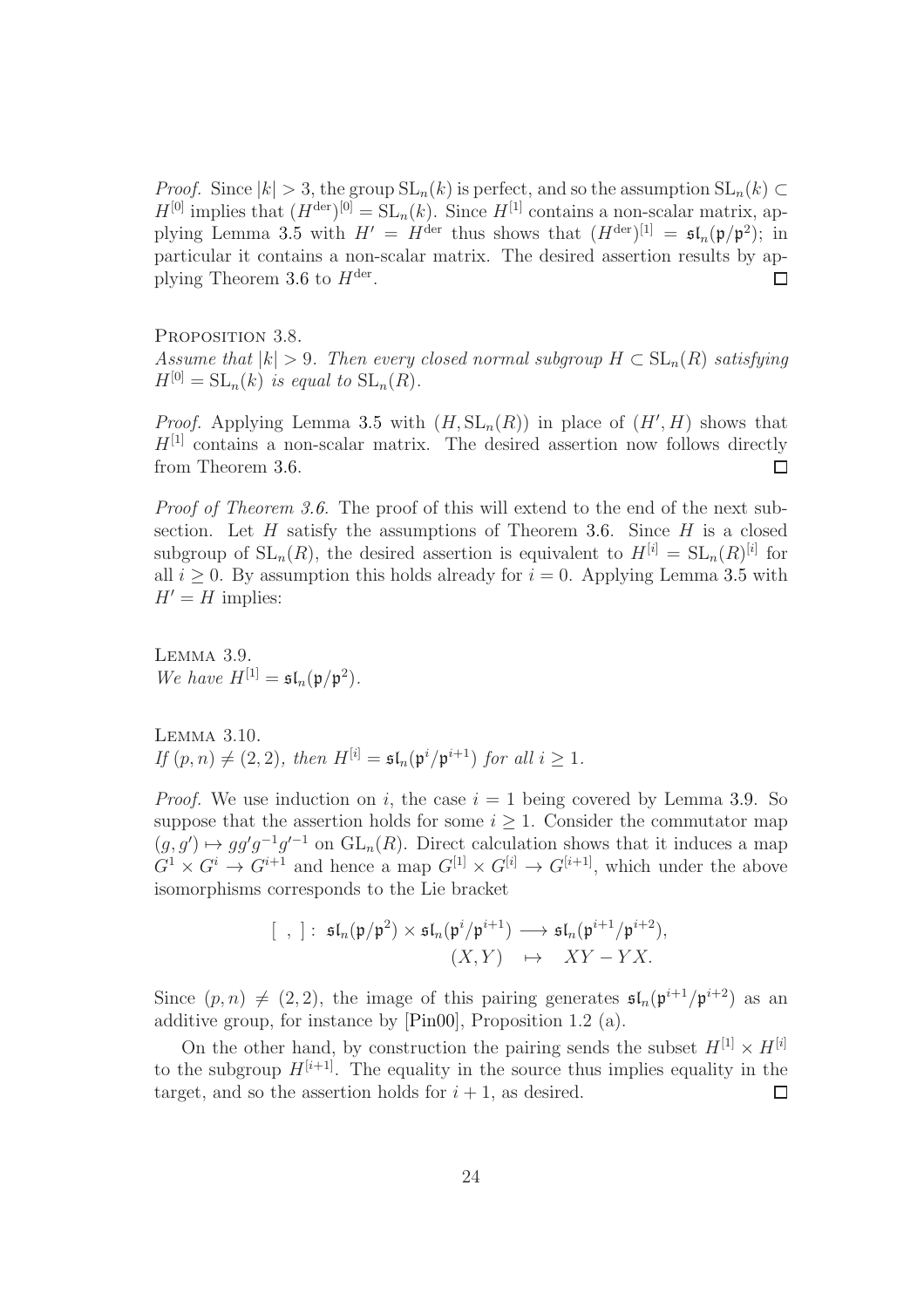*Proof.* Since $|k| > 3$, the group $\mathrm{SL}_n(k)$ is perfect, and so the assumption $\mathrm{SL}_n(k) \subset H^{[0]}$ implies that $(H^{\mathrm{der}})^{[0]} = \mathrm{SL}_n(k)$. Since $H^{[1]}$ contains a non-scalar matrix, applying Lemma 3.5 with $H' = H^{\mathrm{der}}$ thus shows that $(H^{\mathrm{der}})^{[1]} = \mathfrak{sl}_n(\mathfrak{p}/\mathfrak{p}^2)$; in particular it contains a non-scalar matrix. The desired assertion results by applying Theorem 3.6 to $H^{\mathrm{der}}$. $\square$

Proposition 3.8.
*Assume that $|k| > 9$. Then every closed normal subgroup $H \subset \mathrm{SL}_n(R)$ satisfying $H^{[0]} = \mathrm{SL}_n(k)$ is equal to $\mathrm{SL}_n(R)$.*

*Proof.* Applying Lemma 3.5 with $(H, \mathrm{SL}_n(R))$ in place of $(H', H)$ shows that $H^{[1]}$ contains a non-scalar matrix. The desired assertion now follows directly from Theorem 3.6. $\square$

*Proof of Theorem 3.6.* The proof of this will extend to the end of the next subsection. Let $H$ satisfy the assumptions of Theorem 3.6. Since $H$ is a closed subgroup of $\mathrm{SL}_n(R)$, the desired assertion is equivalent to $H^{[i]} = \mathrm{SL}_n(R)^{[i]}$ for all $i \geq 0$. By assumption this holds already for $i = 0$. Applying Lemma 3.5 with $H' = H$ implies:

Lemma 3.9.
*We have $H^{[1]} = \mathfrak{sl}_n(\mathfrak{p}/\mathfrak{p}^2)$.*

Lemma 3.10.
*If $(p, n) \neq (2, 2)$, then $H^{[i]} = \mathfrak{sl}_n(\mathfrak{p}^i/\mathfrak{p}^{i+1})$ for all $i \geq 1$.*

*Proof.* We use induction on $i$, the case $i = 1$ being covered by Lemma 3.9. So suppose that the assertion holds for some $i \geq 1$. Consider the commutator map $(g, g') \mapsto gg'g^{-1}g'^{-1}$ on $\mathrm{GL}_n(R)$. Direct calculation shows that it induces a map $G^1 \times G^i \to G^{i+1}$ and hence a map $G^{[1]} \times G^{[i]} \to G^{[i+1]}$, which under the above isomorphisms corresponds to the Lie bracket

$$
\begin{aligned}
[\ ,\ ] :\ \mathfrak{sl}_n(\mathfrak{p}/\mathfrak{p}^2) \times \mathfrak{sl}_n(\mathfrak{p}^i/\mathfrak{p}^{i+1}) &\longrightarrow \mathfrak{sl}_n(\mathfrak{p}^{i+1}/\mathfrak{p}^{i+2}), \\
(X, Y) &\mapsto XY - YX.
\end{aligned}
$$

Since $(p, n) \neq (2, 2)$, the image of this pairing generates $\mathfrak{sl}_n(\mathfrak{p}^{i+1}/\mathfrak{p}^{i+2})$ as an additive group, for instance by [Pin00], Proposition 1.2 (a).

On the other hand, by construction the pairing sends the subset $H^{[1]} \times H^{[i]}$ to the subgroup $H^{[i+1]}$. The equality in the source thus implies equality in the target, and so the assertion holds for $i + 1$, as desired. $\square$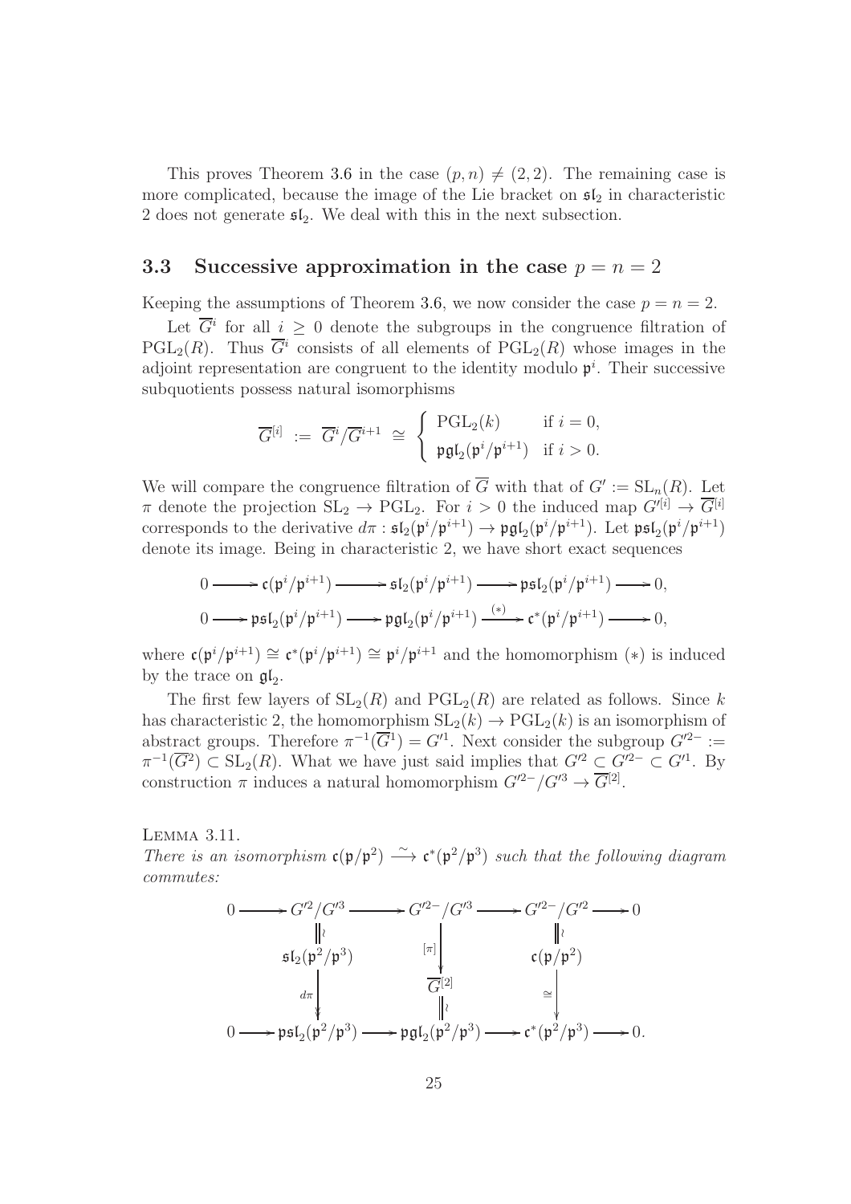This proves Theorem 3.6 in the case $(p, n) \neq (2, 2)$. The remaining case is more complicated, because the image of the Lie bracket on $\mathfrak{sl}_2$ in characteristic 2 does not generate $\mathfrak{sl}_2$. We deal with this in the next subsection.

## 3.3 Successive approximation in the case $p = n = 2$

Keeping the assumptions of Theorem 3.6, we now consider the case $p = n = 2$.

Let $\overline{G}^i$ for all $i \geq 0$ denote the subgroups in the congruence filtration of $\mathrm{PGL}_2(R)$. Thus $\overline{G}^i$ consists of all elements of $\mathrm{PGL}_2(R)$ whose images in the adjoint representation are congruent to the identity modulo $\mathfrak{p}^i$. Their successive subquotients possess natural isomorphisms

$$\overline{G}^{[i]} := \overline{G}^i / \overline{G}^{i+1} \cong \begin{cases} \mathrm{PGL}_2(k) & \text{if } i = 0, \\ \mathfrak{pgl}_2(\mathfrak{p}^i/\mathfrak{p}^{i+1}) & \text{if } i > 0. \end{cases}$$

We will compare the congruence filtration of $\overline{G}$ with that of $G' := \mathrm{SL}_n(R)$. Let $\pi$ denote the projection $\mathrm{SL}_2 \to \mathrm{PGL}_2$. For $i > 0$ the induced map $G'^{[i]} \to \overline{G}^{[i]}$ corresponds to the derivative $d\pi : \mathfrak{sl}_2(\mathfrak{p}^i/\mathfrak{p}^{i+1}) \to \mathfrak{pgl}_2(\mathfrak{p}^i/\mathfrak{p}^{i+1})$. Let $\mathfrak{psl}_2(\mathfrak{p}^i/\mathfrak{p}^{i+1})$ denote its image. Being in characteristic 2, we have short exact sequences

$$0 \longrightarrow \mathfrak{c}(\mathfrak{p}^i/\mathfrak{p}^{i+1}) \longrightarrow \mathfrak{sl}_2(\mathfrak{p}^i/\mathfrak{p}^{i+1}) \longrightarrow \mathfrak{psl}_2(\mathfrak{p}^i/\mathfrak{p}^{i+1}) \longrightarrow 0,$$

$$0 \longrightarrow \mathfrak{psl}_2(\mathfrak{p}^i/\mathfrak{p}^{i+1}) \longrightarrow \mathfrak{pgl}_2(\mathfrak{p}^i/\mathfrak{p}^{i+1}) \xrightarrow{(*)} \mathfrak{c}^*(\mathfrak{p}^i/\mathfrak{p}^{i+1}) \longrightarrow 0,$$

where $\mathfrak{c}(\mathfrak{p}^i/\mathfrak{p}^{i+1}) \cong \mathfrak{c}^*(\mathfrak{p}^i/\mathfrak{p}^{i+1}) \cong \mathfrak{p}^i/\mathfrak{p}^{i+1}$ and the homomorphism $(*)$ is induced by the trace on $\mathfrak{gl}_2$.

The first few layers of $\mathrm{SL}_2(R)$ and $\mathrm{PGL}_2(R)$ are related as follows. Since $k$ has characteristic 2, the homomorphism $\mathrm{SL}_2(k) \to \mathrm{PGL}_2(k)$ is an isomorphism of abstract groups. Therefore $\pi^{-1}(\overline{G}^1) = G'^1$. Next consider the subgroup $G'^{2-} := \pi^{-1}(\overline{G}^2) \subset \mathrm{SL}_2(R)$. What we have just said implies that $G'^2 \subset G'^{2-} \subset G'^1$. By construction $\pi$ induces a natural homomorphism $G'^{2-}/G'^3 \to \overline{G}^{[2]}$.

LEMMA 3.11.
*There is an isomorphism $\mathfrak{c}(\mathfrak{p}/\mathfrak{p}^2) \xrightarrow{\sim} \mathfrak{c}^*(\mathfrak{p}^2/\mathfrak{p}^3)$ such that the following diagram commutes:*

$$\begin{array}{ccccccccc}
0 & \longrightarrow & G'^2/G'^3 & \longrightarrow & G'^{2-}/G'^3 & \longrightarrow & G'^{2-}/G'^2 & \longrightarrow & 0 \\
 & & \| \wr & & & & \| \wr & & \\
 & & \mathfrak{sl}_2(\mathfrak{p}^2/\mathfrak{p}^3) & & \downarrow {\scriptstyle [\pi]} & & \mathfrak{c}(\mathfrak{p}/\mathfrak{p}^2) & & \\
 & & {\scriptstyle d\pi} \downarrow & & \overline{G}^{[2]} & & \downarrow {\scriptstyle \cong} & & \\
 & & & & \| \wr & & & & \\
0 & \longrightarrow & \mathfrak{psl}_2(\mathfrak{p}^2/\mathfrak{p}^3) & \longrightarrow & \mathfrak{pgl}_2(\mathfrak{p}^2/\mathfrak{p}^3) & \longrightarrow & \mathfrak{c}^*(\mathfrak{p}^2/\mathfrak{p}^3) & \longrightarrow & 0.
\end{array}$$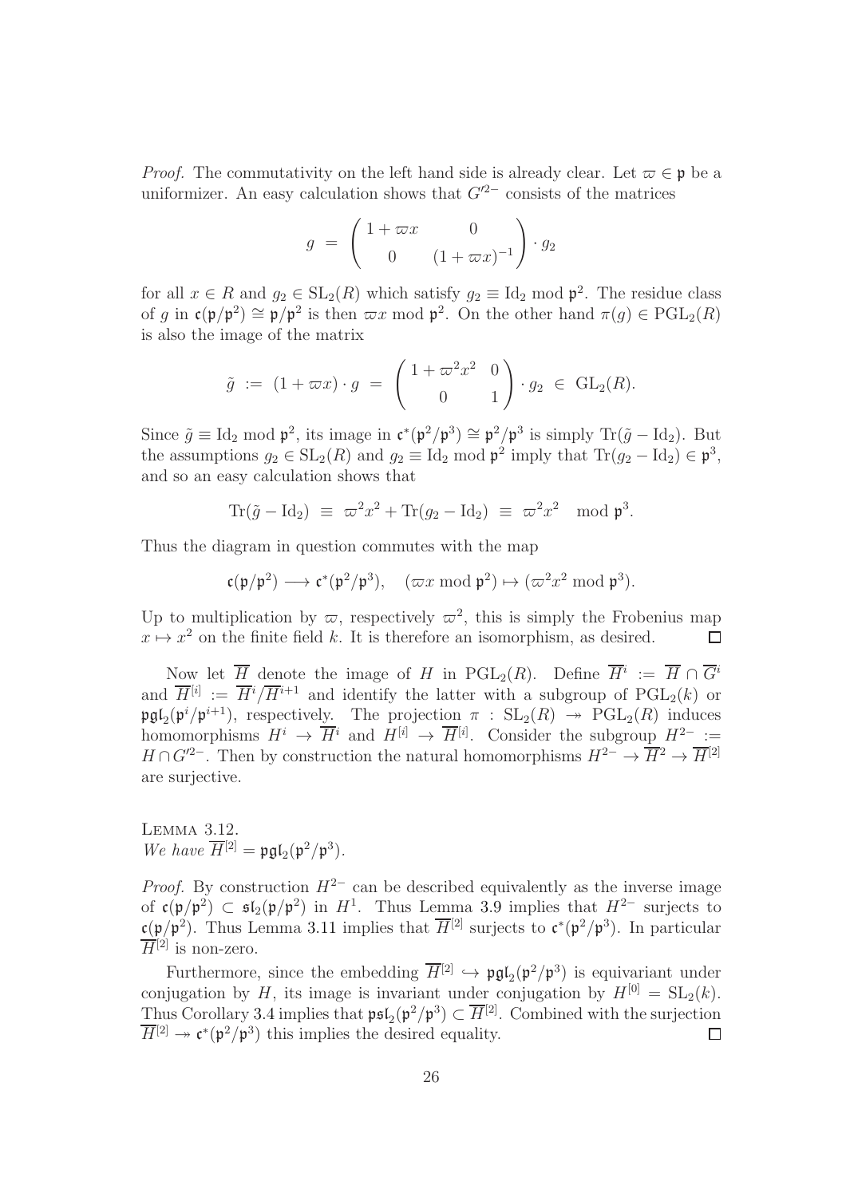*Proof.* The commutativity on the left hand side is already clear. Let $\varpi \in \mathfrak{p}$ be a uniformizer. An easy calculation shows that $G'^{2-}$ consists of the matrices

$$g \;=\; \begin{pmatrix} 1+\varpi x & 0 \\ 0 & (1+\varpi x)^{-1} \end{pmatrix} \cdot g_2$$

for all $x \in R$ and $g_2 \in \mathrm{SL}_2(R)$ which satisfy $g_2 \equiv \mathrm{Id}_2 \bmod \mathfrak{p}^2$. The residue class of $g$ in $\mathfrak{c}(\mathfrak{p}/\mathfrak{p}^2) \cong \mathfrak{p}/\mathfrak{p}^2$ is then $\varpi x \bmod \mathfrak{p}^2$. On the other hand $\pi(g) \in \mathrm{PGL}_2(R)$ is also the image of the matrix

$$\tilde{g} \;:=\; (1+\varpi x)\cdot g \;=\; \begin{pmatrix} 1+\varpi^2 x^2 & 0 \\ 0 & 1 \end{pmatrix} \cdot g_2 \;\in\; \mathrm{GL}_2(R).$$

Since $\tilde{g} \equiv \mathrm{Id}_2 \bmod \mathfrak{p}^2$, its image in $\mathfrak{c}^*(\mathfrak{p}^2/\mathfrak{p}^3) \cong \mathfrak{p}^2/\mathfrak{p}^3$ is simply $\mathrm{Tr}(\tilde{g} - \mathrm{Id}_2)$. But the assumptions $g_2 \in \mathrm{SL}_2(R)$ and $g_2 \equiv \mathrm{Id}_2 \bmod \mathfrak{p}^2$ imply that $\mathrm{Tr}(g_2 - \mathrm{Id}_2) \in \mathfrak{p}^3$, and so an easy calculation shows that

$$\mathrm{Tr}(\tilde{g} - \mathrm{Id}_2) \;\equiv\; \varpi^2 x^2 + \mathrm{Tr}(g_2 - \mathrm{Id}_2) \;\equiv\; \varpi^2 x^2 \mod \mathfrak{p}^3.$$

Thus the diagram in question commutes with the map

$$\mathfrak{c}(\mathfrak{p}/\mathfrak{p}^2) \longrightarrow \mathfrak{c}^*(\mathfrak{p}^2/\mathfrak{p}^3), \quad (\varpi x \bmod \mathfrak{p}^2) \mapsto (\varpi^2 x^2 \bmod \mathfrak{p}^3).$$

Up to multiplication by $\varpi$, respectively $\varpi^2$, this is simply the Frobenius map $x \mapsto x^2$ on the finite field $k$. It is therefore an isomorphism, as desired. $\square$

Now let $\overline{H}$ denote the image of $H$ in $\mathrm{PGL}_2(R)$. Define $\overline{H}^i := \overline{H} \cap \overline{G}^i$ and $\overline{H}^{[i]} := \overline{H}^i/\overline{H}^{i+1}$ and identify the latter with a subgroup of $\mathrm{PGL}_2(k)$ or $\mathfrak{pgl}_2(\mathfrak{p}^i/\mathfrak{p}^{i+1})$, respectively. The projection $\pi : \mathrm{SL}_2(R) \twoheadrightarrow \mathrm{PGL}_2(R)$ induces homomorphisms $H^i \to \overline{H}^i$ and $H^{[i]} \to \overline{H}^{[i]}$. Consider the subgroup $H^{2-} := H \cap G'^{2-}$. Then by construction the natural homomorphisms $H^{2-} \to \overline{H}^2 \to \overline{H}^{[2]}$ are surjective.

**Lemma 3.12.**
*We have $\overline{H}^{[2]} = \mathfrak{pgl}_2(\mathfrak{p}^2/\mathfrak{p}^3)$.*

*Proof.* By construction $H^{2-}$ can be described equivalently as the inverse image of $\mathfrak{c}(\mathfrak{p}/\mathfrak{p}^2) \subset \mathfrak{sl}_2(\mathfrak{p}/\mathfrak{p}^2)$ in $H^1$. Thus Lemma 3.9 implies that $H^{2-}$ surjects to $\mathfrak{c}(\mathfrak{p}/\mathfrak{p}^2)$. Thus Lemma 3.11 implies that $\overline{H}^{[2]}$ surjects to $\mathfrak{c}^*(\mathfrak{p}^2/\mathfrak{p}^3)$. In particular $\overline{H}^{[2]}$ is non-zero.

Furthermore, since the embedding $\overline{H}^{[2]} \hookrightarrow \mathfrak{pgl}_2(\mathfrak{p}^2/\mathfrak{p}^3)$ is equivariant under conjugation by $H$, its image is invariant under conjugation by $H^{[0]} = \mathrm{SL}_2(k)$. Thus Corollary 3.4 implies that $\mathfrak{psl}_2(\mathfrak{p}^2/\mathfrak{p}^3) \subset \overline{H}^{[2]}$. Combined with the surjection $\overline{H}^{[2]} \twoheadrightarrow \mathfrak{c}^*(\mathfrak{p}^2/\mathfrak{p}^3)$ this implies the desired equality. $\square$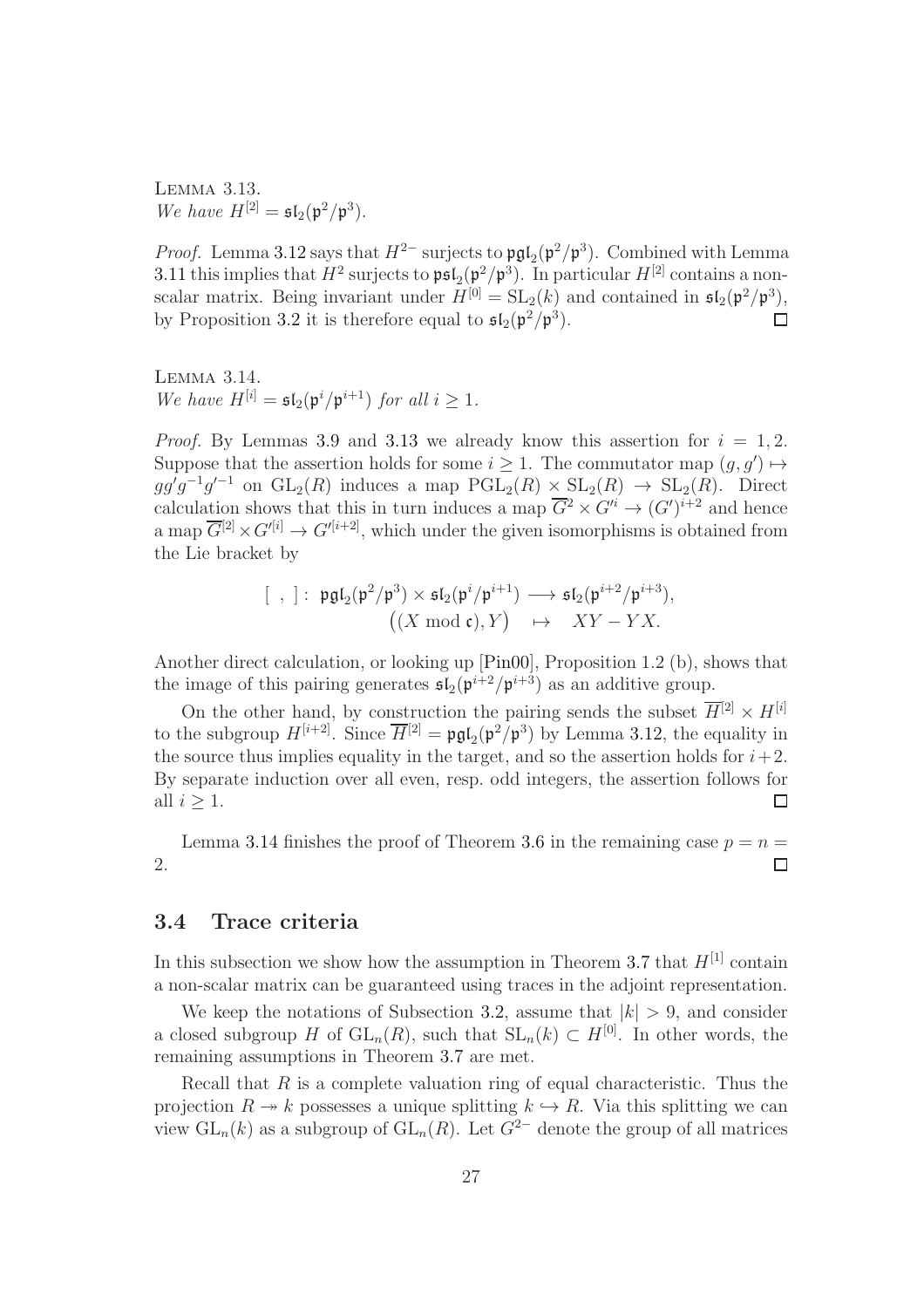Lemma 3.13.
*We have* $H^{[2]} = \mathfrak{sl}_2(\mathfrak{p}^2/\mathfrak{p}^3)$.

*Proof.* Lemma 3.12 says that $H^{2-}$ surjects to $\mathfrak{pgl}_2(\mathfrak{p}^2/\mathfrak{p}^3)$. Combined with Lemma 3.11 this implies that $H^2$ surjects to $\mathfrak{psl}_2(\mathfrak{p}^2/\mathfrak{p}^3)$. In particular $H^{[2]}$ contains a non-scalar matrix. Being invariant under $H^{[0]} = \mathrm{SL}_2(k)$ and contained in $\mathfrak{sl}_2(\mathfrak{p}^2/\mathfrak{p}^3)$, by Proposition 3.2 it is therefore equal to $\mathfrak{sl}_2(\mathfrak{p}^2/\mathfrak{p}^3)$. $\square$

Lemma 3.14.
*We have* $H^{[i]} = \mathfrak{sl}_2(\mathfrak{p}^i/\mathfrak{p}^{i+1})$ *for all* $i \geq 1$.

*Proof.* By Lemmas 3.9 and 3.13 we already know this assertion for $i = 1, 2$. Suppose that the assertion holds for some $i \geq 1$. The commutator map $(g, g') \mapsto gg'g^{-1}g'^{-1}$ on $\mathrm{GL}_2(R)$ induces a map $\mathrm{PGL}_2(R) \times \mathrm{SL}_2(R) \to \mathrm{SL}_2(R)$. Direct calculation shows that this in turn induces a map $\overline{G}^2 \times G'^i \to (G')^{i+2}$ and hence a map $\overline{G}^{[2]} \times G'^{[i]} \to G'^{[i+2]}$, which under the given isomorphisms is obtained from the Lie bracket by

$$[\ ,\ ]:\ \mathfrak{pgl}_2(\mathfrak{p}^2/\mathfrak{p}^3) \times \mathfrak{sl}_2(\mathfrak{p}^i/\mathfrak{p}^{i+1}) \longrightarrow \mathfrak{sl}_2(\mathfrak{p}^{i+2}/\mathfrak{p}^{i+3}),$$
$$\big((X \bmod \mathfrak{c}), Y\big) \quad \mapsto \quad XY - YX.$$

Another direct calculation, or looking up [Pin00], Proposition 1.2 (b), shows that the image of this pairing generates $\mathfrak{sl}_2(\mathfrak{p}^{i+2}/\mathfrak{p}^{i+3})$ as an additive group.

On the other hand, by construction the pairing sends the subset $\overline{H}^{[2]} \times H^{[i]}$ to the subgroup $H^{[i+2]}$. Since $\overline{H}^{[2]} = \mathfrak{pgl}_2(\mathfrak{p}^2/\mathfrak{p}^3)$ by Lemma 3.12, the equality in the source thus implies equality in the target, and so the assertion holds for $i+2$. By separate induction over all even, resp. odd integers, the assertion follows for all $i \geq 1$. $\square$

Lemma 3.14 finishes the proof of Theorem 3.6 in the remaining case $p = n = 2$. $\square$

## 3.4 Trace criteria

In this subsection we show how the assumption in Theorem 3.7 that $H^{[1]}$ contain a non-scalar matrix can be guaranteed using traces in the adjoint representation.

We keep the notations of Subsection 3.2, assume that $|k| > 9$, and consider a closed subgroup $H$ of $\mathrm{GL}_n(R)$, such that $\mathrm{SL}_n(k) \subset H^{[0]}$. In other words, the remaining assumptions in Theorem 3.7 are met.

Recall that $R$ is a complete valuation ring of equal characteristic. Thus the projection $R \twoheadrightarrow k$ possesses a unique splitting $k \hookrightarrow R$. Via this splitting we can view $\mathrm{GL}_n(k)$ as a subgroup of $\mathrm{GL}_n(R)$. Let $G^{2-}$ denote the group of all matrices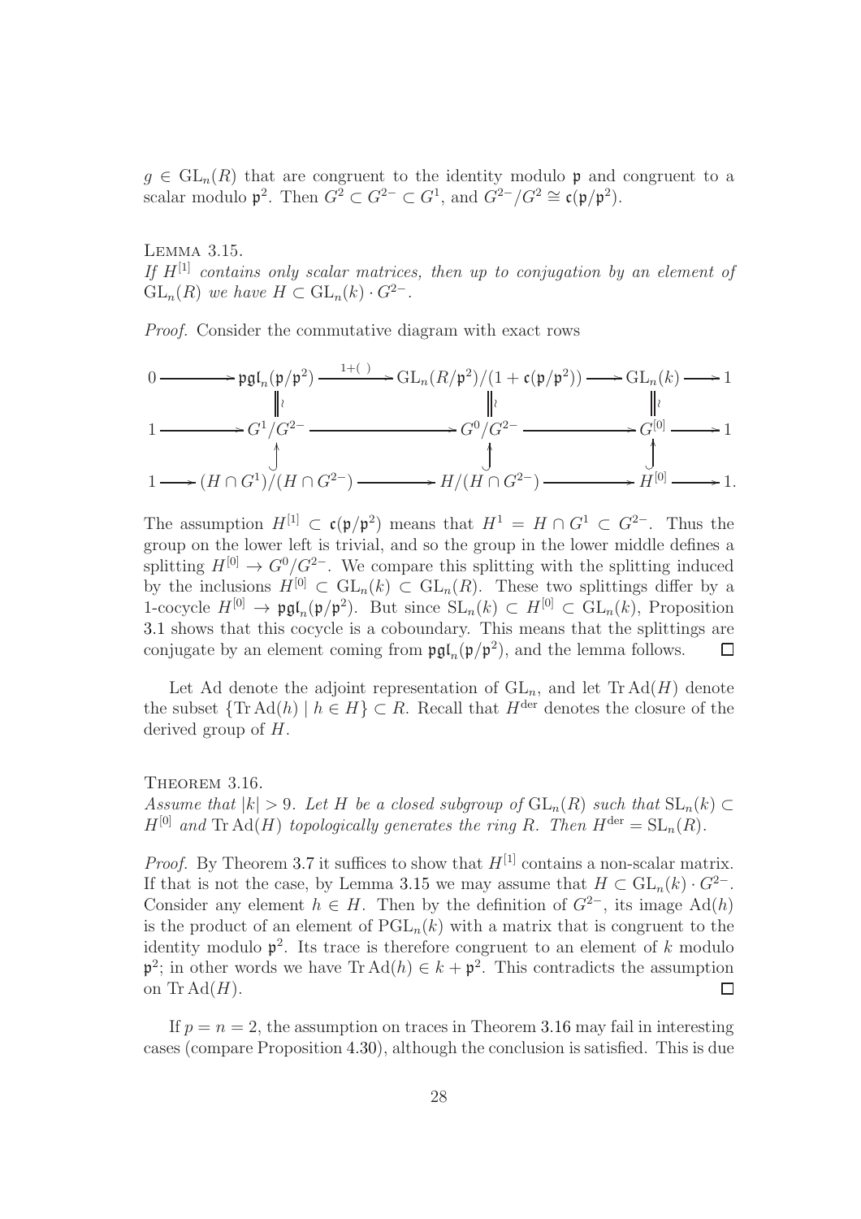$g \in \mathrm{GL}_n(R)$ that are congruent to the identity modulo $\mathfrak{p}$ and congruent to a scalar modulo $\mathfrak{p}^2$. Then $G^2 \subset G^{2-} \subset G^1$, and $G^{2-}/G^2 \cong \mathfrak{c}(\mathfrak{p}/\mathfrak{p}^2)$.

Lemma 3.15.
*If $H^{[1]}$ contains only scalar matrices, then up to conjugation by an element of $\mathrm{GL}_n(R)$ we have $H \subset \mathrm{GL}_n(k) \cdot G^{2-}$.*

*Proof.* Consider the commutative diagram with exact rows

$$\begin{array}{ccccccccc}
0 & \longrightarrow & \mathfrak{pgl}_n(\mathfrak{p}/\mathfrak{p}^2) & \xrightarrow{1+(\ )} & \mathrm{GL}_n(R/\mathfrak{p}^2)/(1+\mathfrak{c}(\mathfrak{p}/\mathfrak{p}^2)) & \longrightarrow & \mathrm{GL}_n(k) & \longrightarrow & 1 \\
 & & \| \wr & & \| \wr & & \| \wr & & \\
1 & \longrightarrow & G^1/G^{2-} & \longrightarrow & G^0/G^{2-} & \longrightarrow & G^{[0]} & \longrightarrow & 1 \\
 & & \uparrow & & \uparrow & & \uparrow & & \\
1 & \longrightarrow & (H \cap G^1)/(H \cap G^{2-}) & \longrightarrow & H/(H \cap G^{2-}) & \longrightarrow & H^{[0]} & \longrightarrow & 1.
\end{array}$$

The assumption $H^{[1]} \subset \mathfrak{c}(\mathfrak{p}/\mathfrak{p}^2)$ means that $H^1 = H \cap G^1 \subset G^{2-}$. Thus the group on the lower left is trivial, and so the group in the lower middle defines a splitting $H^{[0]} \to G^0/G^{2-}$. We compare this splitting with the splitting induced by the inclusions $H^{[0]} \subset \mathrm{GL}_n(k) \subset \mathrm{GL}_n(R)$. These two splittings differ by a 1-cocycle $H^{[0]} \to \mathfrak{pgl}_n(\mathfrak{p}/\mathfrak{p}^2)$. But since $\mathrm{SL}_n(k) \subset H^{[0]} \subset \mathrm{GL}_n(k)$, Proposition 3.1 shows that this cocycle is a coboundary. This means that the splittings are conjugate by an element coming from $\mathfrak{pgl}_n(\mathfrak{p}/\mathfrak{p}^2)$, and the lemma follows. $\square$

Let Ad denote the adjoint representation of $\mathrm{GL}_n$, and let $\mathrm{Tr}\,\mathrm{Ad}(H)$ denote the subset $\{\mathrm{Tr}\,\mathrm{Ad}(h) \mid h \in H\} \subset R$. Recall that $H^{\mathrm{der}}$ denotes the closure of the derived group of $H$.

Theorem 3.16.
*Assume that $|k| > 9$. Let $H$ be a closed subgroup of $\mathrm{GL}_n(R)$ such that $\mathrm{SL}_n(k) \subset H^{[0]}$ and $\mathrm{Tr}\,\mathrm{Ad}(H)$ topologically generates the ring $R$. Then $H^{\mathrm{der}} = \mathrm{SL}_n(R)$.*

*Proof.* By Theorem 3.7 it suffices to show that $H^{[1]}$ contains a non-scalar matrix. If that is not the case, by Lemma 3.15 we may assume that $H \subset \mathrm{GL}_n(k) \cdot G^{2-}$. Consider any element $h \in H$. Then by the definition of $G^{2-}$, its image $\mathrm{Ad}(h)$ is the product of an element of $\mathrm{PGL}_n(k)$ with a matrix that is congruent to the identity modulo $\mathfrak{p}^2$. Its trace is therefore congruent to an element of $k$ modulo $\mathfrak{p}^2$; in other words we have $\mathrm{Tr}\,\mathrm{Ad}(h) \in k + \mathfrak{p}^2$. This contradicts the assumption on $\mathrm{Tr}\,\mathrm{Ad}(H)$. $\square$

If $p = n = 2$, the assumption on traces in Theorem 3.16 may fail in interesting cases (compare Proposition 4.30), although the conclusion is satisfied. This is due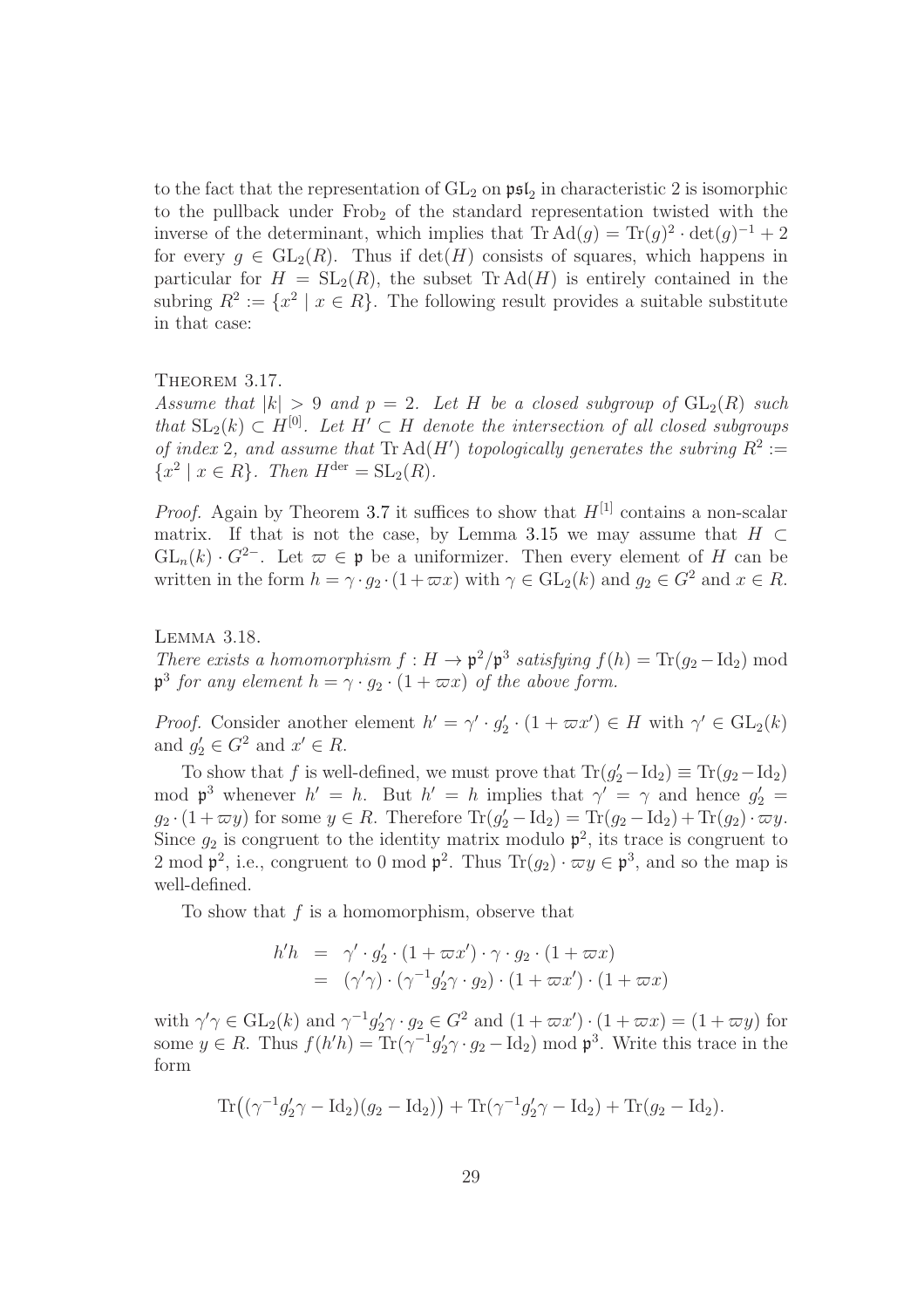to the fact that the representation of $\mathrm{GL}_2$ on $\mathfrak{psl}_2$ in characteristic 2 is isomorphic to the pullback under $\mathrm{Frob}_2$ of the standard representation twisted with the inverse of the determinant, which implies that $\mathrm{Tr}\,\mathrm{Ad}(g) = \mathrm{Tr}(g)^2 \cdot \det(g)^{-1} + 2$ for every $g \in \mathrm{GL}_2(R)$. Thus if $\det(H)$ consists of squares, which happens in particular for $H = \mathrm{SL}_2(R)$, the subset $\mathrm{Tr}\,\mathrm{Ad}(H)$ is entirely contained in the subring $R^2 := \{x^2 \mid x \in R\}$. The following result provides a suitable substitute in that case:

**Theorem 3.17.**
*Assume that $|k| > 9$ and $p = 2$. Let $H$ be a closed subgroup of $\mathrm{GL}_2(R)$ such that $\mathrm{SL}_2(k) \subset H^{[0]}$. Let $H' \subset H$ denote the intersection of all closed subgroups of index 2, and assume that $\mathrm{Tr}\,\mathrm{Ad}(H')$ topologically generates the subring $R^2 := \{x^2 \mid x \in R\}$. Then $H^{\mathrm{der}} = \mathrm{SL}_2(R)$.*

*Proof.* Again by Theorem 3.7 it suffices to show that $H^{[1]}$ contains a non-scalar matrix. If that is not the case, by Lemma 3.15 we may assume that $H \subset \mathrm{GL}_n(k) \cdot G^{2-}$. Let $\varpi \in \mathfrak{p}$ be a uniformizer. Then every element of $H$ can be written in the form $h = \gamma \cdot g_2 \cdot (1 + \varpi x)$ with $\gamma \in \mathrm{GL}_2(k)$ and $g_2 \in G^2$ and $x \in R$.

**Lemma 3.18.**
*There exists a homomorphism $f : H \to \mathfrak{p}^2/\mathfrak{p}^3$ satisfying $f(h) = \mathrm{Tr}(g_2 - \mathrm{Id}_2) \bmod \mathfrak{p}^3$ for any element $h = \gamma \cdot g_2 \cdot (1 + \varpi x)$ of the above form.*

*Proof.* Consider another element $h' = \gamma' \cdot g_2' \cdot (1 + \varpi x') \in H$ with $\gamma' \in \mathrm{GL}_2(k)$ and $g_2' \in G^2$ and $x' \in R$.

To show that $f$ is well-defined, we must prove that $\mathrm{Tr}(g_2' - \mathrm{Id}_2) \equiv \mathrm{Tr}(g_2 - \mathrm{Id}_2) \bmod \mathfrak{p}^3$ whenever $h' = h$. But $h' = h$ implies that $\gamma' = \gamma$ and hence $g_2' = g_2 \cdot (1 + \varpi y)$ for some $y \in R$. Therefore $\mathrm{Tr}(g_2' - \mathrm{Id}_2) = \mathrm{Tr}(g_2 - \mathrm{Id}_2) + \mathrm{Tr}(g_2) \cdot \varpi y$. Since $g_2$ is congruent to the identity matrix modulo $\mathfrak{p}^2$, its trace is congruent to $2 \bmod \mathfrak{p}^2$, i.e., congruent to $0 \bmod \mathfrak{p}^2$. Thus $\mathrm{Tr}(g_2) \cdot \varpi y \in \mathfrak{p}^3$, and so the map is well-defined.

To show that $f$ is a homomorphism, observe that

$$
\begin{aligned}
h'h &= \gamma' \cdot g_2' \cdot (1 + \varpi x') \cdot \gamma \cdot g_2 \cdot (1 + \varpi x) \\
&= (\gamma'\gamma) \cdot (\gamma^{-1} g_2' \gamma \cdot g_2) \cdot (1 + \varpi x') \cdot (1 + \varpi x)
\end{aligned}
$$

with $\gamma'\gamma \in \mathrm{GL}_2(k)$ and $\gamma^{-1} g_2' \gamma \cdot g_2 \in G^2$ and $(1 + \varpi x') \cdot (1 + \varpi x) = (1 + \varpi y)$ for some $y \in R$. Thus $f(h'h) = \mathrm{Tr}(\gamma^{-1} g_2' \gamma \cdot g_2 - \mathrm{Id}_2) \bmod \mathfrak{p}^3$. Write this trace in the form

$$
\mathrm{Tr}\big((\gamma^{-1} g_2' \gamma - \mathrm{Id}_2)(g_2 - \mathrm{Id}_2)\big) + \mathrm{Tr}(\gamma^{-1} g_2' \gamma - \mathrm{Id}_2) + \mathrm{Tr}(g_2 - \mathrm{Id}_2).
$$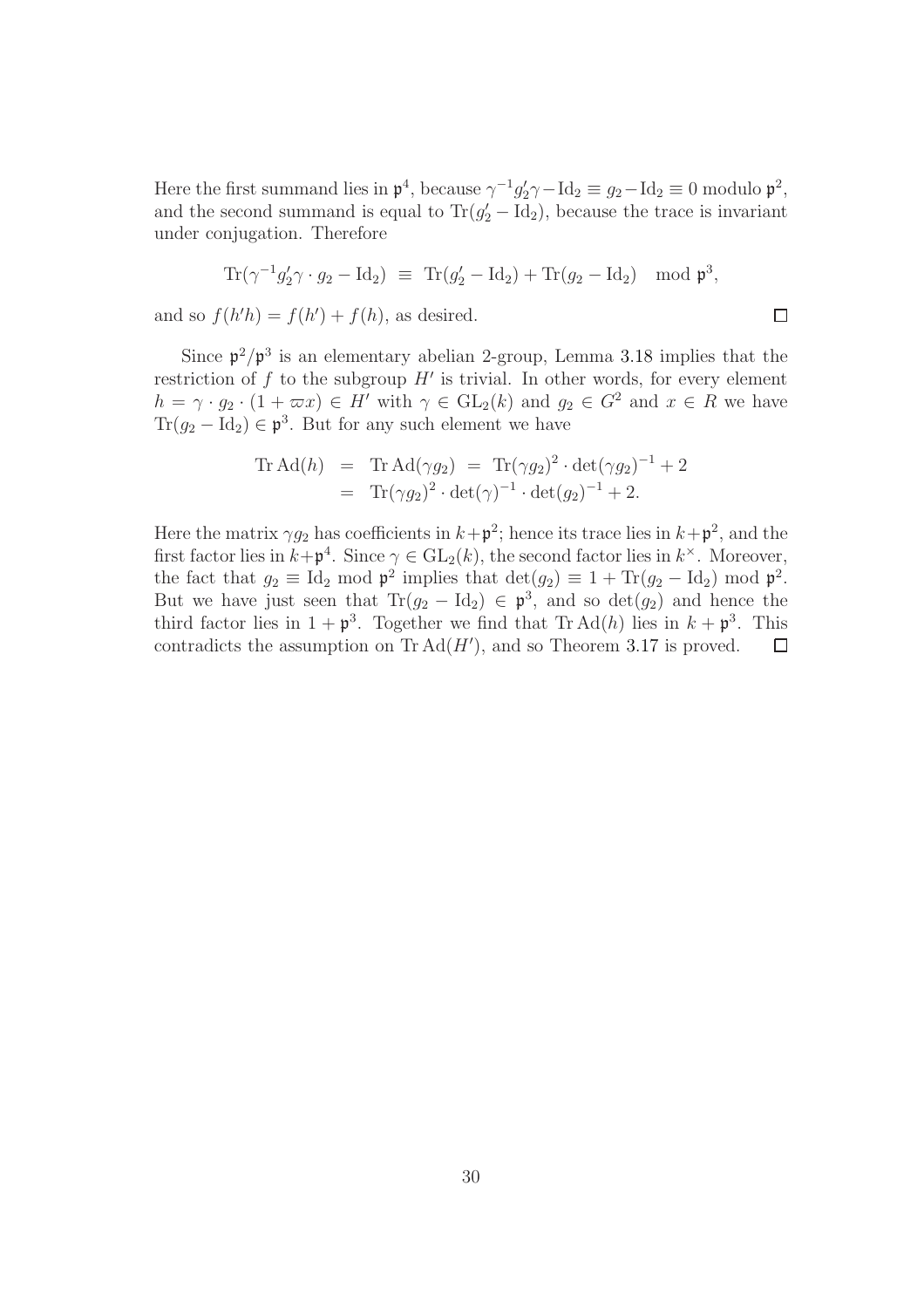Here the first summand lies in $\mathfrak{p}^4$, because $\gamma^{-1}g_2'\gamma - \mathrm{Id}_2 \equiv g_2 - \mathrm{Id}_2 \equiv 0$ modulo $\mathfrak{p}^2$, and the second summand is equal to $\mathrm{Tr}(g_2' - \mathrm{Id}_2)$, because the trace is invariant under conjugation. Therefore

$$\mathrm{Tr}(\gamma^{-1}g_2'\gamma \cdot g_2 - \mathrm{Id}_2) \;\equiv\; \mathrm{Tr}(g_2' - \mathrm{Id}_2) + \mathrm{Tr}(g_2 - \mathrm{Id}_2) \mod \mathfrak{p}^3,$$

and so $f(h'h) = f(h') + f(h)$, as desired. $\square$

Since $\mathfrak{p}^2/\mathfrak{p}^3$ is an elementary abelian 2-group, Lemma 3.18 implies that the restriction of $f$ to the subgroup $H'$ is trivial. In other words, for every element $h = \gamma \cdot g_2 \cdot (1 + \varpi x) \in H'$ with $\gamma \in \mathrm{GL}_2(k)$ and $g_2 \in G^2$ and $x \in R$ we have $\mathrm{Tr}(g_2 - \mathrm{Id}_2) \in \mathfrak{p}^3$. But for any such element we have

$$\begin{aligned} \mathrm{Tr}\,\mathrm{Ad}(h) &= \mathrm{Tr}\,\mathrm{Ad}(\gamma g_2) \;=\; \mathrm{Tr}(\gamma g_2)^2 \cdot \det(\gamma g_2)^{-1} + 2 \\ &= \mathrm{Tr}(\gamma g_2)^2 \cdot \det(\gamma)^{-1} \cdot \det(g_2)^{-1} + 2. \end{aligned}$$

Here the matrix $\gamma g_2$ has coefficients in $k + \mathfrak{p}^2$; hence its trace lies in $k + \mathfrak{p}^2$, and the first factor lies in $k + \mathfrak{p}^4$. Since $\gamma \in \mathrm{GL}_2(k)$, the second factor lies in $k^\times$. Moreover, the fact that $g_2 \equiv \mathrm{Id}_2 \mod \mathfrak{p}^2$ implies that $\det(g_2) \equiv 1 + \mathrm{Tr}(g_2 - \mathrm{Id}_2) \mod \mathfrak{p}^2$. But we have just seen that $\mathrm{Tr}(g_2 - \mathrm{Id}_2) \in \mathfrak{p}^3$, and so $\det(g_2)$ and hence the third factor lies in $1 + \mathfrak{p}^3$. Together we find that $\mathrm{Tr}\,\mathrm{Ad}(h)$ lies in $k + \mathfrak{p}^3$. This contradicts the assumption on $\mathrm{Tr}\,\mathrm{Ad}(H')$, and so Theorem 3.17 is proved. $\square$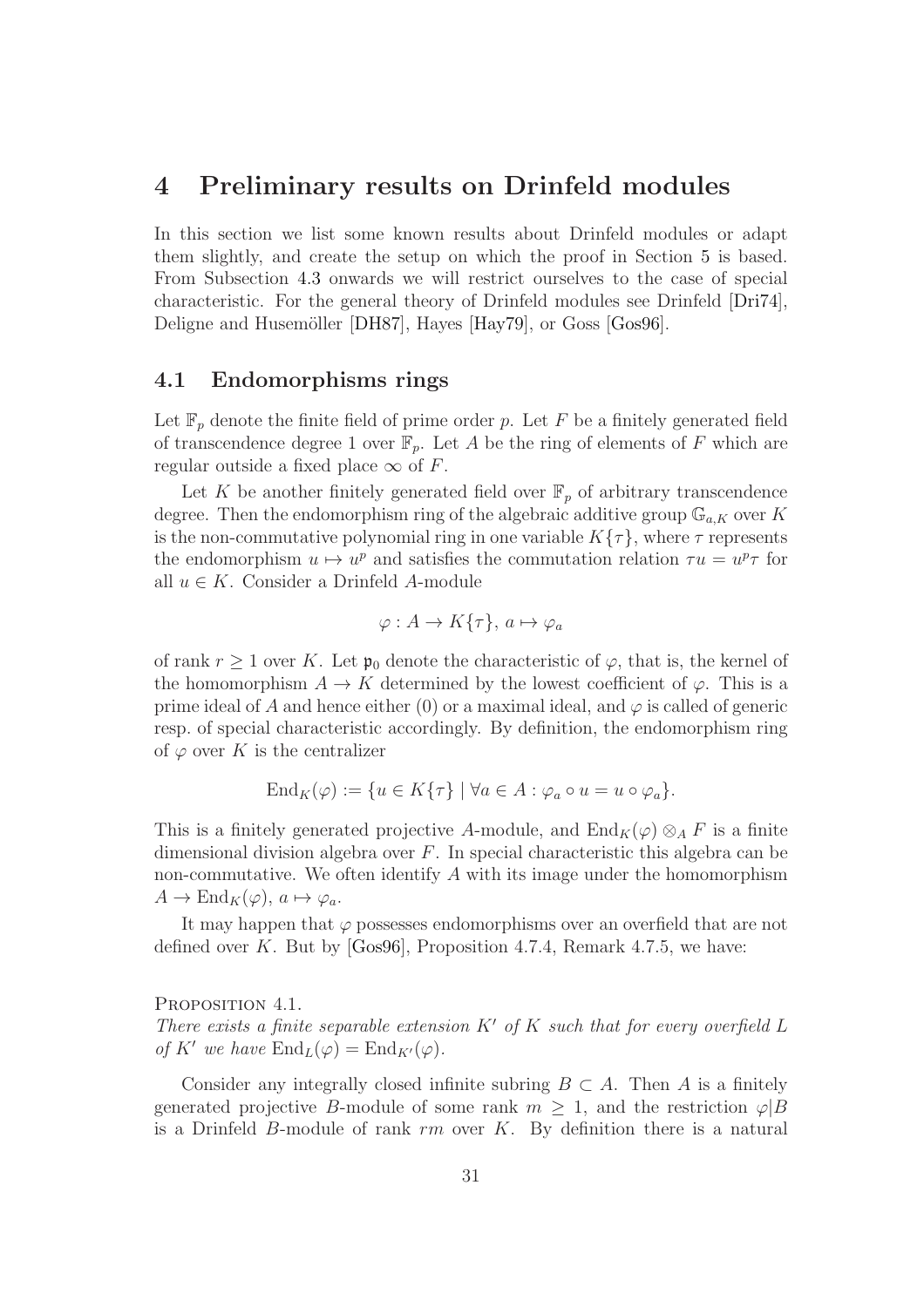# 4 Preliminary results on Drinfeld modules

In this section we list some known results about Drinfeld modules or adapt them slightly, and create the setup on which the proof in Section 5 is based. From Subsection 4.3 onwards we will restrict ourselves to the case of special characteristic. For the general theory of Drinfeld modules see Drinfeld [Dri74], Deligne and Husemöller [DH87], Hayes [Hay79], or Goss [Gos96].

## 4.1 Endomorphisms rings

Let $\mathbb{F}_p$ denote the finite field of prime order $p$. Let $F$ be a finitely generated field of transcendence degree 1 over $\mathbb{F}_p$. Let $A$ be the ring of elements of $F$ which are regular outside a fixed place $\infty$ of $F$.

Let $K$ be another finitely generated field over $\mathbb{F}_p$ of arbitrary transcendence degree. Then the endomorphism ring of the algebraic additive group $\mathbb{G}_{a,K}$ over $K$ is the non-commutative polynomial ring in one variable $K\{\tau\}$, where $\tau$ represents the endomorphism $u \mapsto u^p$ and satisfies the commutation relation $\tau u = u^p \tau$ for all $u \in K$. Consider a Drinfeld $A$-module

$$\varphi : A \to K\{\tau\},\ a \mapsto \varphi_a$$

of rank $r \geq 1$ over $K$. Let $\mathfrak{p}_0$ denote the characteristic of $\varphi$, that is, the kernel of the homomorphism $A \to K$ determined by the lowest coefficient of $\varphi$. This is a prime ideal of $A$ and hence either $(0)$ or a maximal ideal, and $\varphi$ is called of generic resp. of special characteristic accordingly. By definition, the endomorphism ring of $\varphi$ over $K$ is the centralizer

$$\mathrm{End}_K(\varphi) := \{u \in K\{\tau\} \mid \forall a \in A : \varphi_a \circ u = u \circ \varphi_a\}.$$

This is a finitely generated projective $A$-module, and $\mathrm{End}_K(\varphi) \otimes_A F$ is a finite dimensional division algebra over $F$. In special characteristic this algebra can be non-commutative. We often identify $A$ with its image under the homomorphism $A \to \mathrm{End}_K(\varphi)$, $a \mapsto \varphi_a$.

It may happen that $\varphi$ possesses endomorphisms over an overfield that are not defined over $K$. But by [Gos96], Proposition 4.7.4, Remark 4.7.5, we have:

Proposition 4.1.
*There exists a finite separable extension $K'$ of $K$ such that for every overfield $L$ of $K'$ we have $\mathrm{End}_L(\varphi) = \mathrm{End}_{K'}(\varphi)$.*

Consider any integrally closed infinite subring $B \subset A$. Then $A$ is a finitely generated projective $B$-module of some rank $m \geq 1$, and the restriction $\varphi|B$ is a Drinfeld $B$-module of rank $rm$ over $K$. By definition there is a natural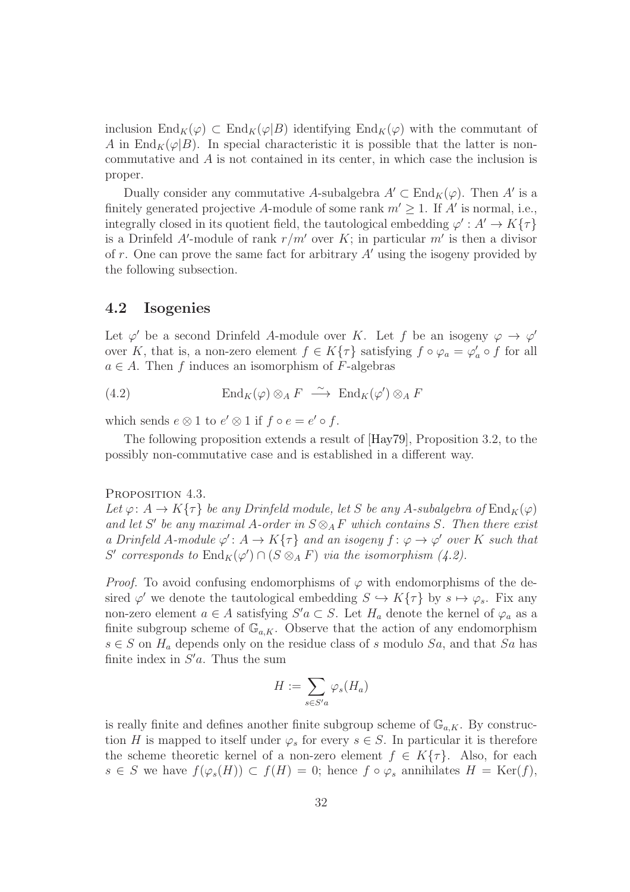inclusion $\mathrm{End}_K(\varphi) \subset \mathrm{End}_K(\varphi|B)$ identifying $\mathrm{End}_K(\varphi)$ with the commutant of $A$ in $\mathrm{End}_K(\varphi|B)$. In special characteristic it is possible that the latter is non-commutative and $A$ is not contained in its center, in which case the inclusion is proper.

Dually consider any commutative $A$-subalgebra $A' \subset \mathrm{End}_K(\varphi)$. Then $A'$ is a finitely generated projective $A$-module of some rank $m' \geq 1$. If $A'$ is normal, i.e., integrally closed in its quotient field, the tautological embedding $\varphi' : A' \to K\{\tau\}$ is a Drinfeld $A'$-module of rank $r/m'$ over $K$; in particular $m'$ is then a divisor of $r$. One can prove the same fact for arbitrary $A'$ using the isogeny provided by the following subsection.

## 4.2 Isogenies

Let $\varphi'$ be a second Drinfeld $A$-module over $K$. Let $f$ be an isogeny $\varphi \to \varphi'$ over $K$, that is, a non-zero element $f \in K\{\tau\}$ satisfying $f \circ \varphi_a = \varphi'_a \circ f$ for all $a \in A$. Then $f$ induces an isomorphism of $F$-algebras

$$\mathrm{End}_K(\varphi) \otimes_A F \xrightarrow{\ \sim\ } \mathrm{End}_K(\varphi') \otimes_A F \tag{4.2}$$

which sends $e \otimes 1$ to $e' \otimes 1$ if $f \circ e = e' \circ f$.

The following proposition extends a result of [Hay79], Proposition 3.2, to the possibly non-commutative case and is established in a different way.

Proposition 4.3.
*Let $\varphi \colon A \to K\{\tau\}$ be any Drinfeld module, let $S$ be any $A$-subalgebra of $\mathrm{End}_K(\varphi)$ and let $S'$ be any maximal $A$-order in $S \otimes_A F$ which contains $S$. Then there exist a Drinfeld $A$-module $\varphi' \colon A \to K\{\tau\}$ and an isogeny $f \colon \varphi \to \varphi'$ over $K$ such that $S'$ corresponds to $\mathrm{End}_K(\varphi') \cap (S \otimes_A F)$ via the isomorphism (4.2).*

*Proof.* To avoid confusing endomorphisms of $\varphi$ with endomorphisms of the desired $\varphi'$ we denote the tautological embedding $S \hookrightarrow K\{\tau\}$ by $s \mapsto \varphi_s$. Fix any non-zero element $a \in A$ satisfying $S'a \subset S$. Let $H_a$ denote the kernel of $\varphi_a$ as a finite subgroup scheme of $\mathbb{G}_{a,K}$. Observe that the action of any endomorphism $s \in S$ on $H_a$ depends only on the residue class of $s$ modulo $Sa$, and that $Sa$ has finite index in $S'a$. Thus the sum

$$H := \sum_{s \in S'a} \varphi_s(H_a)$$

is really finite and defines another finite subgroup scheme of $\mathbb{G}_{a,K}$. By construction $H$ is mapped to itself under $\varphi_s$ for every $s \in S$. In particular it is therefore the scheme theoretic kernel of a non-zero element $f \in K\{\tau\}$. Also, for each $s \in S$ we have $f(\varphi_s(H)) \subset f(H) = 0$; hence $f \circ \varphi_s$ annihilates $H = \mathrm{Ker}(f)$,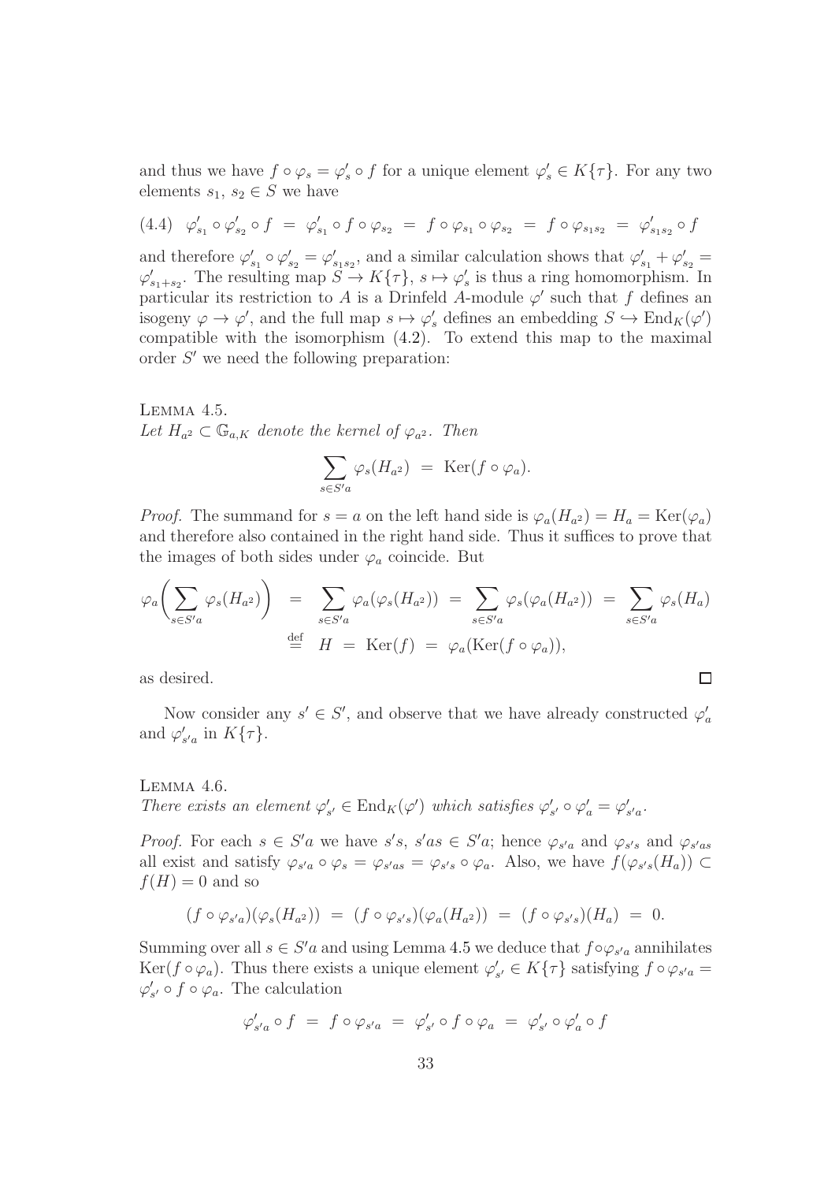and thus we have $f \circ \varphi_s = \varphi'_s \circ f$ for a unique element $\varphi'_s \in K\{\tau\}$. For any two elements $s_1$, $s_2 \in S$ we have

$$(4.4) \quad \varphi'_{s_1} \circ \varphi'_{s_2} \circ f \;=\; \varphi'_{s_1} \circ f \circ \varphi_{s_2} \;=\; f \circ \varphi_{s_1} \circ \varphi_{s_2} \;=\; f \circ \varphi_{s_1 s_2} \;=\; \varphi'_{s_1 s_2} \circ f$$

and therefore $\varphi'_{s_1} \circ \varphi'_{s_2} = \varphi'_{s_1 s_2}$, and a similar calculation shows that $\varphi'_{s_1} + \varphi'_{s_2} = \varphi'_{s_1+s_2}$. The resulting map $S \to K\{\tau\}$, $s \mapsto \varphi'_s$ is thus a ring homomorphism. In particular its restriction to $A$ is a Drinfeld $A$-module $\varphi'$ such that $f$ defines an isogeny $\varphi \to \varphi'$, and the full map $s \mapsto \varphi'_s$ defines an embedding $S \hookrightarrow \mathrm{End}_K(\varphi')$ compatible with the isomorphism (4.2). To extend this map to the maximal order $S'$ we need the following preparation:

**Lemma 4.5.**
*Let $H_{a^2} \subset \mathbb{G}_{a,K}$ denote the kernel of $\varphi_{a^2}$. Then*

$$\sum_{s \in S'a} \varphi_s(H_{a^2}) \;=\; \mathrm{Ker}(f \circ \varphi_a).$$

*Proof.* The summand for $s = a$ on the left hand side is $\varphi_a(H_{a^2}) = H_a = \mathrm{Ker}(\varphi_a)$ and therefore also contained in the right hand side. Thus it suffices to prove that the images of both sides under $\varphi_a$ coincide. But

$$\begin{aligned}
\varphi_a\biggl(\sum_{s \in S'a} \varphi_s(H_{a^2})\biggr) \;&=\; \sum_{s \in S'a} \varphi_a(\varphi_s(H_{a^2})) \;=\; \sum_{s \in S'a} \varphi_s(\varphi_a(H_{a^2})) \;=\; \sum_{s \in S'a} \varphi_s(H_a) \\
&\overset{\text{def}}{=}\; H \;=\; \mathrm{Ker}(f) \;=\; \varphi_a(\mathrm{Ker}(f \circ \varphi_a)),
\end{aligned}$$

as desired. $\square$

Now consider any $s' \in S'$, and observe that we have already constructed $\varphi'_a$ and $\varphi'_{s'a}$ in $K\{\tau\}$.

**Lemma 4.6.**
*There exists an element $\varphi'_{s'} \in \mathrm{End}_K(\varphi')$ which satisfies $\varphi'_{s'} \circ \varphi'_a = \varphi'_{s'a}$.*

*Proof.* For each $s \in S'a$ we have $s's$, $s'as \in S'a$; hence $\varphi_{s'a}$ and $\varphi_{s's}$ and $\varphi_{s'as}$ all exist and satisfy $\varphi_{s'a} \circ \varphi_s = \varphi_{s'as} = \varphi_{s's} \circ \varphi_a$. Also, we have $f(\varphi_{s's}(H_a)) \subset f(H) = 0$ and so

$$(f \circ \varphi_{s'a})(\varphi_s(H_{a^2})) \;=\; (f \circ \varphi_{s's})(\varphi_a(H_{a^2})) \;=\; (f \circ \varphi_{s's})(H_a) \;=\; 0.$$

Summing over all $s \in S'a$ and using Lemma 4.5 we deduce that $f \circ \varphi_{s'a}$ annihilates $\mathrm{Ker}(f \circ \varphi_a)$. Thus there exists a unique element $\varphi'_{s'} \in K\{\tau\}$ satisfying $f \circ \varphi_{s'a} = \varphi'_{s'} \circ f \circ \varphi_a$. The calculation

$$\varphi'_{s'a} \circ f \;=\; f \circ \varphi_{s'a} \;=\; \varphi'_{s'} \circ f \circ \varphi_a \;=\; \varphi'_{s'} \circ \varphi'_a \circ f$$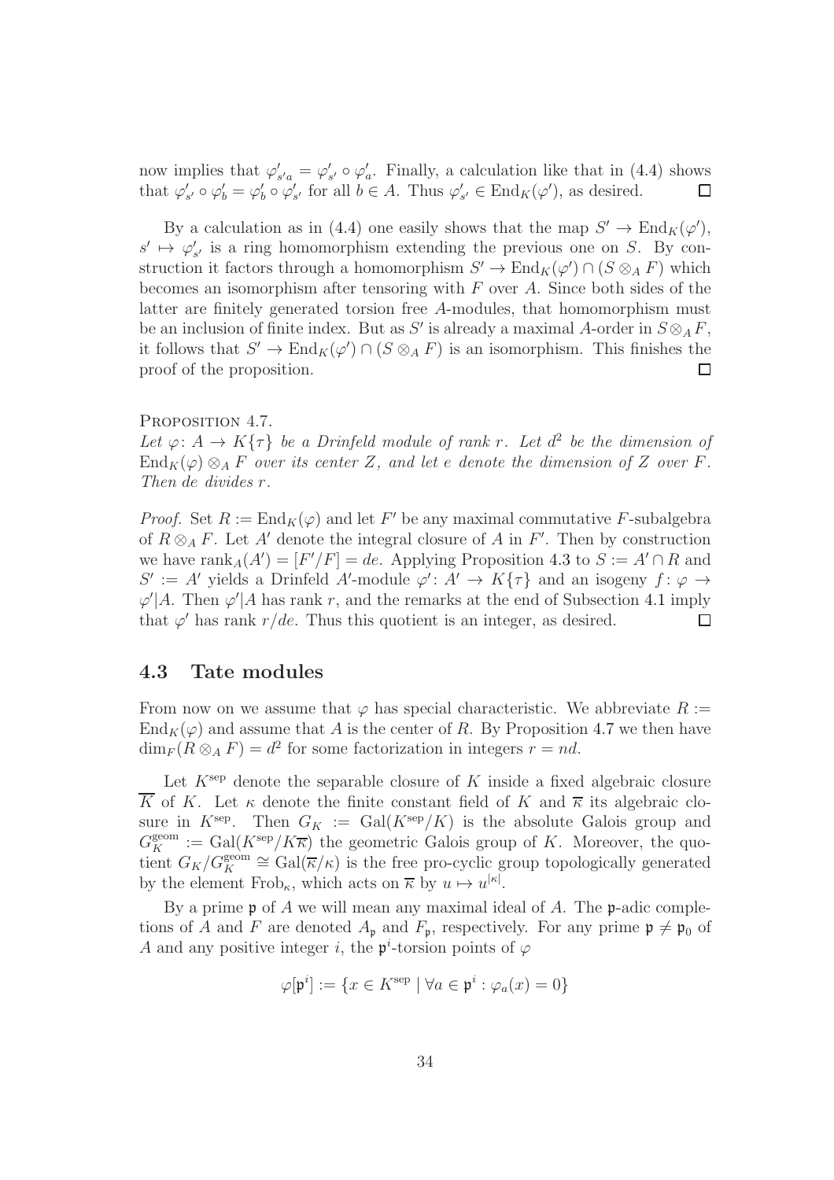now implies that $\varphi'_{s'a} = \varphi'_{s'} \circ \varphi'_a$. Finally, a calculation like that in (4.4) shows that $\varphi'_{s'} \circ \varphi'_b = \varphi'_b \circ \varphi'_{s'}$ for all $b \in A$. Thus $\varphi'_{s'} \in \mathrm{End}_K(\varphi')$, as desired. $\square$

By a calculation as in (4.4) one easily shows that the map $S' \to \mathrm{End}_K(\varphi')$, $s' \mapsto \varphi'_{s'}$ is a ring homomorphism extending the previous one on $S$. By construction it factors through a homomorphism $S' \to \mathrm{End}_K(\varphi') \cap (S \otimes_A F)$ which becomes an isomorphism after tensoring with $F$ over $A$. Since both sides of the latter are finitely generated torsion free $A$-modules, that homomorphism must be an inclusion of finite index. But as $S'$ is already a maximal $A$-order in $S \otimes_A F$, it follows that $S' \to \mathrm{End}_K(\varphi') \cap (S \otimes_A F)$ is an isomorphism. This finishes the proof of the proposition. $\square$

PROPOSITION 4.7.
*Let $\varphi\colon A \to K\{\tau\}$ be a Drinfeld module of rank $r$. Let $d^2$ be the dimension of $\mathrm{End}_K(\varphi) \otimes_A F$ over its center $Z$, and let $e$ denote the dimension of $Z$ over $F$. Then $de$ divides $r$.*

*Proof.* Set $R := \mathrm{End}_K(\varphi)$ and let $F'$ be any maximal commutative $F$-subalgebra of $R \otimes_A F$. Let $A'$ denote the integral closure of $A$ in $F'$. Then by construction we have $\mathrm{rank}_A(A') = [F'/F] = de$. Applying Proposition 4.3 to $S := A' \cap R$ and $S' := A'$ yields a Drinfeld $A'$-module $\varphi'\colon A' \to K\{\tau\}$ and an isogeny $f\colon \varphi \to \varphi'|A$. Then $\varphi'|A$ has rank $r$, and the remarks at the end of Subsection 4.1 imply that $\varphi'$ has rank $r/de$. Thus this quotient is an integer, as desired. $\square$

## 4.3 Tate modules

From now on we assume that $\varphi$ has special characteristic. We abbreviate $R := \mathrm{End}_K(\varphi)$ and assume that $A$ is the center of $R$. By Proposition 4.7 we then have $\dim_F(R \otimes_A F) = d^2$ for some factorization in integers $r = nd$.

Let $K^{\mathrm{sep}}$ denote the separable closure of $K$ inside a fixed algebraic closure $\overline{K}$ of $K$. Let $\kappa$ denote the finite constant field of $K$ and $\overline{\kappa}$ its algebraic closure in $K^{\mathrm{sep}}$. Then $G_K := \mathrm{Gal}(K^{\mathrm{sep}}/K)$ is the absolute Galois group and $G_K^{\mathrm{geom}} := \mathrm{Gal}(K^{\mathrm{sep}}/K\overline{\kappa})$ the geometric Galois group of $K$. Moreover, the quotient $G_K/G_K^{\mathrm{geom}} \cong \mathrm{Gal}(\overline{\kappa}/\kappa)$ is the free pro-cyclic group topologically generated by the element $\mathrm{Frob}_\kappa$, which acts on $\overline{\kappa}$ by $u \mapsto u^{|\kappa|}$.

By a prime $\mathfrak{p}$ of $A$ we will mean any maximal ideal of $A$. The $\mathfrak{p}$-adic completions of $A$ and $F$ are denoted $A_\mathfrak{p}$ and $F_\mathfrak{p}$, respectively. For any prime $\mathfrak{p} \neq \mathfrak{p}_0$ of $A$ and any positive integer $i$, the $\mathfrak{p}^i$-torsion points of $\varphi$

$$\varphi[\mathfrak{p}^i] := \{x \in K^{\mathrm{sep}} \mid \forall a \in \mathfrak{p}^i : \varphi_a(x) = 0\}$$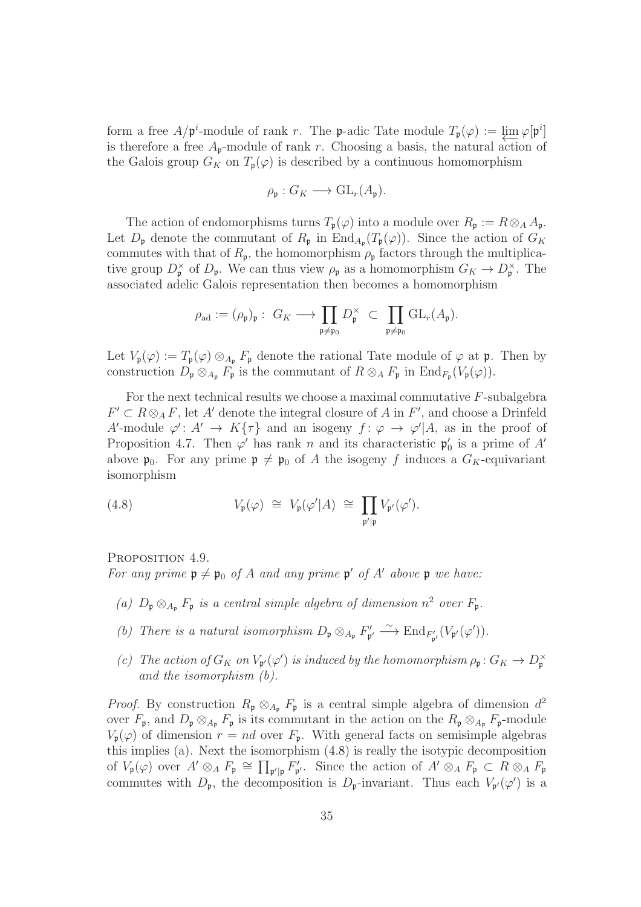form a free $A/\mathfrak{p}^i$-module of rank $r$. The $\mathfrak{p}$-adic Tate module $T_\mathfrak{p}(\varphi) := \varprojlim \varphi[\mathfrak{p}^i]$ is therefore a free $A_\mathfrak{p}$-module of rank $r$. Choosing a basis, the natural action of the Galois group $G_K$ on $T_\mathfrak{p}(\varphi)$ is described by a continuous homomorphism

$$\rho_\mathfrak{p} : G_K \longrightarrow \mathrm{GL}_r(A_\mathfrak{p}).$$

The action of endomorphisms turns $T_\mathfrak{p}(\varphi)$ into a module over $R_\mathfrak{p} := R \otimes_A A_\mathfrak{p}$. Let $D_\mathfrak{p}$ denote the commutant of $R_\mathfrak{p}$ in $\mathrm{End}_{A_\mathfrak{p}}(T_\mathfrak{p}(\varphi))$. Since the action of $G_K$ commutes with that of $R_\mathfrak{p}$, the homomorphism $\rho_\mathfrak{p}$ factors through the multiplicative group $D_\mathfrak{p}^\times$ of $D_\mathfrak{p}$. We can thus view $\rho_\mathfrak{p}$ as a homomorphism $G_K \to D_\mathfrak{p}^\times$. The associated adelic Galois representation then becomes a homomorphism

$$\rho_{\mathrm{ad}} := (\rho_\mathfrak{p})_\mathfrak{p} : \; G_K \longrightarrow \prod_{\mathfrak{p}\neq\mathfrak{p}_0} D_\mathfrak{p}^\times \;\subset\; \prod_{\mathfrak{p}\neq\mathfrak{p}_0} \mathrm{GL}_r(A_\mathfrak{p}).$$

Let $V_\mathfrak{p}(\varphi) := T_\mathfrak{p}(\varphi) \otimes_{A_\mathfrak{p}} F_\mathfrak{p}$ denote the rational Tate module of $\varphi$ at $\mathfrak{p}$. Then by construction $D_\mathfrak{p} \otimes_{A_\mathfrak{p}} F_\mathfrak{p}$ is the commutant of $R \otimes_A F_\mathfrak{p}$ in $\mathrm{End}_{F_\mathfrak{p}}(V_\mathfrak{p}(\varphi))$.

For the next technical results we choose a maximal commutative $F$-subalgebra $F' \subset R \otimes_A F$, let $A'$ denote the integral closure of $A$ in $F'$, and choose a Drinfeld $A'$-module $\varphi' \colon A' \to K\{\tau\}$ and an isogeny $f \colon \varphi \to \varphi'|A$, as in the proof of Proposition 4.7. Then $\varphi'$ has rank $n$ and its characteristic $\mathfrak{p}_0'$ is a prime of $A'$ above $\mathfrak{p}_0$. For any prime $\mathfrak{p} \neq \mathfrak{p}_0$ of $A$ the isogeny $f$ induces a $G_K$-equivariant isomorphism

$$V_\mathfrak{p}(\varphi) \;\cong\; V_\mathfrak{p}(\varphi'|A) \;\cong\; \prod_{\mathfrak{p}'|\mathfrak{p}} V_{\mathfrak{p}'}(\varphi'). \tag{4.8}$$

Proposition 4.9.
*For any prime $\mathfrak{p} \neq \mathfrak{p}_0$ of $A$ and any prime $\mathfrak{p}'$ of $A'$ above $\mathfrak{p}$ we have:*

- *(a) $D_\mathfrak{p} \otimes_{A_\mathfrak{p}} F_\mathfrak{p}$ is a central simple algebra of dimension $n^2$ over $F_\mathfrak{p}$.*
- *(b) There is a natural isomorphism $D_\mathfrak{p} \otimes_{A_\mathfrak{p}} F'_{\mathfrak{p}'} \xrightarrow{\sim} \mathrm{End}_{F'_{\mathfrak{p}'}}(V_{\mathfrak{p}'}(\varphi'))$.*
- *(c) The action of $G_K$ on $V_{\mathfrak{p}'}(\varphi')$ is induced by the homomorphism $\rho_\mathfrak{p} \colon G_K \to D_\mathfrak{p}^\times$ and the isomorphism (b).*

*Proof.* By construction $R_\mathfrak{p} \otimes_{A_\mathfrak{p}} F_\mathfrak{p}$ is a central simple algebra of dimension $d^2$ over $F_\mathfrak{p}$, and $D_\mathfrak{p} \otimes_{A_\mathfrak{p}} F_\mathfrak{p}$ is its commutant in the action on the $R_\mathfrak{p} \otimes_{A_\mathfrak{p}} F_\mathfrak{p}$-module $V_\mathfrak{p}(\varphi)$ of dimension $r = nd$ over $F_\mathfrak{p}$. With general facts on semisimple algebras this implies (a). Next the isomorphism (4.8) is really the isotypic decomposition of $V_\mathfrak{p}(\varphi)$ over $A' \otimes_A F_\mathfrak{p} \cong \prod_{\mathfrak{p}'|\mathfrak{p}} F'_{\mathfrak{p}'}$. Since the action of $A' \otimes_A F_\mathfrak{p} \subset R \otimes_A F_\mathfrak{p}$ commutes with $D_\mathfrak{p}$, the decomposition is $D_\mathfrak{p}$-invariant. Thus each $V_{\mathfrak{p}'}(\varphi')$ is a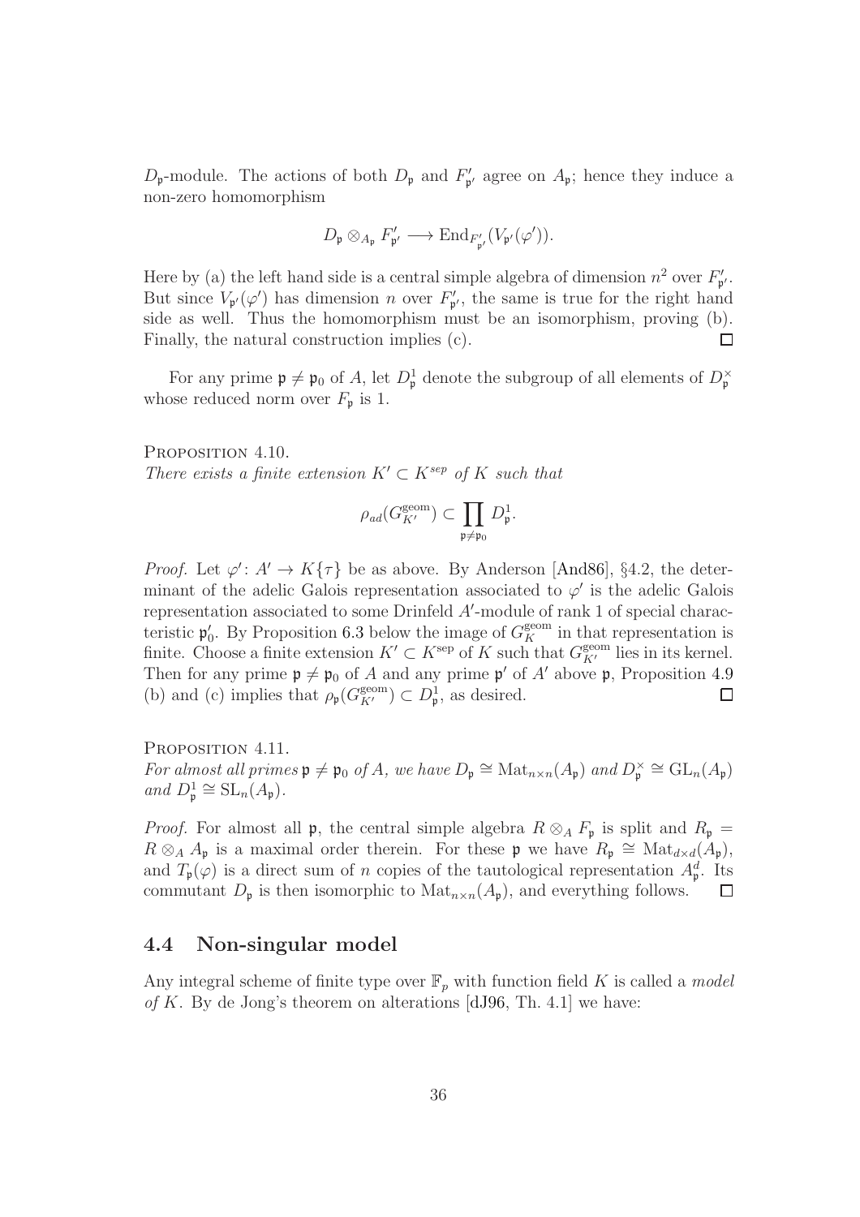$D_\mathfrak{p}$-module. The actions of both $D_\mathfrak{p}$ and $F'_{\mathfrak{p}'}$ agree on $A_\mathfrak{p}$; hence they induce a non-zero homomorphism

$$D_\mathfrak{p} \otimes_{A_\mathfrak{p}} F'_{\mathfrak{p}'} \longrightarrow \mathrm{End}_{F'_{\mathfrak{p}'}}(V_{\mathfrak{p}'}(\varphi')).$$

Here by (a) the left hand side is a central simple algebra of dimension $n^2$ over $F'_{\mathfrak{p}'}$. But since $V_{\mathfrak{p}'}(\varphi')$ has dimension $n$ over $F'_{\mathfrak{p}'}$, the same is true for the right hand side as well. Thus the homomorphism must be an isomorphism, proving (b). Finally, the natural construction implies (c). $\square$

For any prime $\mathfrak{p} \neq \mathfrak{p}_0$ of $A$, let $D^1_\mathfrak{p}$ denote the subgroup of all elements of $D^\times_\mathfrak{p}$ whose reduced norm over $F_\mathfrak{p}$ is 1.

Proposition 4.10.
*There exists a finite extension $K' \subset K^{sep}$ of $K$ such that*

$$\rho_{ad}(G^{\mathrm{geom}}_{K'}) \subset \prod_{\mathfrak{p} \neq \mathfrak{p}_0} D^1_\mathfrak{p}.$$

*Proof.* Let $\varphi' \colon A' \to K\{\tau\}$ be as above. By Anderson [And86], §4.2, the determinant of the adelic Galois representation associated to $\varphi'$ is the adelic Galois representation associated to some Drinfeld $A'$-module of rank 1 of special characteristic $\mathfrak{p}'_0$. By Proposition 6.3 below the image of $G^{\mathrm{geom}}_K$ in that representation is finite. Choose a finite extension $K' \subset K^{\mathrm{sep}}$ of $K$ such that $G^{\mathrm{geom}}_{K'}$ lies in its kernel. Then for any prime $\mathfrak{p} \neq \mathfrak{p}_0$ of $A$ and any prime $\mathfrak{p}'$ of $A'$ above $\mathfrak{p}$, Proposition 4.9 (b) and (c) implies that $\rho_\mathfrak{p}(G^{\mathrm{geom}}_{K'}) \subset D^1_\mathfrak{p}$, as desired. $\square$

Proposition 4.11.
*For almost all primes $\mathfrak{p} \neq \mathfrak{p}_0$ of $A$, we have $D_\mathfrak{p} \cong \mathrm{Mat}_{n\times n}(A_\mathfrak{p})$ and $D^\times_\mathfrak{p} \cong \mathrm{GL}_n(A_\mathfrak{p})$ and $D^1_\mathfrak{p} \cong \mathrm{SL}_n(A_\mathfrak{p})$.*

*Proof.* For almost all $\mathfrak{p}$, the central simple algebra $R \otimes_A F_\mathfrak{p}$ is split and $R_\mathfrak{p} = R \otimes_A A_\mathfrak{p}$ is a maximal order therein. For these $\mathfrak{p}$ we have $R_\mathfrak{p} \cong \mathrm{Mat}_{d\times d}(A_\mathfrak{p})$, and $T_\mathfrak{p}(\varphi)$ is a direct sum of $n$ copies of the tautological representation $A^d_\mathfrak{p}$. Its commutant $D_\mathfrak{p}$ is then isomorphic to $\mathrm{Mat}_{n\times n}(A_\mathfrak{p})$, and everything follows. $\square$

## 4.4 Non-singular model

Any integral scheme of finite type over $\mathbb{F}_p$ with function field $K$ is called a *model of $K$*. By de Jong's theorem on alterations [dJ96, Th. 4.1] we have: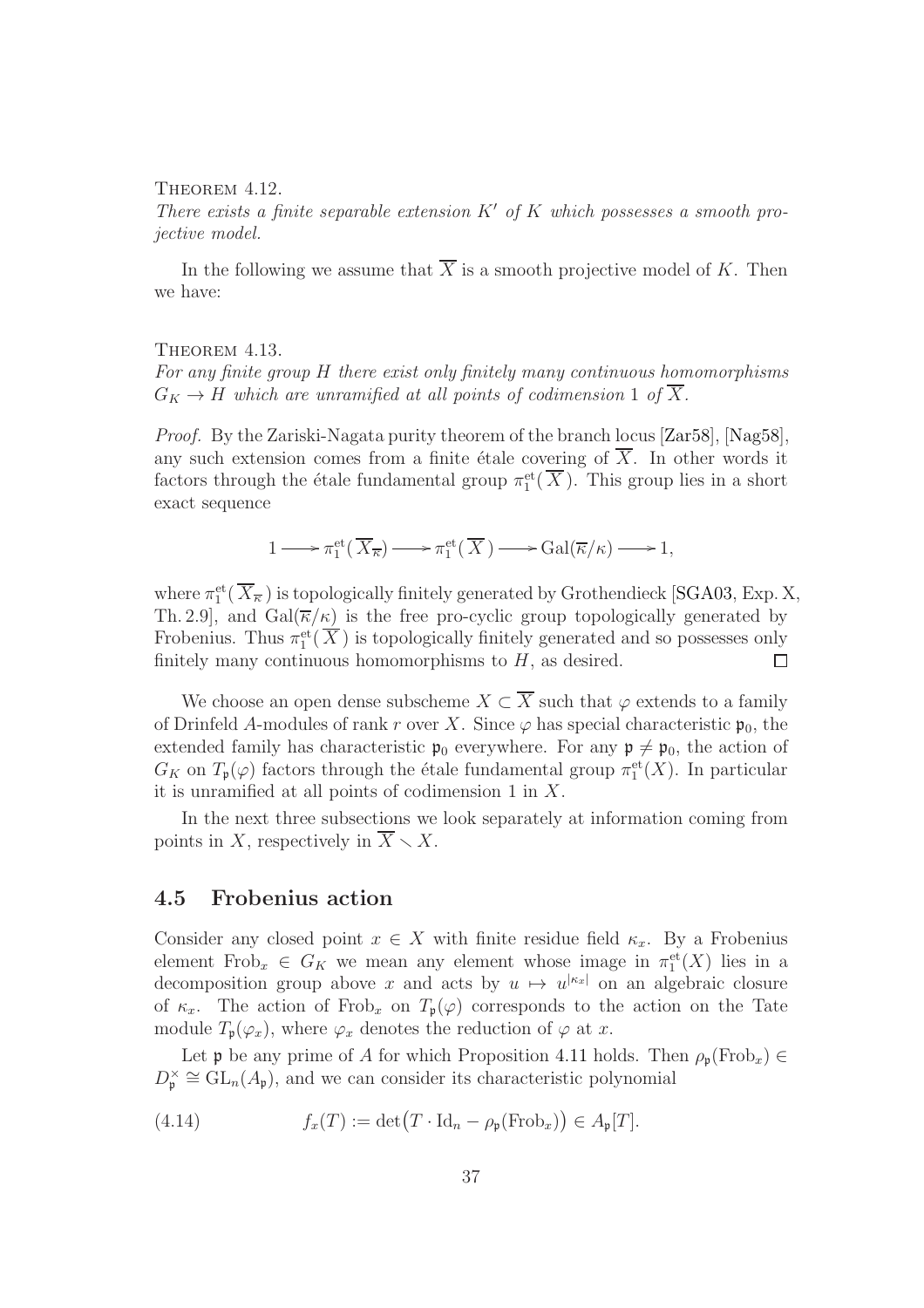Theorem 4.12.
*There exists a finite separable extension $K'$ of $K$ which possesses a smooth projective model.*

In the following we assume that $\overline{X}$ is a smooth projective model of $K$. Then we have:

Theorem 4.13.
*For any finite group $H$ there exist only finitely many continuous homomorphisms $G_K \to H$ which are unramified at all points of codimension 1 of $\overline{X}$.*

*Proof.* By the Zariski-Nagata purity theorem of the branch locus [Zar58], [Nag58], any such extension comes from a finite étale covering of $\overline{X}$. In other words it factors through the étale fundamental group $\pi_1^{\text{et}}(\overline{X})$. This group lies in a short exact sequence

$$1 \longrightarrow \pi_1^{\text{et}}(\overline{X}_{\overline{\kappa}}) \longrightarrow \pi_1^{\text{et}}(\overline{X}) \longrightarrow \text{Gal}(\overline{\kappa}/\kappa) \longrightarrow 1,$$

where $\pi_1^{\text{et}}(\overline{X}_{\overline{\kappa}})$ is topologically finitely generated by Grothendieck [SGA03, Exp. X, Th. 2.9], and $\text{Gal}(\overline{\kappa}/\kappa)$ is the free pro-cyclic group topologically generated by Frobenius. Thus $\pi_1^{\text{et}}(\overline{X})$ is topologically finitely generated and so possesses only finitely many continuous homomorphisms to $H$, as desired. $\square$

We choose an open dense subscheme $X \subset \overline{X}$ such that $\varphi$ extends to a family of Drinfeld $A$-modules of rank $r$ over $X$. Since $\varphi$ has special characteristic $\mathfrak{p}_0$, the extended family has characteristic $\mathfrak{p}_0$ everywhere. For any $\mathfrak{p} \neq \mathfrak{p}_0$, the action of $G_K$ on $T_{\mathfrak{p}}(\varphi)$ factors through the étale fundamental group $\pi_1^{\text{et}}(X)$. In particular it is unramified at all points of codimension 1 in $X$.

In the next three subsections we look separately at information coming from points in $X$, respectively in $\overline{X} \setminus X$.

## 4.5 Frobenius action

Consider any closed point $x \in X$ with finite residue field $\kappa_x$. By a Frobenius element $\text{Frob}_x \in G_K$ we mean any element whose image in $\pi_1^{\text{et}}(X)$ lies in a decomposition group above $x$ and acts by $u \mapsto u^{|\kappa_x|}$ on an algebraic closure of $\kappa_x$. The action of $\text{Frob}_x$ on $T_{\mathfrak{p}}(\varphi)$ corresponds to the action on the Tate module $T_{\mathfrak{p}}(\varphi_x)$, where $\varphi_x$ denotes the reduction of $\varphi$ at $x$.

Let $\mathfrak{p}$ be any prime of $A$ for which Proposition 4.11 holds. Then $\rho_{\mathfrak{p}}(\text{Frob}_x) \in D_{\mathfrak{p}}^{\times} \cong \text{GL}_n(A_{\mathfrak{p}})$, and we can consider its characteristic polynomial

$$f_x(T) := \det\bigl(T \cdot \text{Id}_n - \rho_{\mathfrak{p}}(\text{Frob}_x)\bigr) \in A_{\mathfrak{p}}[T]. \tag{4.14}$$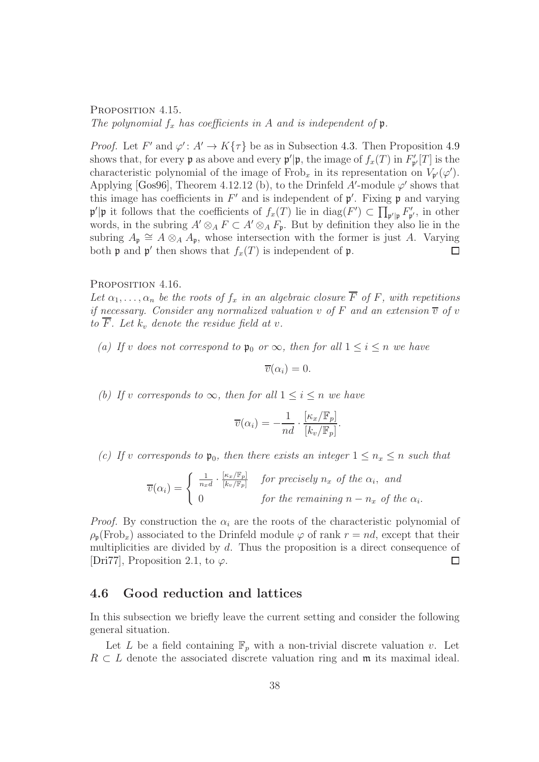Proposition 4.15.
*The polynomial $f_x$ has coefficients in $A$ and is independent of $\mathfrak{p}$.*

*Proof.* Let $F'$ and $\varphi' \colon A' \to K\{\tau\}$ be as in Subsection 4.3. Then Proposition 4.9 shows that, for every $\mathfrak{p}$ as above and every $\mathfrak{p}'|\mathfrak{p}$, the image of $f_x(T)$ in $F'_{\mathfrak{p}'}[T]$ is the characteristic polynomial of the image of $\mathrm{Frob}_x$ in its representation on $V_{\mathfrak{p}'}(\varphi')$. Applying [Gos96], Theorem 4.12.12 (b), to the Drinfeld $A'$-module $\varphi'$ shows that this image has coefficients in $F'$ and is independent of $\mathfrak{p}'$. Fixing $\mathfrak{p}$ and varying $\mathfrak{p}'|\mathfrak{p}$ it follows that the coefficients of $f_x(T)$ lie in $\mathrm{diag}(F') \subset \prod_{\mathfrak{p}'|\mathfrak{p}} F'_{\mathfrak{p}'}$, in other words, in the subring $A' \otimes_A F \subset A' \otimes_A F_{\mathfrak{p}}$. But by definition they also lie in the subring $A_{\mathfrak{p}} \cong A \otimes_A A_{\mathfrak{p}}$, whose intersection with the former is just $A$. Varying both $\mathfrak{p}$ and $\mathfrak{p}'$ then shows that $f_x(T)$ is independent of $\mathfrak{p}$. $\square$

Proposition 4.16.
*Let $\alpha_1, \ldots, \alpha_n$ be the roots of $f_x$ in an algebraic closure $\overline{F}$ of $F$, with repetitions if necessary. Consider any normalized valuation $v$ of $F$ and an extension $\overline{v}$ of $v$ to $\overline{F}$. Let $k_v$ denote the residue field at $v$.*

*(a) If $v$ does not correspond to $\mathfrak{p}_0$ or $\infty$, then for all $1 \leq i \leq n$ we have*

$$\overline{v}(\alpha_i) = 0.$$

*(b) If $v$ corresponds to $\infty$, then for all $1 \leq i \leq n$ we have*

$$\overline{v}(\alpha_i) = -\frac{1}{nd} \cdot \frac{[\kappa_x/\mathbb{F}_p]}{[k_v/\mathbb{F}_p]}.$$

*(c) If $v$ corresponds to $\mathfrak{p}_0$, then there exists an integer $1 \leq n_x \leq n$ such that*

$$\overline{v}(\alpha_i) = \begin{cases} \frac{1}{n_x d} \cdot \frac{[\kappa_x/\mathbb{F}_p]}{[k_v/\mathbb{F}_p]} & \text{for precisely } n_x \text{ of the } \alpha_i, \text{ and} \\ 0 & \text{for the remaining } n - n_x \text{ of the } \alpha_i. \end{cases}$$

*Proof.* By construction the $\alpha_i$ are the roots of the characteristic polynomial of $\rho_{\mathfrak{p}}(\mathrm{Frob}_x)$ associated to the Drinfeld module $\varphi$ of rank $r = nd$, except that their multiplicities are divided by $d$. Thus the proposition is a direct consequence of [Dri77], Proposition 2.1, to $\varphi$. $\square$

## 4.6 Good reduction and lattices

In this subsection we briefly leave the current setting and consider the following general situation.

Let $L$ be a field containing $\mathbb{F}_p$ with a non-trivial discrete valuation $v$. Let $R \subset L$ denote the associated discrete valuation ring and $\mathfrak{m}$ its maximal ideal.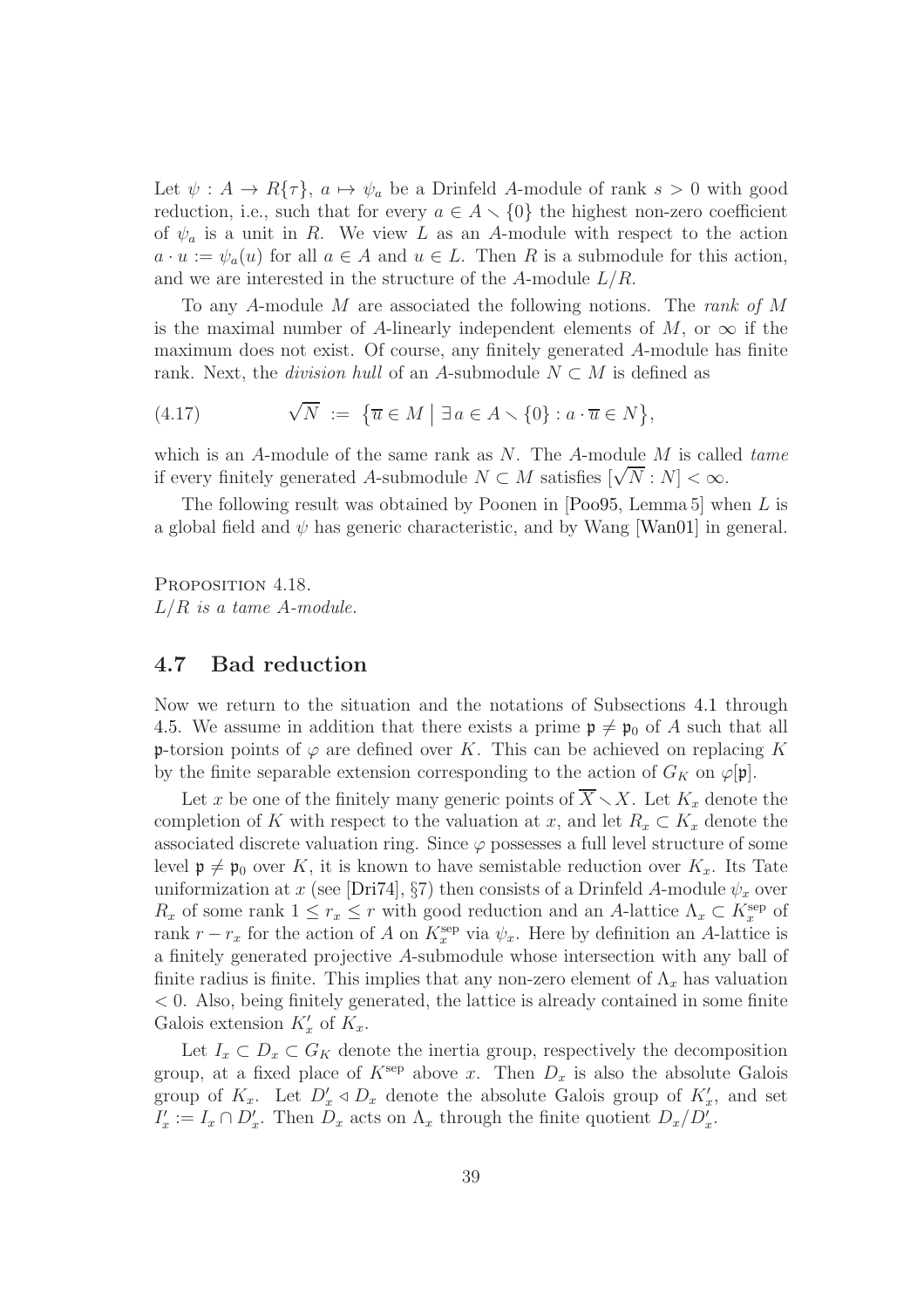Let $\psi : A \to R\{\tau\}$, $a \mapsto \psi_a$ be a Drinfeld $A$-module of rank $s > 0$ with good reduction, i.e., such that for every $a \in A \smallsetminus \{0\}$ the highest non-zero coefficient of $\psi_a$ is a unit in $R$. We view $L$ as an $A$-module with respect to the action $a \cdot u := \psi_a(u)$ for all $a \in A$ and $u \in L$. Then $R$ is a submodule for this action, and we are interested in the structure of the $A$-module $L/R$.

To any $A$-module $M$ are associated the following notions. The *rank of $M$* is the maximal number of $A$-linearly independent elements of $M$, or $\infty$ if the maximum does not exist. Of course, any finitely generated $A$-module has finite rank. Next, the *division hull* of an $A$-submodule $N \subset M$ is defined as

$$\sqrt{N} \;:=\; \big\{\overline{u} \in M \;\big|\; \exists\, a \in A \smallsetminus \{0\} : a \cdot \overline{u} \in N\big\}, \tag{4.17}$$

which is an $A$-module of the same rank as $N$. The $A$-module $M$ is called *tame* if every finitely generated $A$-submodule $N \subset M$ satisfies $[\sqrt{N} : N] < \infty$.

The following result was obtained by Poonen in [Poo95, Lemma 5] when $L$ is a global field and $\psi$ has generic characteristic, and by Wang [Wan01] in general.

PROPOSITION 4.18.
*$L/R$ is a tame $A$-module.*

## 4.7 Bad reduction

Now we return to the situation and the notations of Subsections 4.1 through 4.5. We assume in addition that there exists a prime $\mathfrak{p} \neq \mathfrak{p}_0$ of $A$ such that all $\mathfrak{p}$-torsion points of $\varphi$ are defined over $K$. This can be achieved on replacing $K$ by the finite separable extension corresponding to the action of $G_K$ on $\varphi[\mathfrak{p}]$.

Let $x$ be one of the finitely many generic points of $\overline{X} \smallsetminus X$. Let $K_x$ denote the completion of $K$ with respect to the valuation at $x$, and let $R_x \subset K_x$ denote the associated discrete valuation ring. Since $\varphi$ possesses a full level structure of some level $\mathfrak{p} \neq \mathfrak{p}_0$ over $K$, it is known to have semistable reduction over $K_x$. Its Tate uniformization at $x$ (see [Dri74], §7) then consists of a Drinfeld $A$-module $\psi_x$ over $R_x$ of some rank $1 \leq r_x \leq r$ with good reduction and an $A$-lattice $\Lambda_x \subset K_x^{\text{sep}}$ of rank $r - r_x$ for the action of $A$ on $K_x^{\text{sep}}$ via $\psi_x$. Here by definition an $A$-lattice is a finitely generated projective $A$-submodule whose intersection with any ball of finite radius is finite. This implies that any non-zero element of $\Lambda_x$ has valuation $< 0$. Also, being finitely generated, the lattice is already contained in some finite Galois extension $K_x'$ of $K_x$.

Let $I_x \subset D_x \subset G_K$ denote the inertia group, respectively the decomposition group, at a fixed place of $K^{\text{sep}}$ above $x$. Then $D_x$ is also the absolute Galois group of $K_x$. Let $D_x' \lhd D_x$ denote the absolute Galois group of $K_x'$, and set $I_x' := I_x \cap D_x'$. Then $D_x$ acts on $\Lambda_x$ through the finite quotient $D_x/D_x'$.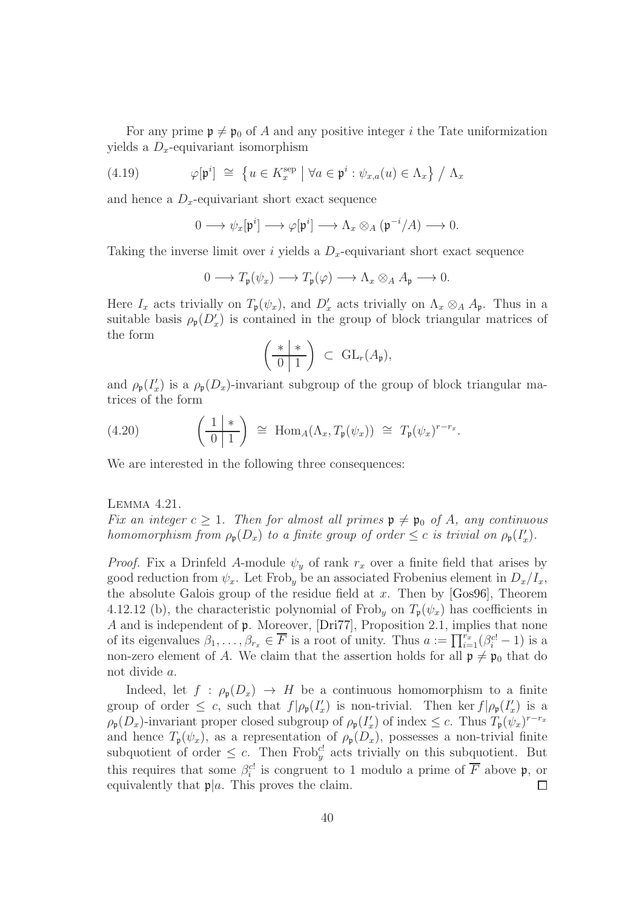For any prime $\mathfrak{p} \neq \mathfrak{p}_0$ of $A$ and any positive integer $i$ the Tate uniformization yields a $D_x$-equivariant isomorphism

$$\varphi[\mathfrak{p}^i] \;\cong\; \big\{ u \in K_x^{\mathrm{sep}} \;\big|\; \forall a \in \mathfrak{p}^i : \psi_{x,a}(u) \in \Lambda_x \big\} \;/\; \Lambda_x \tag{4.19}$$

and hence a $D_x$-equivariant short exact sequence

$$0 \longrightarrow \psi_x[\mathfrak{p}^i] \longrightarrow \varphi[\mathfrak{p}^i] \longrightarrow \Lambda_x \otimes_A (\mathfrak{p}^{-i}/A) \longrightarrow 0.$$

Taking the inverse limit over $i$ yields a $D_x$-equivariant short exact sequence

$$0 \longrightarrow T_{\mathfrak{p}}(\psi_x) \longrightarrow T_{\mathfrak{p}}(\varphi) \longrightarrow \Lambda_x \otimes_A A_{\mathfrak{p}} \longrightarrow 0.$$

Here $I_x$ acts trivially on $T_{\mathfrak{p}}(\psi_x)$, and $D'_x$ acts trivially on $\Lambda_x \otimes_A A_{\mathfrak{p}}$. Thus in a suitable basis $\rho_{\mathfrak{p}}(D'_x)$ is contained in the group of block triangular matrices of the form

$$\left( \begin{array}{c|c} * & * \\ \hline 0 & 1 \end{array} \right) \;\subset\; \mathrm{GL}_r(A_{\mathfrak{p}}),$$

and $\rho_{\mathfrak{p}}(I'_x)$ is a $\rho_{\mathfrak{p}}(D_x)$-invariant subgroup of the group of block triangular matrices of the form

$$\left( \begin{array}{c|c} 1 & * \\ \hline 0 & 1 \end{array} \right) \;\cong\; \mathrm{Hom}_A(\Lambda_x, T_{\mathfrak{p}}(\psi_x)) \;\cong\; T_{\mathfrak{p}}(\psi_x)^{r-r_x}. \tag{4.20}$$

We are interested in the following three consequences:

**Lemma 4.21.**
*Fix an integer $c \geq 1$. Then for almost all primes $\mathfrak{p} \neq \mathfrak{p}_0$ of $A$, any continuous homomorphism from $\rho_{\mathfrak{p}}(D_x)$ to a finite group of order $\leq c$ is trivial on $\rho_{\mathfrak{p}}(I'_x)$.*

*Proof.* Fix a Drinfeld $A$-module $\psi_y$ of rank $r_x$ over a finite field that arises by good reduction from $\psi_x$. Let $\mathrm{Frob}_y$ be an associated Frobenius element in $D_x/I_x$, the absolute Galois group of the residue field at $x$. Then by [Gos96], Theorem 4.12.12 (b), the characteristic polynomial of $\mathrm{Frob}_y$ on $T_{\mathfrak{p}}(\psi_x)$ has coefficients in $A$ and is independent of $\mathfrak{p}$. Moreover, [Dri77], Proposition 2.1, implies that none of its eigenvalues $\beta_1, \ldots, \beta_{r_x} \in \overline{F}$ is a root of unity. Thus $a := \prod_{i=1}^{r_x} (\beta_i^{c!} - 1)$ is a non-zero element of $A$. We claim that the assertion holds for all $\mathfrak{p} \neq \mathfrak{p}_0$ that do not divide $a$.

Indeed, let $f : \rho_{\mathfrak{p}}(D_x) \to H$ be a continuous homomorphism to a finite group of order $\leq c$, such that $f|\rho_{\mathfrak{p}}(I'_x)$ is non-trivial. Then $\ker f|\rho_{\mathfrak{p}}(I'_x)$ is a $\rho_{\mathfrak{p}}(D_x)$-invariant proper closed subgroup of $\rho_{\mathfrak{p}}(I'_x)$ of index $\leq c$. Thus $T_{\mathfrak{p}}(\psi_x)^{r-r_x}$ and hence $T_{\mathfrak{p}}(\psi_x)$, as a representation of $\rho_{\mathfrak{p}}(D_x)$, possesses a non-trivial finite subquotient of order $\leq c$. Then $\mathrm{Frob}_y^{c!}$ acts trivially on this subquotient. But this requires that some $\beta_i^{c!}$ is congruent to 1 modulo a prime of $\overline{F}$ above $\mathfrak{p}$, or equivalently that $\mathfrak{p}|a$. This proves the claim. ∎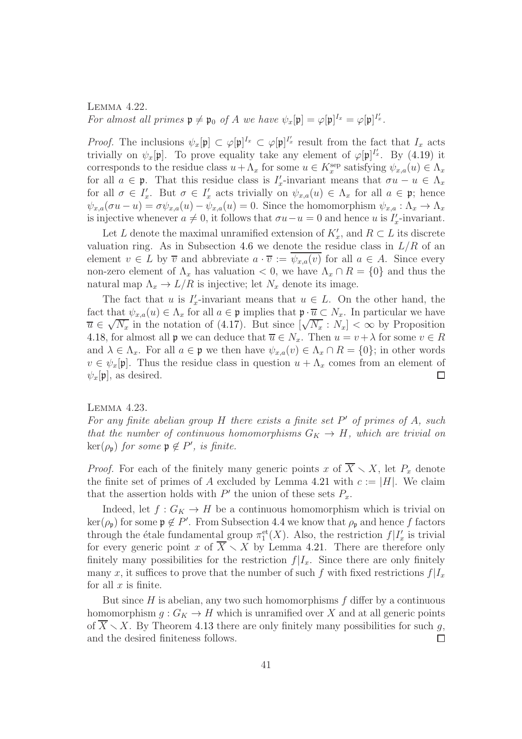Lemma 4.22.

*For almost all primes $\mathfrak{p} \neq \mathfrak{p}_0$ of $A$ we have $\psi_x[\mathfrak{p}] = \varphi[\mathfrak{p}]^{I_x} = \varphi[\mathfrak{p}]^{I'_x}$.*

*Proof.* The inclusions $\psi_x[\mathfrak{p}] \subset \varphi[\mathfrak{p}]^{I_x} \subset \varphi[\mathfrak{p}]^{I'_x}$ result from the fact that $I_x$ acts trivially on $\psi_x[\mathfrak{p}]$. To prove equality take any element of $\varphi[\mathfrak{p}]^{I'_x}$. By (4.19) it corresponds to the residue class $u + \Lambda_x$ for some $u \in K_x^{\rm sep}$ satisfying $\psi_{x,a}(u) \in \Lambda_x$ for all $a \in \mathfrak{p}$. That this residue class is $I'_x$-invariant means that $\sigma u - u \in \Lambda_x$ for all $\sigma \in I'_x$. But $\sigma \in I'_x$ acts trivially on $\psi_{x,a}(u) \in \Lambda_x$ for all $a \in \mathfrak{p}$; hence $\psi_{x,a}(\sigma u - u) = \sigma \psi_{x,a}(u) - \psi_{x,a}(u) = 0$. Since the homomorphism $\psi_{x,a} : \Lambda_x \to \Lambda_x$ is injective whenever $a \neq 0$, it follows that $\sigma u - u = 0$ and hence $u$ is $I'_x$-invariant.

Let $L$ denote the maximal unramified extension of $K'_x$, and $R \subset L$ its discrete valuation ring. As in Subsection 4.6 we denote the residue class in $L/R$ of an element $v \in L$ by $\overline{v}$ and abbreviate $a \cdot \overline{v} := \overline{\psi_{x,a}(v)}$ for all $a \in A$. Since every non-zero element of $\Lambda_x$ has valuation $< 0$, we have $\Lambda_x \cap R = \{0\}$ and thus the natural map $\Lambda_x \to L/R$ is injective; let $N_x$ denote its image.

The fact that $u$ is $I'_x$-invariant means that $u \in L$. On the other hand, the fact that $\psi_{x,a}(u) \in \Lambda_x$ for all $a \in \mathfrak{p}$ implies that $\mathfrak{p} \cdot \overline{u} \subset N_x$. In particular we have $\overline{u} \in \sqrt{N_x}$ in the notation of (4.17). But since $[\sqrt{N_x} : N_x] < \infty$ by Proposition 4.18, for almost all $\mathfrak{p}$ we can deduce that $\overline{u} \in N_x$. Then $u = v + \lambda$ for some $v \in R$ and $\lambda \in \Lambda_x$. For all $a \in \mathfrak{p}$ we then have $\psi_{x,a}(v) \in \Lambda_x \cap R = \{0\}$; in other words $v \in \psi_x[\mathfrak{p}]$. Thus the residue class in question $u + \Lambda_x$ comes from an element of $\psi_x[\mathfrak{p}]$, as desired. $\square$

Lemma 4.23.

*For any finite abelian group $H$ there exists a finite set $P'$ of primes of $A$, such that the number of continuous homomorphisms $G_K \to H$, which are trivial on $\ker(\rho_\mathfrak{p})$ for some $\mathfrak{p} \notin P'$, is finite.*

*Proof.* For each of the finitely many generic points $x$ of $\overline{X} \smallsetminus X$, let $P_x$ denote the finite set of primes of $A$ excluded by Lemma 4.21 with $c := |H|$. We claim that the assertion holds with $P'$ the union of these sets $P_x$.

Indeed, let $f : G_K \to H$ be a continuous homomorphism which is trivial on $\ker(\rho_\mathfrak{p})$ for some $\mathfrak{p} \notin P'$. From Subsection 4.4 we know that $\rho_\mathfrak{p}$ and hence $f$ factors through the étale fundamental group $\pi_1^{\rm et}(X)$. Also, the restriction $f|I'_x$ is trivial for every generic point $x$ of $\overline{X} \smallsetminus X$ by Lemma 4.21. There are therefore only finitely many possibilities for the restriction $f|I_x$. Since there are only finitely many $x$, it suffices to prove that the number of such $f$ with fixed restrictions $f|I_x$ for all $x$ is finite.

But since $H$ is abelian, any two such homomorphisms $f$ differ by a continuous homomorphism $g : G_K \to H$ which is unramified over $X$ and at all generic points of $\overline{X} \smallsetminus X$. By Theorem 4.13 there are only finitely many possibilities for such $g$, and the desired finiteness follows. $\square$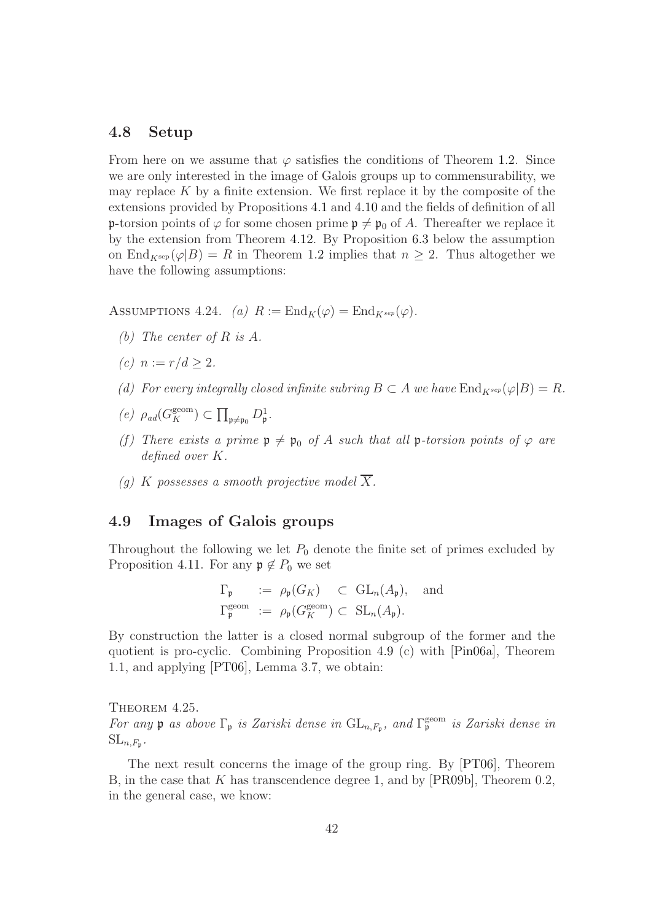## 4.8 Setup

From here on we assume that $\varphi$ satisfies the conditions of Theorem 1.2. Since we are only interested in the image of Galois groups up to commensurability, we may replace $K$ by a finite extension. We first replace it by the composite of the extensions provided by Propositions 4.1 and 4.10 and the fields of definition of all $\mathfrak{p}$-torsion points of $\varphi$ for some chosen prime $\mathfrak{p} \neq \mathfrak{p}_0$ of $A$. Thereafter we replace it by the extension from Theorem 4.12. By Proposition 6.3 below the assumption on $\mathrm{End}_{K^{\mathrm{sep}}}(\varphi|B) = R$ in Theorem 1.2 implies that $n \geq 2$. Thus altogether we have the following assumptions:

ASSUMPTIONS 4.24. *(a)* $R := \mathrm{End}_K(\varphi) = \mathrm{End}_{K^{sep}}(\varphi)$.

*(b) The center of $R$ is $A$.*

*(c)* $n := r/d \geq 2$.

*(d) For every integrally closed infinite subring $B \subset A$ we have $\mathrm{End}_{K^{sep}}(\varphi|B) = R$.*

*(e)* $\rho_{ad}(G_K^{\mathrm{geom}}) \subset \prod_{\mathfrak{p}\neq\mathfrak{p}_0} D_{\mathfrak{p}}^1$.

*(f) There exists a prime $\mathfrak{p} \neq \mathfrak{p}_0$ of $A$ such that all $\mathfrak{p}$-torsion points of $\varphi$ are defined over $K$.*

*(g) $K$ possesses smooth projective model $\overline{X}$.*

## 4.9 Images of Galois groups

Throughout the following we let $P_0$ denote the finite set of primes excluded by Proposition 4.11. For any $\mathfrak{p} \notin P_0$ we set

$$\begin{aligned} \Gamma_{\mathfrak{p}} &:= \rho_{\mathfrak{p}}(G_K) \quad \subset \mathrm{GL}_n(A_{\mathfrak{p}}), \quad \text{and} \\ \Gamma_{\mathfrak{p}}^{\mathrm{geom}} &:= \rho_{\mathfrak{p}}(G_K^{\mathrm{geom}}) \subset \mathrm{SL}_n(A_{\mathfrak{p}}). \end{aligned}$$

By construction the latter is a closed normal subgroup of the former and the quotient is pro-cyclic. Combining Proposition 4.9 (c) with [Pin06a], Theorem 1.1, and applying [PT06], Lemma 3.7, we obtain:

THEOREM 4.25.
*For any $\mathfrak{p}$ as above $\Gamma_{\mathfrak{p}}$ is Zariski dense in $\mathrm{GL}_{n,F_{\mathfrak{p}}}$, and $\Gamma_{\mathfrak{p}}^{\mathrm{geom}}$ is Zariski dense in $\mathrm{SL}_{n,F_{\mathfrak{p}}}$.*

The next result concerns the image of the group ring. By [PT06], Theorem B, in the case that $K$ has transcendence degree 1, and by [PR09b], Theorem 0.2, in the general case, we know: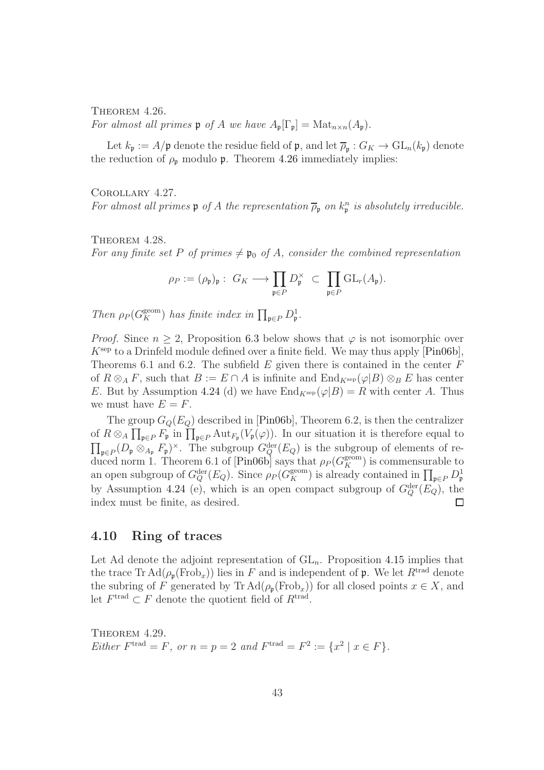Theorem 4.26.
*For almost all primes $\mathfrak{p}$ of $A$ we have $A_\mathfrak{p}[\Gamma_\mathfrak{p}] = \mathrm{Mat}_{n\times n}(A_\mathfrak{p})$.*

Let $k_\mathfrak{p} := A/\mathfrak{p}$ denote the residue field of $\mathfrak{p}$, and let $\overline{\rho}_\mathfrak{p} : G_K \to \mathrm{GL}_n(k_\mathfrak{p})$ denote the reduction of $\rho_\mathfrak{p}$ modulo $\mathfrak{p}$. Theorem 4.26 immediately implies:

Corollary 4.27.
*For almost all primes $\mathfrak{p}$ of $A$ the representation $\overline{\rho}_\mathfrak{p}$ on $k_\mathfrak{p}^n$ is absolutely irreducible.*

Theorem 4.28.
*For any finite set $P$ of primes $\neq \mathfrak{p}_0$ of $A$, consider the combined representation*

$$\rho_P := (\rho_\mathfrak{p})_\mathfrak{p} : \ G_K \longrightarrow \prod_{\mathfrak{p}\in P} D_\mathfrak{p}^\times \ \subset \ \prod_{\mathfrak{p}\in P} \mathrm{GL}_r(A_\mathfrak{p}).$$

*Then $\rho_P(G_K^{\mathrm{geom}})$ has finite index in $\prod_{\mathfrak{p}\in P} D_\mathfrak{p}^1$.*

*Proof.* Since $n \geq 2$, Proposition 6.3 below shows that $\varphi$ is not isomorphic over $K^{\mathrm{sep}}$ to a Drinfeld module defined over a finite field. We may thus apply [Pin06b], Theorems 6.1 and 6.2. The subfield $E$ given there is contained in the center $F$ of $R \otimes_A F$, such that $B := E \cap A$ is infinite and $\mathrm{End}_{K^{\mathrm{sep}}}(\varphi|B) \otimes_B E$ has center $E$. But by Assumption 4.24 (d) we have $\mathrm{End}_{K^{\mathrm{sep}}}(\varphi|B) = R$ with center $A$. Thus we must have $E = F$.

The group $G_Q(E_Q)$ described in [Pin06b], Theorem 6.2, is then the centralizer of $R \otimes_A \prod_{\mathfrak{p}\in P} F_\mathfrak{p}$ in $\prod_{\mathfrak{p}\in P} \mathrm{Aut}_{F_\mathfrak{p}}(V_\mathfrak{p}(\varphi))$. In our situation it is therefore equal to $\prod_{\mathfrak{p}\in P}(D_\mathfrak{p} \otimes_{A_\mathfrak{p}} F_\mathfrak{p})^\times$. The subgroup $G_Q^{\mathrm{der}}(E_Q)$ is the subgroup of elements of reduced norm 1. Theorem 6.1 of [Pin06b] says that $\rho_P(G_K^{\mathrm{geom}})$ is commensurable to an open subgroup of $G_Q^{\mathrm{der}}(E_Q)$. Since $\rho_P(G_K^{\mathrm{geom}})$ is already contained in $\prod_{\mathfrak{p}\in P} D_\mathfrak{p}^1$ by Assumption 4.24 (e), which is an open compact subgroup of $G_Q^{\mathrm{der}}(E_Q)$, the index must be finite, as desired. $\square$

## 4.10 Ring of traces

Let Ad denote the adjoint representation of $\mathrm{GL}_n$. Proposition 4.15 implies that the trace $\mathrm{Tr}\,\mathrm{Ad}(\rho_\mathfrak{p}(\mathrm{Frob}_x))$ lies in $F$ and is independent of $\mathfrak{p}$. We let $R^{\mathrm{trad}}$ denote the subring of $F$ generated by $\mathrm{Tr}\,\mathrm{Ad}(\rho_\mathfrak{p}(\mathrm{Frob}_x))$ for all closed points $x \in X$, and let $F^{\mathrm{trad}} \subset F$ denote the quotient field of $R^{\mathrm{trad}}$.

Theorem 4.29.
*Either $F^{\mathrm{trad}} = F$, or $n = p = 2$ and $F^{\mathrm{trad}} = F^2 := \{x^2 \mid x \in F\}$.*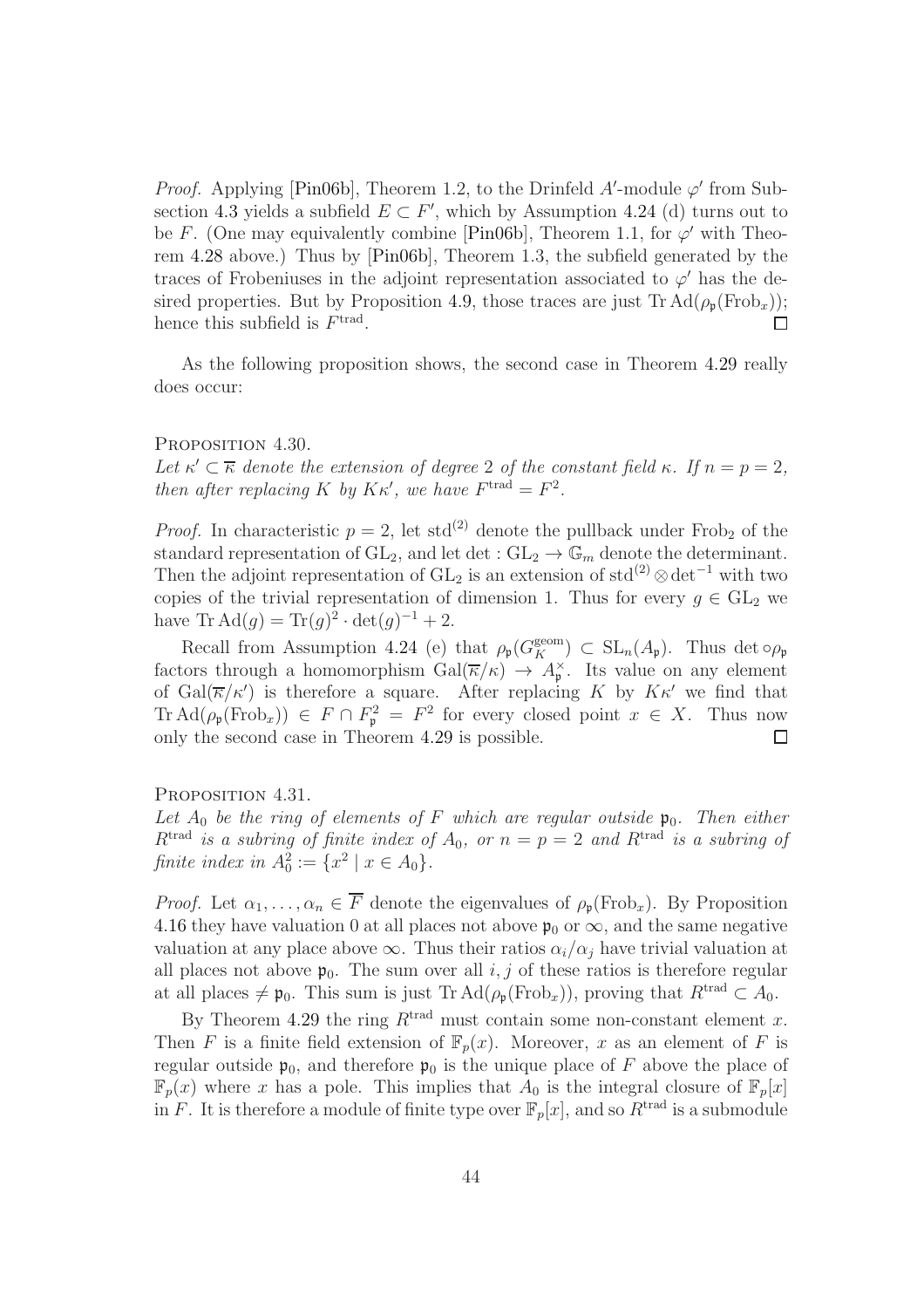*Proof.* Applying [Pin06b], Theorem 1.2, to the Drinfeld $A'$-module $\varphi'$ from Subsection 4.3 yields a subfield $E \subset F'$, which by Assumption 4.24 (d) turns out to be $F$. (One may equivalently combine [Pin06b], Theorem 1.1, for $\varphi'$ with Theorem 4.28 above.) Thus by [Pin06b], Theorem 1.3, the subfield generated by the traces of Frobeniuses in the adjoint representation associated to $\varphi'$ has the desired properties. But by Proposition 4.9, those traces are just $\operatorname{Tr}\operatorname{Ad}(\rho_{\mathfrak{p}}(\operatorname{Frob}_x))$; hence this subfield is $F^{\text{trad}}$. $\square$

As the following proposition shows, the second case in Theorem 4.29 really does occur:

PROPOSITION 4.30.
*Let $\kappa' \subset \overline{\kappa}$ denote the extension of degree 2 of the constant field $\kappa$. If $n = p = 2$, then after replacing $K$ by $K\kappa'$, we have $F^{\text{trad}} = F^2$.*

*Proof.* In characteristic $p = 2$, let $\text{std}^{(2)}$ denote the pullback under $\text{Frob}_2$ of the standard representation of $\text{GL}_2$, and let $\det : \text{GL}_2 \to \mathbb{G}_m$ denote the determinant. Then the adjoint representation of $\text{GL}_2$ is an extension of $\text{std}^{(2)} \otimes \det^{-1}$ with two copies of the trivial representation of dimension 1. Thus for every $g \in \text{GL}_2$ we have $\operatorname{Tr}\operatorname{Ad}(g) = \operatorname{Tr}(g)^2 \cdot \det(g)^{-1} + 2$.

Recall from Assumption 4.24 (e) that $\rho_{\mathfrak{p}}(G_K^{\text{geom}}) \subset \text{SL}_n(A_{\mathfrak{p}})$. Thus $\det \circ \rho_{\mathfrak{p}}$ factors through a homomorphism $\text{Gal}(\overline{\kappa}/\kappa) \to A_{\mathfrak{p}}^\times$. Its value on any element of $\text{Gal}(\overline{\kappa}/\kappa')$ is therefore a square. After replacing $K$ by $K\kappa'$ we find that $\operatorname{Tr}\operatorname{Ad}(\rho_{\mathfrak{p}}(\operatorname{Frob}_x)) \in F \cap F_{\mathfrak{p}}^2 = F^2$ for every closed point $x \in X$. Thus now only the second case in Theorem 4.29 is possible. $\square$

PROPOSITION 4.31.
*Let $A_0$ be the ring of elements of $F$ which are regular outside $\mathfrak{p}_0$. Then either $R^{\text{trad}}$ is a subring of finite index of $A_0$, or $n = p = 2$ and $R^{\text{trad}}$ is a subring of finite index in $A_0^2 := \{x^2 \mid x \in A_0\}$.*

*Proof.* Let $\alpha_1, \ldots, \alpha_n \in \overline{F}$ denote the eigenvalues of $\rho_{\mathfrak{p}}(\operatorname{Frob}_x)$. By Proposition 4.16 they have valuation 0 at all places not above $\mathfrak{p}_0$ or $\infty$, and the same negative valuation at any place above $\infty$. Thus their ratios $\alpha_i/\alpha_j$ have trivial valuation at all places not above $\mathfrak{p}_0$. The sum over all $i, j$ of these ratios is therefore regular at all places $\neq \mathfrak{p}_0$. This sum is just $\operatorname{Tr}\operatorname{Ad}(\rho_{\mathfrak{p}}(\operatorname{Frob}_x))$, proving that $R^{\text{trad}} \subset A_0$.

By Theorem 4.29 the ring $R^{\text{trad}}$ must contain some non-constant element $x$. Then $F$ is a finite field extension of $\mathbb{F}_p(x)$. Moreover, $x$ as an element of $F$ is regular outside $\mathfrak{p}_0$, and therefore $\mathfrak{p}_0$ is the unique place of $F$ above the place of $\mathbb{F}_p(x)$ where $x$ has a pole. This implies that $A_0$ is the integral closure of $\mathbb{F}_p[x]$ in $F$. It is therefore a module of finite type over $\mathbb{F}_p[x]$, and so $R^{\text{trad}}$ is a submodule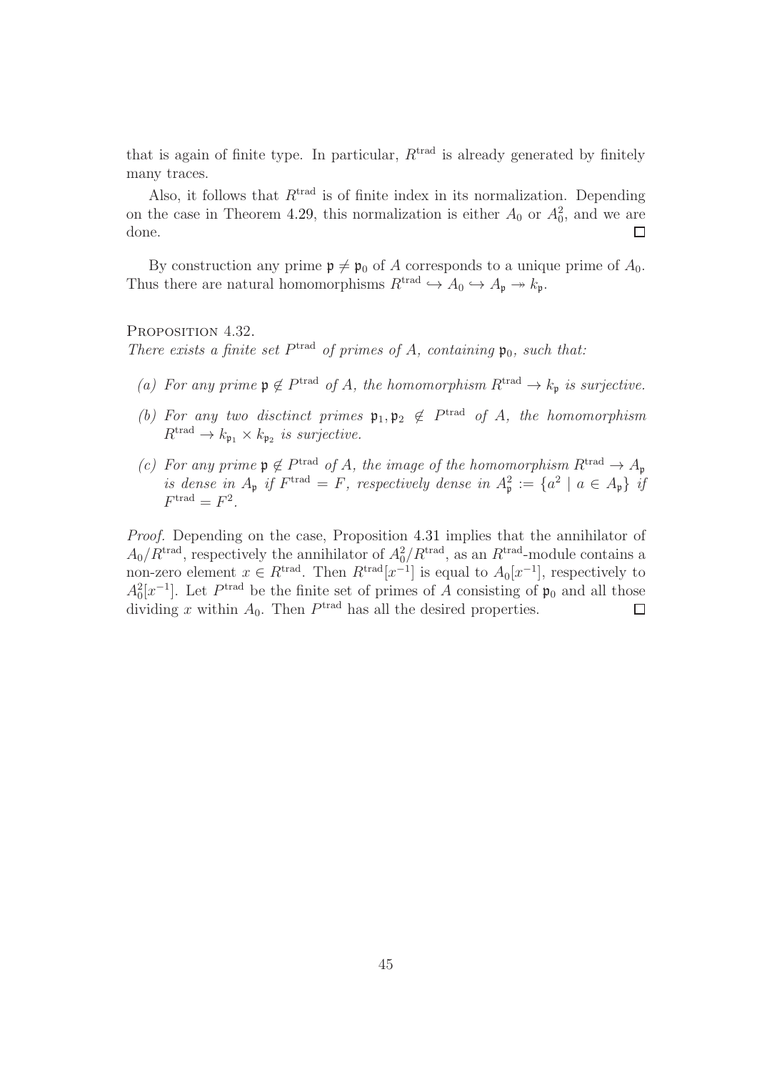that is again of finite type. In particular, $R^{\mathrm{trad}}$ is already generated by finitely many traces.

Also, it follows that $R^{\mathrm{trad}}$ is of finite index in its normalization. Depending on the case in Theorem 4.29, this normalization is either $A_0$ or $A_0^2$, and we are done. $\square$

By construction any prime $\mathfrak{p} \neq \mathfrak{p}_0$ of $A$ corresponds to a unique prime of $A_0$. Thus there are natural homomorphisms $R^{\mathrm{trad}} \hookrightarrow A_0 \hookrightarrow A_{\mathfrak{p}} \twoheadrightarrow k_{\mathfrak{p}}$.

Proposition 4.32.
*There exists a finite set $P^{\mathrm{trad}}$ of primes of $A$, containing $\mathfrak{p}_0$, such that:*

- *(a) For any prime $\mathfrak{p} \notin P^{\mathrm{trad}}$ of $A$, the homomorphism $R^{\mathrm{trad}} \to k_{\mathfrak{p}}$ is surjective.*
- *(b) For any two disctinct primes $\mathfrak{p}_1, \mathfrak{p}_2 \notin P^{\mathrm{trad}}$ of $A$, the homomorphism $R^{\mathrm{trad}} \to k_{\mathfrak{p}_1} \times k_{\mathfrak{p}_2}$ is surjective.*
- *(c) For any prime $\mathfrak{p} \notin P^{\mathrm{trad}}$ of $A$, the image of the homomorphism $R^{\mathrm{trad}} \to A_{\mathfrak{p}}$ is dense in $A_{\mathfrak{p}}$ if $F^{\mathrm{trad}} = F$, respectively dense in $A_{\mathfrak{p}}^2 := \{a^2 \mid a \in A_{\mathfrak{p}}\}$ if $F^{\mathrm{trad}} = F^2$.*

*Proof.* Depending on the case, Proposition 4.31 implies that the annihilator of $A_0/R^{\mathrm{trad}}$, respectively the annihilator of $A_0^2/R^{\mathrm{trad}}$, as an $R^{\mathrm{trad}}$-module contains a non-zero element $x \in R^{\mathrm{trad}}$. Then $R^{\mathrm{trad}}[x^{-1}]$ is equal to $A_0[x^{-1}]$, respectively to $A_0^2[x^{-1}]$. Let $P^{\mathrm{trad}}$ be the finite set of primes of $A$ consisting of $\mathfrak{p}_0$ and all those dividing $x$ within $A_0$. Then $P^{\mathrm{trad}}$ has all the desired properties. $\square$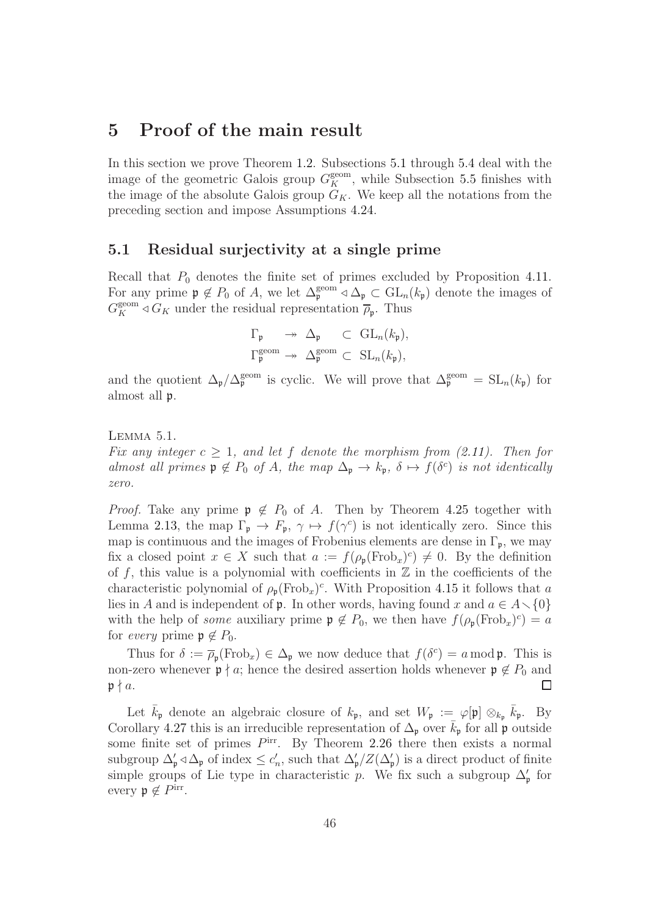# 5 Proof of the main result

In this section we prove Theorem 1.2. Subsections 5.1 through 5.4 deal with the image of the geometric Galois group $G_K^{\mathrm{geom}}$, while Subsection 5.5 finishes with the image of the absolute Galois group $G_K$. We keep all the notations from the preceding section and impose Assumptions 4.24.

## 5.1 Residual surjectivity at a single prime

Recall that $P_0$ denotes the finite set of primes excluded by Proposition 4.11. For any prime $\mathfrak{p} \notin P_0$ of $A$, we let $\Delta_\mathfrak{p}^{\mathrm{geom}} \triangleleft \Delta_\mathfrak{p} \subset \mathrm{GL}_n(k_\mathfrak{p})$ denote the images of $G_K^{\mathrm{geom}} \triangleleft G_K$ under the residual representation $\overline{\rho}_\mathfrak{p}$. Thus

$$
\begin{array}{rcl}
\Gamma_\mathfrak{p} & \twoheadrightarrow \ \Delta_\mathfrak{p} & \subset \ \mathrm{GL}_n(k_\mathfrak{p}), \\
\Gamma_\mathfrak{p}^{\mathrm{geom}} & \twoheadrightarrow \ \Delta_\mathfrak{p}^{\mathrm{geom}} & \subset \ \mathrm{SL}_n(k_\mathfrak{p}),
\end{array}
$$

and the quotient $\Delta_\mathfrak{p}/\Delta_\mathfrak{p}^{\mathrm{geom}}$ is cyclic. We will prove that $\Delta_\mathfrak{p}^{\mathrm{geom}} = \mathrm{SL}_n(k_\mathfrak{p})$ for almost all $\mathfrak{p}$.

Lemma 5.1.
*Fix any integer $c \geq 1$, and let $f$ denote the morphism from (2.11). Then for almost all primes $\mathfrak{p} \notin P_0$ of $A$, the map $\Delta_\mathfrak{p} \to k_\mathfrak{p}$, $\delta \mapsto f(\delta^c)$ is not identically zero.*

*Proof.* Take any prime $\mathfrak{p} \notin P_0$ of $A$. Then by Theorem 4.25 together with Lemma 2.13, the map $\Gamma_\mathfrak{p} \to F_\mathfrak{p}$, $\gamma \mapsto f(\gamma^c)$ is not identically zero. Since this map is continuous and the images of Frobenius elements are dense in $\Gamma_\mathfrak{p}$, we may fix a closed point $x \in X$ such that $a := f(\rho_\mathfrak{p}(\mathrm{Frob}_x)^c) \neq 0$. By the definition of $f$, this value is a polynomial with coefficients in $\mathbb{Z}$ in the coefficients of the characteristic polynomial of $\rho_\mathfrak{p}(\mathrm{Frob}_x)^c$. With Proposition 4.15 it follows that $a$ lies in $A$ and is independent of $\mathfrak{p}$. In other words, having found $x$ and $a \in A \smallsetminus \{0\}$ with the help of *some* auxiliary prime $\mathfrak{p} \notin P_0$, we then have $f(\rho_\mathfrak{p}(\mathrm{Frob}_x)^c) = a$ for *every* prime $\mathfrak{p} \notin P_0$.

Thus for $\delta := \overline{\rho}_\mathfrak{p}(\mathrm{Frob}_x) \in \Delta_\mathfrak{p}$ we now deduce that $f(\delta^c) = a \bmod \mathfrak{p}$. This is non-zero whenever $\mathfrak{p} \nmid a$; hence the desired assertion holds whenever $\mathfrak{p} \notin P_0$ and $\mathfrak{p} \nmid a$. $\square$

Let $\bar{k}_\mathfrak{p}$ denote an algebraic closure of $k_\mathfrak{p}$, and set $W_\mathfrak{p} := \varphi[\mathfrak{p}] \otimes_{k_\mathfrak{p}} \bar{k}_\mathfrak{p}$. By Corollary 4.27 this is an irreducible representation of $\Delta_\mathfrak{p}$ over $\bar{k}_\mathfrak{p}$ for all $\mathfrak{p}$ outside some finite set of primes $P^{\mathrm{irr}}$. By Theorem 2.26 there then exists a normal subgroup $\Delta'_\mathfrak{p} \triangleleft \Delta_\mathfrak{p}$ of index $\leq c'_n$, such that $\Delta'_\mathfrak{p}/Z(\Delta'_\mathfrak{p})$ is a direct product of finite simple groups of Lie type in characteristic $p$. We fix such a subgroup $\Delta'_\mathfrak{p}$ for every $\mathfrak{p} \notin P^{\mathrm{irr}}$.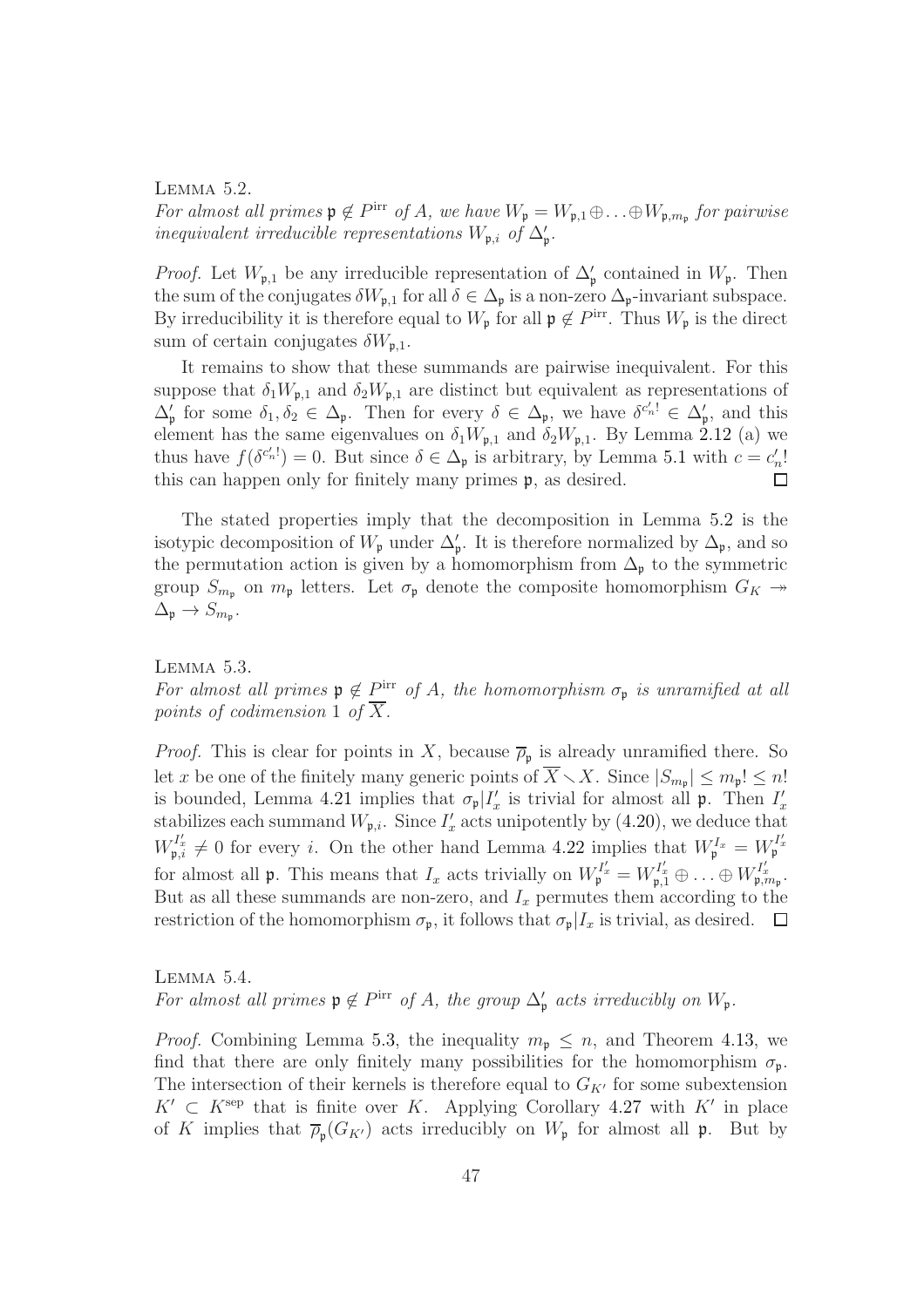Lemma 5.2.
*For almost all primes $\mathfrak{p} \notin P^{\mathrm{irr}}$ of $A$, we have $W_\mathfrak{p} = W_{\mathfrak{p},1} \oplus \ldots \oplus W_{\mathfrak{p},m_\mathfrak{p}}$ for pairwise inequivalent irreducible representations $W_{\mathfrak{p},i}$ of $\Delta'_\mathfrak{p}$.*

*Proof.* Let $W_{\mathfrak{p},1}$ be any irreducible representation of $\Delta'_\mathfrak{p}$ contained in $W_\mathfrak{p}$. Then the sum of the conjugates $\delta W_{\mathfrak{p},1}$ for all $\delta \in \Delta_\mathfrak{p}$ is a non-zero $\Delta_\mathfrak{p}$-invariant subspace. By irreducibility it is therefore equal to $W_\mathfrak{p}$ for all $\mathfrak{p} \notin P^{\mathrm{irr}}$. Thus $W_\mathfrak{p}$ is the direct sum of certain conjugates $\delta W_{\mathfrak{p},1}$.

It remains to show that these summands are pairwise inequivalent. For this suppose that $\delta_1 W_{\mathfrak{p},1}$ and $\delta_2 W_{\mathfrak{p},1}$ are distinct but equivalent as representations of $\Delta'_\mathfrak{p}$ for some $\delta_1, \delta_2 \in \Delta_\mathfrak{p}$. Then for every $\delta \in \Delta_\mathfrak{p}$, we have $\delta^{c'_n!} \in \Delta'_\mathfrak{p}$, and this element has the same eigenvalues on $\delta_1 W_{\mathfrak{p},1}$ and $\delta_2 W_{\mathfrak{p},1}$. By Lemma 2.12 (a) we thus have $f(\delta^{c'_n!}) = 0$. But since $\delta \in \Delta_\mathfrak{p}$ is arbitrary, by Lemma 5.1 with $c = c'_n!$ this can happen only for finitely many primes $\mathfrak{p}$, as desired. $\square$

The stated properties imply that the decomposition in Lemma 5.2 is the isotypic decomposition of $W_\mathfrak{p}$ under $\Delta'_\mathfrak{p}$. It is therefore normalized by $\Delta_\mathfrak{p}$, and so the permutation action is given by a homomorphism from $\Delta_\mathfrak{p}$ to the symmetric group $S_{m_\mathfrak{p}}$ on $m_\mathfrak{p}$ letters. Let $\sigma_\mathfrak{p}$ denote the composite homomorphism $G_K \twoheadrightarrow \Delta_\mathfrak{p} \to S_{m_\mathfrak{p}}$.

Lemma 5.3.
*For almost all primes $\mathfrak{p} \notin P^{\mathrm{irr}}$ of $A$, the homomorphism $\sigma_\mathfrak{p}$ is unramified at all points of codimension 1 of $\overline{X}$.*

*Proof.* This is clear for points in $X$, because $\overline{\rho}_\mathfrak{p}$ is already unramified there. So let $x$ be one of the finitely many generic points of $\overline{X} \smallsetminus X$. Since $|S_{m_\mathfrak{p}}| \leq m_\mathfrak{p}! \leq n!$ is bounded, Lemma 4.21 implies that $\sigma_\mathfrak{p}|I'_x$ is trivial for almost all $\mathfrak{p}$. Then $I'_x$ stabilizes each summand $W_{\mathfrak{p},i}$. Since $I'_x$ acts unipotently by (4.20), we deduce that $W_{\mathfrak{p},i}^{I'_x} \neq 0$ for every $i$. On the other hand Lemma 4.22 implies that $W_\mathfrak{p}^{I_x} = W_\mathfrak{p}^{I'_x}$ for almost all $\mathfrak{p}$. This means that $I_x$ acts trivially on $W_\mathfrak{p}^{I'_x} = W_{\mathfrak{p},1}^{I'_x} \oplus \ldots \oplus W_{\mathfrak{p},m_\mathfrak{p}}^{I'_x}$. But as all these summands are non-zero, and $I_x$ permutes them according to the restriction of the homomorphism $\sigma_\mathfrak{p}$, it follows that $\sigma_\mathfrak{p}|I_x$ is trivial, as desired. $\square$

Lemma 5.4.
*For almost all primes $\mathfrak{p} \notin P^{\mathrm{irr}}$ of $A$, the group $\Delta'_\mathfrak{p}$ acts irreducibly on $W_\mathfrak{p}$.*

*Proof.* Combining Lemma 5.3, the inequality $m_\mathfrak{p} \leq n$, and Theorem 4.13, we find that there are only finitely many possibilities for the homomorphism $\sigma_\mathfrak{p}$. The intersection of their kernels is therefore equal to $G_{K'}$ for some subextension $K' \subset K^{\mathrm{sep}}$ that is finite over $K$. Applying Corollary 4.27 with $K'$ in place of $K$ implies that $\overline{\rho}_\mathfrak{p}(G_{K'})$ acts irreducibly on $W_\mathfrak{p}$ for almost all $\mathfrak{p}$. But by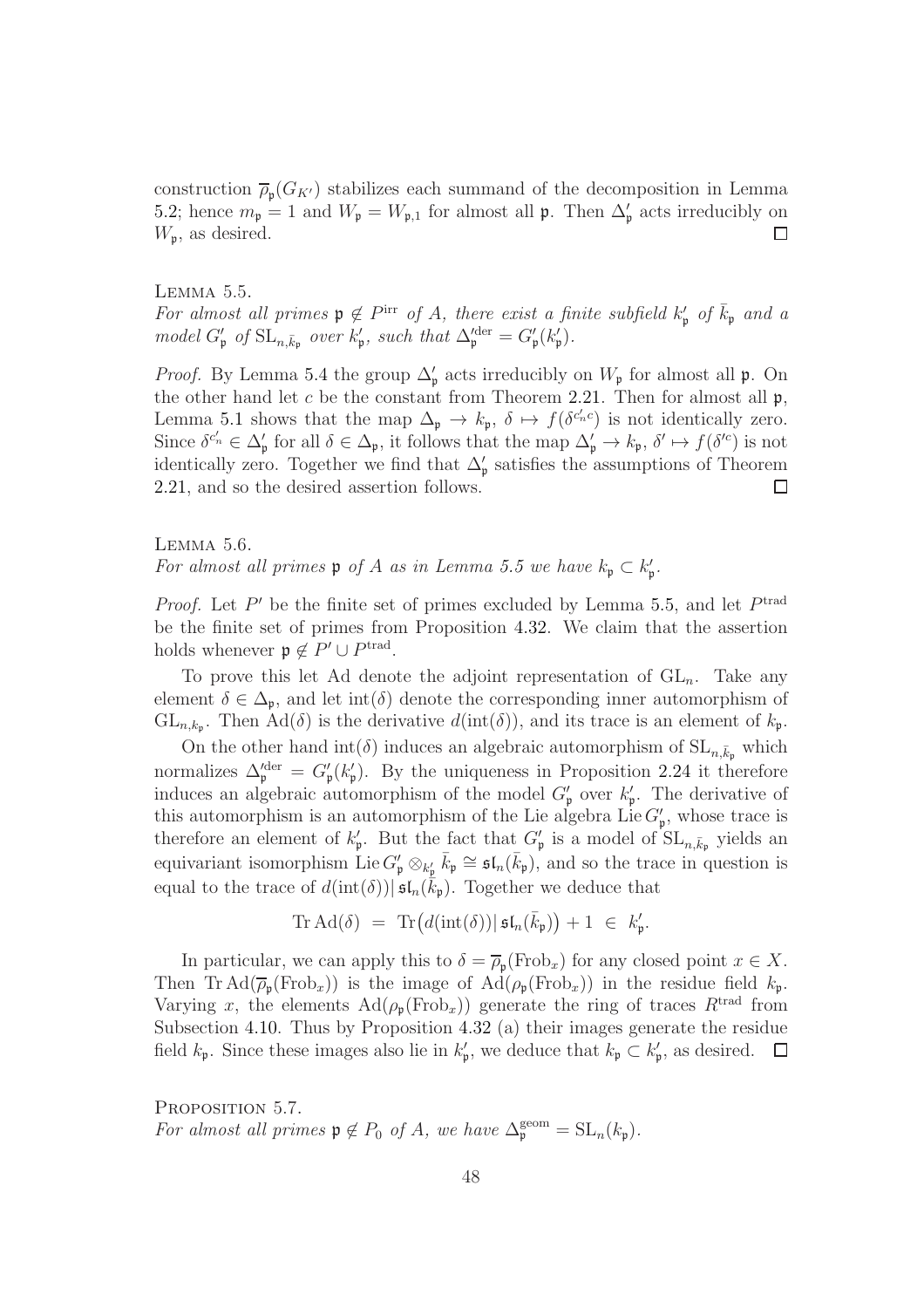construction $\overline{\rho}_\mathfrak{p}(G_{K'})$ stabilizes each summand of the decomposition in Lemma 5.2; hence $m_\mathfrak{p} = 1$ and $W_\mathfrak{p} = W_{\mathfrak{p},1}$ for almost all $\mathfrak{p}$. Then $\Delta'_\mathfrak{p}$ acts irreducibly on $W_\mathfrak{p}$, as desired. $\square$

Lemma 5.5.
*For almost all primes $\mathfrak{p} \notin P^{\mathrm{irr}}$ of $A$, there exist a finite subfield $k'_\mathfrak{p}$ of $\bar{k}_\mathfrak{p}$ and a model $G'_\mathfrak{p}$ of $\mathrm{SL}_{n,\bar{k}_\mathfrak{p}}$ over $k'_\mathfrak{p}$, such that $\Delta'^{\mathrm{der}}_\mathfrak{p} = G'_\mathfrak{p}(k'_\mathfrak{p})$.*

*Proof.* By Lemma 5.4 the group $\Delta'_\mathfrak{p}$ acts irreducibly on $W_\mathfrak{p}$ for almost all $\mathfrak{p}$. On the other hand let $c$ be the constant from Theorem 2.21. Then for almost all $\mathfrak{p}$, Lemma 5.1 shows that the map $\Delta_\mathfrak{p} \to k_\mathfrak{p}$, $\delta \mapsto f(\delta^{c'_n c})$ is not identically zero. Since $\delta^{c'_n} \in \Delta'_\mathfrak{p}$ for all $\delta \in \Delta_\mathfrak{p}$, it follows that the map $\Delta'_\mathfrak{p} \to k_\mathfrak{p}$, $\delta' \mapsto f(\delta'^c)$ is not identically zero. Together we find that $\Delta'_\mathfrak{p}$ satisfies the assumptions of Theorem 2.21, and so the desired assertion follows. $\square$

Lemma 5.6.
*For almost all primes $\mathfrak{p}$ of $A$ as in Lemma 5.5 we have $k_\mathfrak{p} \subset k'_\mathfrak{p}$.*

*Proof.* Let $P'$ be the finite set of primes excluded by Lemma 5.5, and let $P^{\mathrm{trad}}$ be the finite set of primes from Proposition 4.32. We claim that the assertion holds whenever $\mathfrak{p} \notin P' \cup P^{\mathrm{trad}}$.

To prove this let Ad denote the adjoint representation of $\mathrm{GL}_n$. Take any element $\delta \in \Delta_\mathfrak{p}$, and let $\mathrm{int}(\delta)$ denote the corresponding inner automorphism of $\mathrm{GL}_{n,k_\mathfrak{p}}$. Then $\mathrm{Ad}(\delta)$ is the derivative $d(\mathrm{int}(\delta))$, and its trace is an element of $k_\mathfrak{p}$.

On the other hand $\mathrm{int}(\delta)$ induces an algebraic automorphism of $\mathrm{SL}_{n,\bar{k}_\mathfrak{p}}$ which normalizes $\Delta'^{\mathrm{der}}_\mathfrak{p} = G'_\mathfrak{p}(k'_\mathfrak{p})$. By the uniqueness in Proposition 2.24 it therefore induces an algebraic automorphism of the model $G'_\mathfrak{p}$ over $k'_\mathfrak{p}$. The derivative of this automorphism is an automorphism of the Lie algebra $\mathrm{Lie}\, G'_\mathfrak{p}$, whose trace is therefore an element of $k'_\mathfrak{p}$. But the fact that $G'_\mathfrak{p}$ is a model of $\mathrm{SL}_{n,\bar{k}_\mathfrak{p}}$ yields an equivariant isomorphism $\mathrm{Lie}\, G'_\mathfrak{p} \otimes_{k'_\mathfrak{p}} \bar{k}_\mathfrak{p} \cong \mathfrak{sl}_n(\bar{k}_\mathfrak{p})$, and so the trace in question is equal to the trace of $d(\mathrm{int}(\delta))|\,\mathfrak{sl}_n(\bar{k}_\mathfrak{p})$. Together we deduce that

$$\mathrm{Tr}\,\mathrm{Ad}(\delta) \;=\; \mathrm{Tr}\big(d(\mathrm{int}(\delta))|\,\mathfrak{sl}_n(\bar{k}_\mathfrak{p})\big) + 1 \;\in\; k'_\mathfrak{p}.$$

In particular, we can apply this to $\delta = \overline{\rho}_\mathfrak{p}(\mathrm{Frob}_x)$ for any closed point $x \in X$. Then $\mathrm{Tr}\,\mathrm{Ad}(\overline{\rho}_\mathfrak{p}(\mathrm{Frob}_x))$ is the image of $\mathrm{Ad}(\rho_\mathfrak{p}(\mathrm{Frob}_x))$ in the residue field $k_\mathfrak{p}$. Varying $x$, the elements $\mathrm{Ad}(\rho_\mathfrak{p}(\mathrm{Frob}_x))$ generate the ring of traces $R^{\mathrm{trad}}$ from Subsection 4.10. Thus by Proposition 4.32 (a) their images generate the residue field $k_\mathfrak{p}$. Since these images also lie in $k'_\mathfrak{p}$, we deduce that $k_\mathfrak{p} \subset k'_\mathfrak{p}$, as desired. $\square$

Proposition 5.7.
*For almost all primes $\mathfrak{p} \notin P_0$ of $A$, we have $\Delta^{\mathrm{geom}}_\mathfrak{p} = \mathrm{SL}_n(k_\mathfrak{p})$.*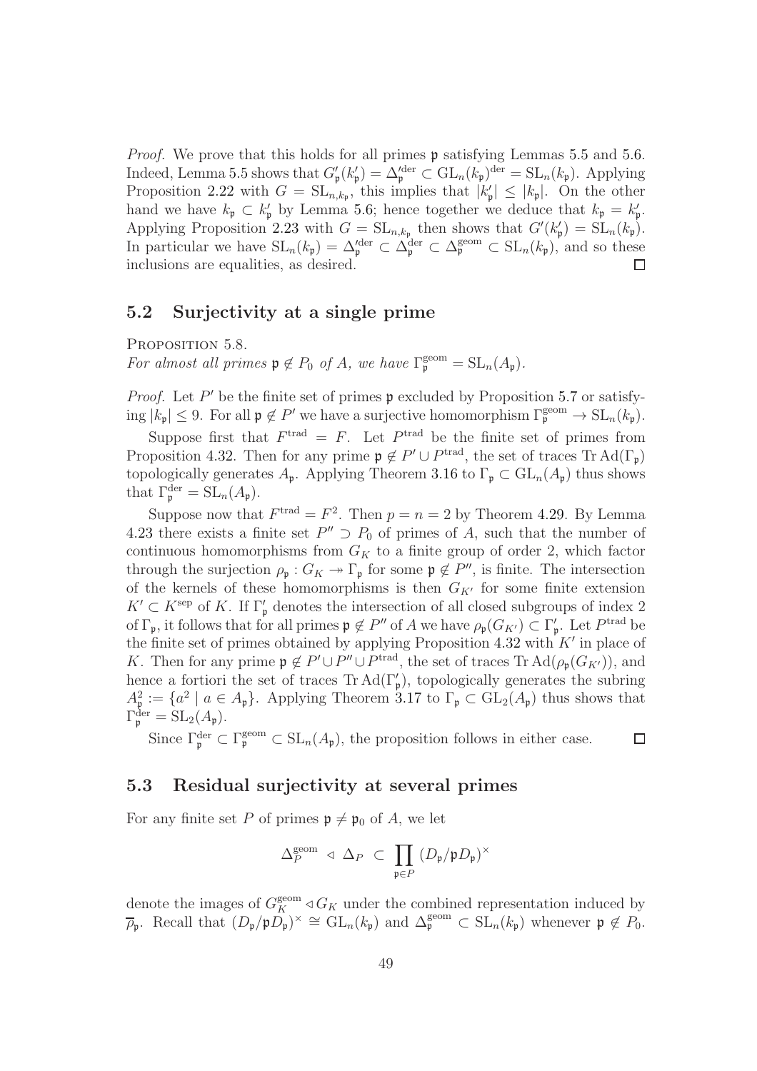*Proof.* We prove that this holds for all primes $\mathfrak{p}$ satisfying Lemmas 5.5 and 5.6. Indeed, Lemma 5.5 shows that $G'_\mathfrak{p}(k'_\mathfrak{p}) = \Delta'^{\mathrm{der}}_\mathfrak{p} \subset \mathrm{GL}_n(k_\mathfrak{p})^{\mathrm{der}} = \mathrm{SL}_n(k_\mathfrak{p})$. Applying Proposition 2.22 with $G = \mathrm{SL}_{n,k_\mathfrak{p}}$, this implies that $|k'_\mathfrak{p}| \leq |k_\mathfrak{p}|$. On the other hand we have $k_\mathfrak{p} \subset k'_\mathfrak{p}$ by Lemma 5.6; hence together we deduce that $k_\mathfrak{p} = k'_\mathfrak{p}$. Applying Proposition 2.23 with $G = \mathrm{SL}_{n,k_\mathfrak{p}}$ then shows that $G'(k'_\mathfrak{p}) = \mathrm{SL}_n(k_\mathfrak{p})$. In particular we have $\mathrm{SL}_n(k_\mathfrak{p}) = \Delta'^{\mathrm{der}}_\mathfrak{p} \subset \Delta^{\mathrm{der}}_\mathfrak{p} \subset \Delta^{\mathrm{geom}}_\mathfrak{p} \subset \mathrm{SL}_n(k_\mathfrak{p})$, and so these inclusions are equalities, as desired. $\square$

## 5.2 Surjectivity at a single prime

Proposition 5.8.
*For almost all primes $\mathfrak{p} \notin P_0$ of $A$, we have $\Gamma^{\mathrm{geom}}_\mathfrak{p} = \mathrm{SL}_n(A_\mathfrak{p})$.*

*Proof.* Let $P'$ be the finite set of primes $\mathfrak{p}$ excluded by Proposition 5.7 or satisfying $|k_\mathfrak{p}| \leq 9$. For all $\mathfrak{p} \notin P'$ we have a surjective homomorphism $\Gamma^{\mathrm{geom}}_\mathfrak{p} \to \mathrm{SL}_n(k_\mathfrak{p})$.

Suppose first that $F^{\mathrm{trad}} = F$. Let $P^{\mathrm{trad}}$ be the finite set of primes from Proposition 4.32. Then for any prime $\mathfrak{p} \notin P' \cup P^{\mathrm{trad}}$, the set of traces $\mathrm{Tr}\,\mathrm{Ad}(\Gamma_\mathfrak{p})$ topologically generates $A_\mathfrak{p}$. Applying Theorem 3.16 to $\Gamma_\mathfrak{p} \subset \mathrm{GL}_n(A_\mathfrak{p})$ thus shows that $\Gamma^{\mathrm{der}}_\mathfrak{p} = \mathrm{SL}_n(A_\mathfrak{p})$.

Suppose now that $F^{\mathrm{trad}} = F^2$. Then $p = n = 2$ by Theorem 4.29. By Lemma 4.23 there exists a finite set $P'' \supset P_0$ of primes of $A$, such that the number of continuous homomorphisms from $G_K$ to a finite group of order 2, which factor through the surjection $\rho_\mathfrak{p} : G_K \twoheadrightarrow \Gamma_\mathfrak{p}$ for some $\mathfrak{p} \notin P''$, is finite. The intersection of the kernels of these homomorphisms is then $G_{K'}$ for some finite extension $K' \subset K^{\mathrm{sep}}$ of $K$. If $\Gamma'_\mathfrak{p}$ denotes the intersection of all closed subgroups of index 2 of $\Gamma_\mathfrak{p}$, it follows that for all primes $\mathfrak{p} \notin P''$ of $A$ we have $\rho_\mathfrak{p}(G_{K'}) \subset \Gamma'_\mathfrak{p}$. Let $P^{\mathrm{trad}}$ be the finite set of primes obtained by applying Proposition 4.32 with $K'$ in place of $K$. Then for any prime $\mathfrak{p} \notin P' \cup P'' \cup P^{\mathrm{trad}}$, the set of traces $\mathrm{Tr}\,\mathrm{Ad}(\rho_\mathfrak{p}(G_{K'}))$, and hence a fortiori the set of traces $\mathrm{Tr}\,\mathrm{Ad}(\Gamma'_\mathfrak{p})$, topologically generates the subring $A^2_\mathfrak{p} := \{a^2 \mid a \in A_\mathfrak{p}\}$. Applying Theorem 3.17 to $\Gamma_\mathfrak{p} \subset \mathrm{GL}_2(A_\mathfrak{p})$ thus shows that $\Gamma^{\mathrm{der}}_\mathfrak{p} = \mathrm{SL}_2(A_\mathfrak{p})$.

Since $\Gamma^{\mathrm{der}}_\mathfrak{p} \subset \Gamma^{\mathrm{geom}}_\mathfrak{p} \subset \mathrm{SL}_n(A_\mathfrak{p})$, the proposition follows in either case. $\square$

## 5.3 Residual surjectivity at several primes

For any finite set $P$ of primes $\mathfrak{p} \neq \mathfrak{p}_0$ of $A$, we let

$$\Delta^{\mathrm{geom}}_P \;\triangleleft\; \Delta_P \;\subset\; \prod_{\mathfrak{p} \in P} (D_\mathfrak{p}/\mathfrak{p}D_\mathfrak{p})^\times$$

denote the images of $G^{\mathrm{geom}}_K \triangleleft G_K$ under the combined representation induced by $\overline{\rho}_\mathfrak{p}$. Recall that $(D_\mathfrak{p}/\mathfrak{p}D_\mathfrak{p})^\times \cong \mathrm{GL}_n(k_\mathfrak{p})$ and $\Delta^{\mathrm{geom}}_\mathfrak{p} \subset \mathrm{SL}_n(k_\mathfrak{p})$ whenever $\mathfrak{p} \notin P_0$.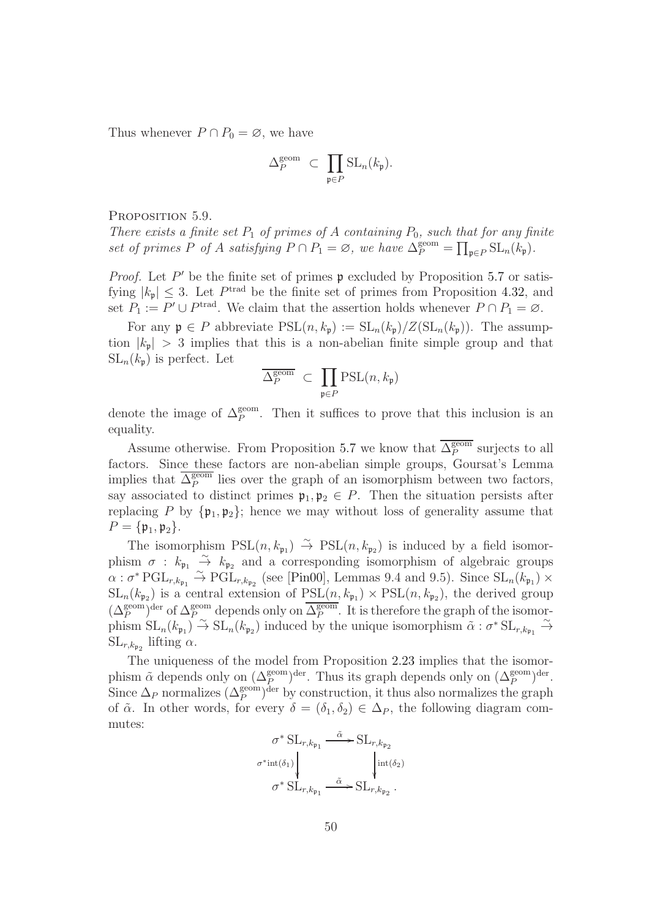Thus whenever $P \cap P_0 = \varnothing$, we have

$$\Delta_P^{\mathrm{geom}} \;\subset\; \prod_{\mathfrak{p}\in P} \mathrm{SL}_n(k_{\mathfrak{p}}).$$

Proposition 5.9.

*There exists a finite set $P_1$ of primes of $A$ containing $P_0$, such that for any finite set of primes $P$ of $A$ satisfying $P \cap P_1 = \varnothing$, we have $\Delta_P^{\mathrm{geom}} = \prod_{\mathfrak{p}\in P} \mathrm{SL}_n(k_{\mathfrak{p}})$.*

*Proof.* Let $P'$ be the finite set of primes $\mathfrak{p}$ excluded by Proposition 5.7 or satisfying $|k_{\mathfrak{p}}| \leq 3$. Let $P^{\mathrm{trad}}$ be the finite set of primes from Proposition 4.32, and set $P_1 := P' \cup P^{\mathrm{trad}}$. We claim that the assertion holds whenever $P \cap P_1 = \varnothing$.

For any $\mathfrak{p} \in P$ abbreviate $\mathrm{PSL}(n, k_{\mathfrak{p}}) := \mathrm{SL}_n(k_{\mathfrak{p}})/Z(\mathrm{SL}_n(k_{\mathfrak{p}}))$. The assumption $|k_{\mathfrak{p}}| > 3$ implies that this is a non-abelian finite simple group and that $\mathrm{SL}_n(k_{\mathfrak{p}})$ is perfect. Let

$$\overline{\Delta_P^{\mathrm{geom}}} \;\subset\; \prod_{\mathfrak{p}\in P} \mathrm{PSL}(n, k_{\mathfrak{p}})$$

denote the image of $\Delta_P^{\mathrm{geom}}$. Then it suffices to prove that this inclusion is an equality.

Assume otherwise. From Proposition 5.7 we know that $\overline{\Delta_P^{\mathrm{geom}}}$ surjects to all factors. Since these factors are non-abelian simple groups, Goursat's Lemma implies that $\overline{\Delta_P^{\mathrm{geom}}}$ lies over the graph of an isomorphism between two factors, say associated to distinct primes $\mathfrak{p}_1, \mathfrak{p}_2 \in P$. Then the situation persists after replacing $P$ by $\{\mathfrak{p}_1, \mathfrak{p}_2\}$; hence we may without loss of generality assume that $P = \{\mathfrak{p}_1, \mathfrak{p}_2\}$.

The isomorphism $\mathrm{PSL}(n, k_{\mathfrak{p}_1}) \overset{\sim}{\to} \mathrm{PSL}(n, k_{\mathfrak{p}_2})$ is induced by a field isomorphism $\sigma : k_{\mathfrak{p}_1} \overset{\sim}{\to} k_{\mathfrak{p}_2}$ and a corresponding isomorphism of algebraic groups $\alpha : \sigma^* \mathrm{PGL}_{r,k_{\mathfrak{p}_1}} \overset{\sim}{\to} \mathrm{PGL}_{r,k_{\mathfrak{p}_2}}$ (see [Pin00], Lemmas 9.4 and 9.5). Since $\mathrm{SL}_n(k_{\mathfrak{p}_1}) \times \mathrm{SL}_n(k_{\mathfrak{p}_2})$ is a central extension of $\mathrm{PSL}(n, k_{\mathfrak{p}_1}) \times \mathrm{PSL}(n, k_{\mathfrak{p}_2})$, the derived group $(\Delta_P^{\mathrm{geom}})^{\mathrm{der}}$ of $\Delta_P^{\mathrm{geom}}$ depends only on $\overline{\Delta_P^{\mathrm{geom}}}$. It is therefore the graph of the isomorphism $\mathrm{SL}_n(k_{\mathfrak{p}_1}) \overset{\sim}{\to} \mathrm{SL}_n(k_{\mathfrak{p}_2})$ induced by the unique isomorphism $\tilde{\alpha} : \sigma^* \mathrm{SL}_{r,k_{\mathfrak{p}_1}} \overset{\sim}{\to} \mathrm{SL}_{r,k_{\mathfrak{p}_2}}$ lifting $\alpha$.

The uniqueness of the model from Proposition 2.23 implies that the isomorphism $\tilde{\alpha}$ depends only on $(\Delta_P^{\mathrm{geom}})^{\mathrm{der}}$. Thus its graph depends only on $(\Delta_P^{\mathrm{geom}})^{\mathrm{der}}$. Since $\Delta_P$ normalizes $(\Delta_P^{\mathrm{geom}})^{\mathrm{der}}$ by construction, it thus also normalizes the graph of $\tilde{\alpha}$. In other words, for every $\delta = (\delta_1, \delta_2) \in \Delta_P$, the following diagram commutes:

$$\begin{array}{ccc}
\sigma^* \mathrm{SL}_{r,k_{\mathfrak{p}_1}} & \xrightarrow{\ \tilde{\alpha}\ } & \mathrm{SL}_{r,k_{\mathfrak{p}_2}} \\
{\scriptstyle \sigma^*\mathrm{int}(\delta_1)} \big\downarrow & & \big\downarrow {\scriptstyle \mathrm{int}(\delta_2)} \\
\sigma^* \mathrm{SL}_{r,k_{\mathfrak{p}_1}} & \xrightarrow{\ \tilde{\alpha}\ } & \mathrm{SL}_{r,k_{\mathfrak{p}_2}}\,.
\end{array}$$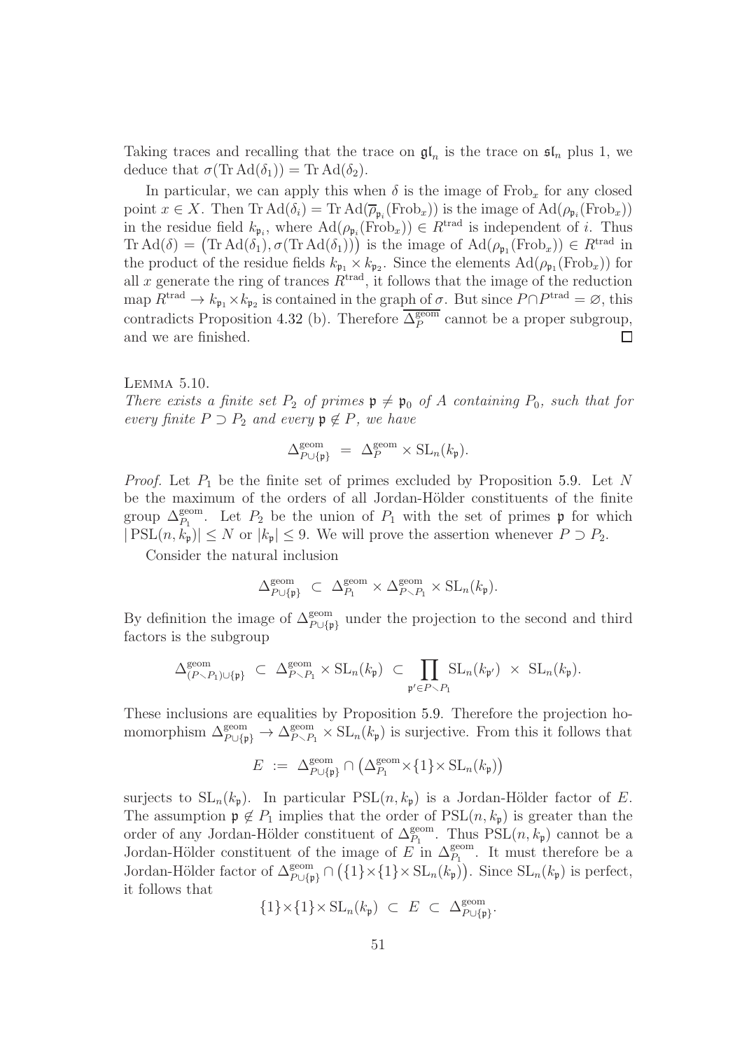Taking traces and recalling that the trace on $\mathfrak{gl}_n$ is the trace on $\mathfrak{sl}_n$ plus 1, we deduce that $\sigma(\operatorname{Tr}\operatorname{Ad}(\delta_1)) = \operatorname{Tr}\operatorname{Ad}(\delta_2)$.

In particular, we can apply this when $\delta$ is the image of $\operatorname{Frob}_x$ for any closed point $x \in X$. Then $\operatorname{Tr}\operatorname{Ad}(\delta_i) = \operatorname{Tr}\operatorname{Ad}(\overline{\rho}_{\mathfrak{p}_i}(\operatorname{Frob}_x))$ is the image of $\operatorname{Ad}(\rho_{\mathfrak{p}_i}(\operatorname{Frob}_x))$ in the residue field $k_{\mathfrak{p}_i}$, where $\operatorname{Ad}(\rho_{\mathfrak{p}_i}(\operatorname{Frob}_x)) \in R^{\mathrm{trad}}$ is independent of $i$. Thus $\operatorname{Tr}\operatorname{Ad}(\delta) = \big(\operatorname{Tr}\operatorname{Ad}(\delta_1), \sigma(\operatorname{Tr}\operatorname{Ad}(\delta_1))\big)$ is the image of $\operatorname{Ad}(\rho_{\mathfrak{p}_1}(\operatorname{Frob}_x)) \in R^{\mathrm{trad}}$ in the product of the residue fields $k_{\mathfrak{p}_1} \times k_{\mathfrak{p}_2}$. Since the elements $\operatorname{Ad}(\rho_{\mathfrak{p}_1}(\operatorname{Frob}_x))$ for all $x$ generate the ring of trances $R^{\mathrm{trad}}$, it follows that the image of the reduction map $R^{\mathrm{trad}} \to k_{\mathfrak{p}_1} \times k_{\mathfrak{p}_2}$ is contained in the graph of $\sigma$. But since $P \cap P^{\mathrm{trad}} = \varnothing$, this contradicts Proposition 4.32 (b). Therefore $\overline{\Delta_P^{\mathrm{geom}}}$ cannot be a proper subgroup, and we are finished. $\square$

Lemma 5.10.
*There exists a finite set $P_2$ of primes $\mathfrak{p} \neq \mathfrak{p}_0$ of $A$ containing $P_0$, such that for every finite $P \supset P_2$ and every $\mathfrak{p} \notin P$, we have*

$$\Delta_{P \cup \{\mathfrak{p}\}}^{\mathrm{geom}} \;=\; \Delta_P^{\mathrm{geom}} \times \mathrm{SL}_n(k_\mathfrak{p}).$$

*Proof.* Let $P_1$ be the finite set of primes excluded by Proposition 5.9. Let $N$ be the maximum of the orders of all Jordan-Hölder constituents of the finite group $\Delta_{P_1}^{\mathrm{geom}}$. Let $P_2$ be the union of $P_1$ with the set of primes $\mathfrak{p}$ for which $|\operatorname{PSL}(n, k_\mathfrak{p})| \leq N$ or $|k_\mathfrak{p}| \leq 9$. We will prove the assertion whenever $P \supset P_2$.

Consider the natural inclusion

$$\Delta_{P \cup \{\mathfrak{p}\}}^{\mathrm{geom}} \;\subset\; \Delta_{P_1}^{\mathrm{geom}} \times \Delta_{P \smallsetminus P_1}^{\mathrm{geom}} \times \mathrm{SL}_n(k_\mathfrak{p}).$$

By definition the image of $\Delta_{P \cup \{\mathfrak{p}\}}^{\mathrm{geom}}$ under the projection to the second and third factors is the subgroup

$$\Delta_{(P \smallsetminus P_1) \cup \{\mathfrak{p}\}}^{\mathrm{geom}} \;\subset\; \Delta_{P \smallsetminus P_1}^{\mathrm{geom}} \times \mathrm{SL}_n(k_\mathfrak{p}) \;\subset\; \prod_{\mathfrak{p}' \in P \smallsetminus P_1} \mathrm{SL}_n(k_{\mathfrak{p}'}) \;\times\; \mathrm{SL}_n(k_\mathfrak{p}).$$

These inclusions are equalities by Proposition 5.9. Therefore the projection homomorphism $\Delta_{P \cup \{\mathfrak{p}\}}^{\mathrm{geom}} \to \Delta_{P \smallsetminus P_1}^{\mathrm{geom}} \times \mathrm{SL}_n(k_\mathfrak{p})$ is surjective. From this it follows that

$$E \;:=\; \Delta_{P \cup \{\mathfrak{p}\}}^{\mathrm{geom}} \cap \big(\Delta_{P_1}^{\mathrm{geom}} \times \{1\} \times \mathrm{SL}_n(k_\mathfrak{p})\big)$$

surjects to $\mathrm{SL}_n(k_\mathfrak{p})$. In particular $\operatorname{PSL}(n, k_\mathfrak{p})$ is a Jordan-Hölder factor of $E$. The assumption $\mathfrak{p} \notin P_1$ implies that the order of $\operatorname{PSL}(n, k_\mathfrak{p})$ is greater than the order of any Jordan-Hölder constituent of $\Delta_{P_1}^{\mathrm{geom}}$. Thus $\operatorname{PSL}(n, k_\mathfrak{p})$ cannot be a Jordan-Hölder constituent of the image of $E$ in $\Delta_{P_1}^{\mathrm{geom}}$. It must therefore be a Jordan-Hölder factor of $\Delta_{P \cup \{\mathfrak{p}\}}^{\mathrm{geom}} \cap \big(\{1\} \times \{1\} \times \mathrm{SL}_n(k_\mathfrak{p})\big)$. Since $\mathrm{SL}_n(k_\mathfrak{p})$ is perfect, it follows that

$$\{1\} \times \{1\} \times \mathrm{SL}_n(k_\mathfrak{p}) \;\subset\; E \;\subset\; \Delta_{P \cup \{\mathfrak{p}\}}^{\mathrm{geom}}.$$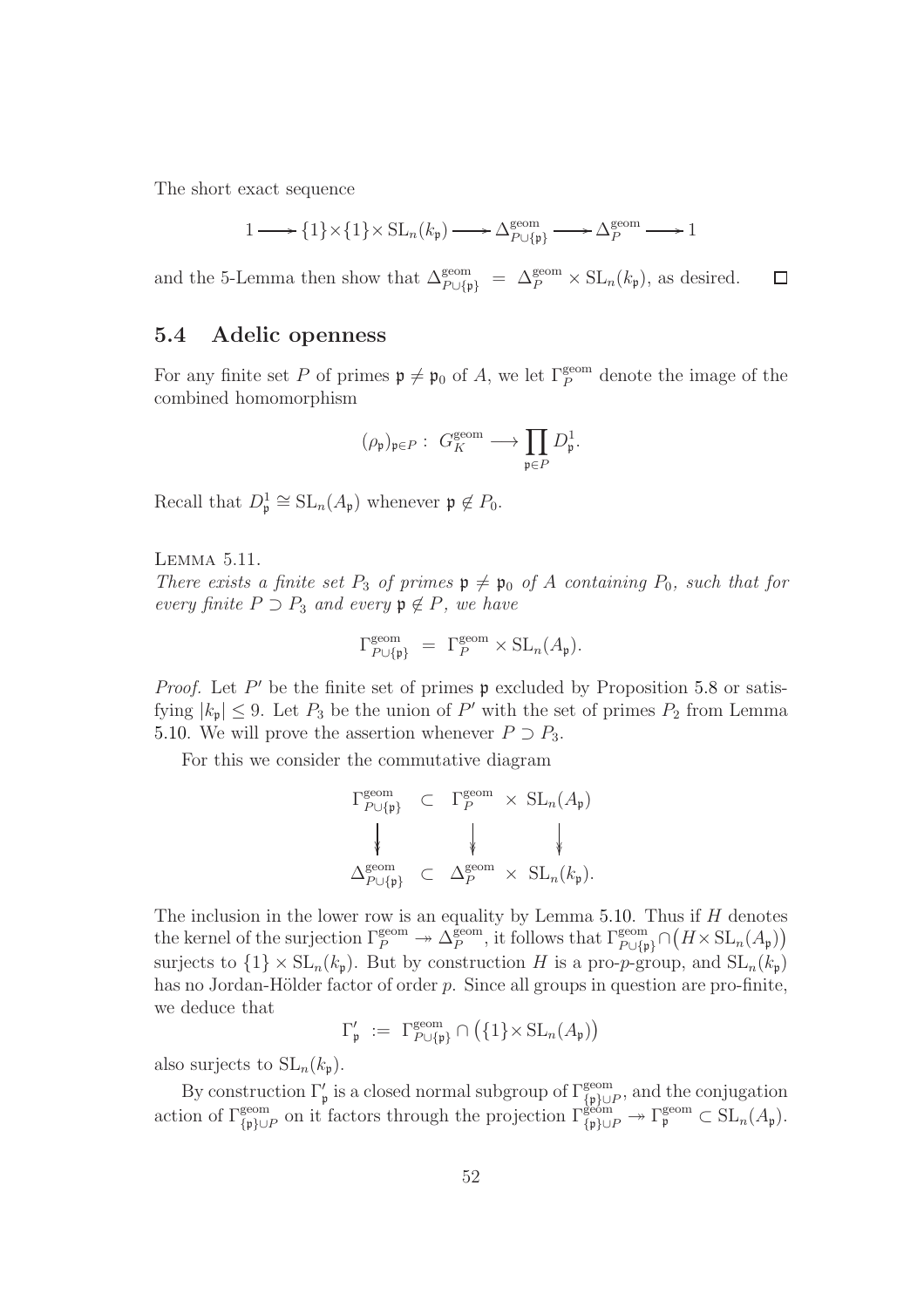The short exact sequence

$$1 \longrightarrow \{1\}\times\{1\}\times \mathrm{SL}_n(k_\mathfrak{p}) \longrightarrow \Delta^{\mathrm{geom}}_{P\cup\{\mathfrak{p}\}} \longrightarrow \Delta^{\mathrm{geom}}_{P} \longrightarrow 1$$

and the 5-Lemma then show that $\Delta^{\mathrm{geom}}_{P\cup\{\mathfrak{p}\}} \;=\; \Delta^{\mathrm{geom}}_{P} \times \mathrm{SL}_n(k_\mathfrak{p})$, as desired. $\square$

## 5.4 Adelic openness

For any finite set $P$ of primes $\mathfrak{p} \neq \mathfrak{p}_0$ of $A$, we let $\Gamma^{\mathrm{geom}}_P$ denote the image of the combined homomorphism

$$(\rho_\mathfrak{p})_{\mathfrak{p}\in P} : \; G^{\mathrm{geom}}_K \longrightarrow \prod_{\mathfrak{p}\in P} D^1_\mathfrak{p}.$$

Recall that $D^1_\mathfrak{p} \cong \mathrm{SL}_n(A_\mathfrak{p})$ whenever $\mathfrak{p} \notin P_0$.

Lemma 5.11.
*There exists a finite set $P_3$ of primes $\mathfrak{p} \neq \mathfrak{p}_0$ of $A$ containing $P_0$, such that for every finite $P \supset P_3$ and every $\mathfrak{p} \notin P$, we have*

$$\Gamma^{\mathrm{geom}}_{P\cup\{\mathfrak{p}\}} \;=\; \Gamma^{\mathrm{geom}}_{P} \times \mathrm{SL}_n(A_\mathfrak{p}).$$

*Proof.* Let $P'$ be the finite set of primes $\mathfrak{p}$ excluded by Proposition 5.8 or satisfying $|k_\mathfrak{p}| \leq 9$. Let $P_3$ be the union of $P'$ with the set of primes $P_2$ from Lemma 5.10. We will prove the assertion whenever $P \supset P_3$.

For this we consider the commutative diagram

$$\begin{array}{ccccc}
\Gamma^{\mathrm{geom}}_{P\cup\{\mathfrak{p}\}} & \subset & \Gamma^{\mathrm{geom}}_{P} & \times & \mathrm{SL}_n(A_\mathfrak{p}) \\
\downarrow & & \downarrow & & \downarrow \\
\Delta^{\mathrm{geom}}_{P\cup\{\mathfrak{p}\}} & \subset & \Delta^{\mathrm{geom}}_{P} & \times & \mathrm{SL}_n(k_\mathfrak{p}).
\end{array}$$

The inclusion in the lower row is an equality by Lemma 5.10. Thus if $H$ denotes the kernel of the surjection $\Gamma^{\mathrm{geom}}_P \twoheadrightarrow \Delta^{\mathrm{geom}}_P$, it follows that $\Gamma^{\mathrm{geom}}_{P\cup\{\mathfrak{p}\}} \cap \big(H \times \mathrm{SL}_n(A_\mathfrak{p})\big)$ surjects to $\{1\} \times \mathrm{SL}_n(k_\mathfrak{p})$. But by construction $H$ is a pro-$p$-group, and $\mathrm{SL}_n(k_\mathfrak{p})$ has no Jordan-Hölder factor of order $p$. Since all groups in question are pro-finite, we deduce that

$$\Gamma'_\mathfrak{p} \;:=\; \Gamma^{\mathrm{geom}}_{P\cup\{\mathfrak{p}\}} \cap \big(\{1\}\times \mathrm{SL}_n(A_\mathfrak{p})\big)$$

also surjects to $\mathrm{SL}_n(k_\mathfrak{p})$.

By construction $\Gamma'_\mathfrak{p}$ is a closed normal subgroup of $\Gamma^{\mathrm{geom}}_{\{\mathfrak{p}\}\cup P}$, and the conjugation action of $\Gamma^{\mathrm{geom}}_{\{\mathfrak{p}\}\cup P}$ on it factors through the projection $\Gamma^{\mathrm{geom}}_{\{\mathfrak{p}\}\cup P} \twoheadrightarrow \Gamma^{\mathrm{geom}}_{\mathfrak{p}} \subset \mathrm{SL}_n(A_\mathfrak{p})$.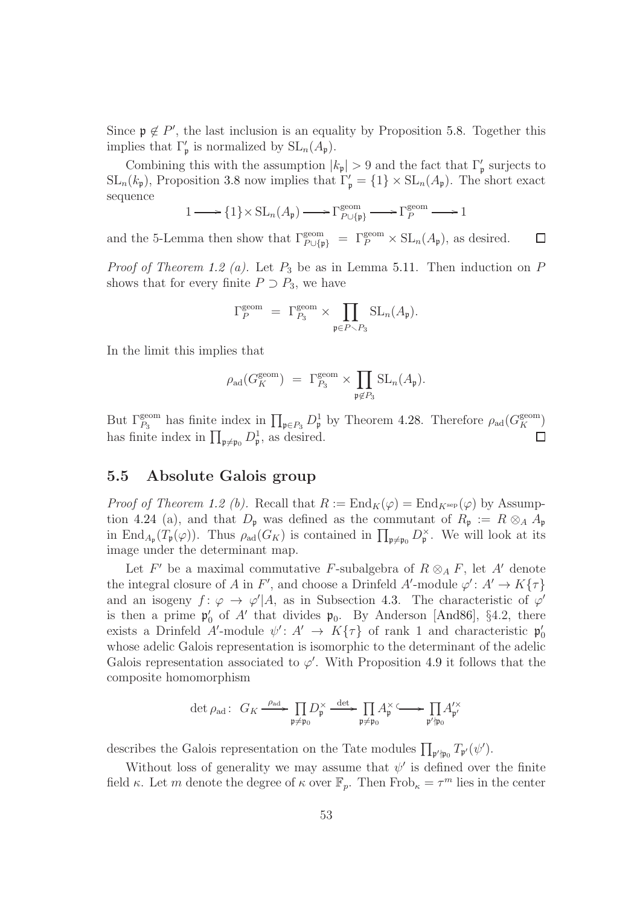Since $\mathfrak{p} \notin P'$, the last inclusion is an equality by Proposition 5.8. Together this implies that $\Gamma'_\mathfrak{p}$ is normalized by $\mathrm{SL}_n(A_\mathfrak{p})$.

Combining this with the assumption $|k_\mathfrak{p}| > 9$ and the fact that $\Gamma'_\mathfrak{p}$ surjects to $\mathrm{SL}_n(k_\mathfrak{p})$, Proposition 3.8 now implies that $\Gamma'_\mathfrak{p} = \{1\} \times \mathrm{SL}_n(A_\mathfrak{p})$. The short exact sequence

$$1 \longrightarrow \{1\} \times \mathrm{SL}_n(A_\mathfrak{p}) \longrightarrow \Gamma^{\mathrm{geom}}_{P \cup \{\mathfrak{p}\}} \longrightarrow \Gamma^{\mathrm{geom}}_P \longrightarrow 1$$

and the 5-Lemma then show that $\Gamma^{\mathrm{geom}}_{P \cup \{\mathfrak{p}\}} = \Gamma^{\mathrm{geom}}_P \times \mathrm{SL}_n(A_\mathfrak{p})$, as desired. $\square$

*Proof of Theorem 1.2 (a).* Let $P_3$ be as in Lemma 5.11. Then induction on $P$ shows that for every finite $P \supset P_3$, we have

$$\Gamma^{\mathrm{geom}}_P = \Gamma^{\mathrm{geom}}_{P_3} \times \prod_{\mathfrak{p} \in P \smallsetminus P_3} \mathrm{SL}_n(A_\mathfrak{p}).$$

In the limit this implies that

$$\rho_{\mathrm{ad}}(G^{\mathrm{geom}}_K) = \Gamma^{\mathrm{geom}}_{P_3} \times \prod_{\mathfrak{p} \notin P_3} \mathrm{SL}_n(A_\mathfrak{p}).$$

But $\Gamma^{\mathrm{geom}}_{P_3}$ has finite index in $\prod_{\mathfrak{p} \in P_3} D^1_\mathfrak{p}$ by Theorem 4.28. Therefore $\rho_{\mathrm{ad}}(G^{\mathrm{geom}}_K)$ has finite index in $\prod_{\mathfrak{p} \neq \mathfrak{p}_0} D^1_\mathfrak{p}$, as desired. $\square$

## 5.5 Absolute Galois group

*Proof of Theorem 1.2 (b).* Recall that $R := \mathrm{End}_K(\varphi) = \mathrm{End}_{K^{\mathrm{sep}}}(\varphi)$ by Assumption 4.24 (a), and that $D_\mathfrak{p}$ was defined as the commutant of $R_\mathfrak{p} := R \otimes_A A_\mathfrak{p}$ in $\mathrm{End}_{A_\mathfrak{p}}(T_\mathfrak{p}(\varphi))$. Thus $\rho_{\mathrm{ad}}(G_K)$ is contained in $\prod_{\mathfrak{p} \neq \mathfrak{p}_0} D^\times_\mathfrak{p}$. We will look at its image under the determinant map.

Let $F'$ be a maximal commutative $F$-subalgebra of $R \otimes_A F$, let $A'$ denote the integral closure of $A$ in $F'$, and choose a Drinfeld $A'$-module $\varphi' \colon A' \to K\{\tau\}$ and an isogeny $f \colon \varphi \to \varphi'|A$, as in Subsection 4.3. The characteristic of $\varphi'$ is then a prime $\mathfrak{p}'_0$ of $A'$ that divides $\mathfrak{p}_0$. By Anderson [And86], §4.2, there exists a Drinfeld $A'$-module $\psi' \colon A' \to K\{\tau\}$ of rank 1 and characteristic $\mathfrak{p}'_0$ whose adelic Galois representation is isomorphic to the determinant of the adelic Galois representation associated to $\varphi'$. With Proposition 4.9 it follows that the composite homomorphism

$$\det \rho_{\mathrm{ad}} \colon\ G_K \xrightarrow{\ \rho_{\mathrm{ad}}\ } \prod_{\mathfrak{p} \neq \mathfrak{p}_0} D^\times_\mathfrak{p} \xrightarrow{\ \det\ } \prod_{\mathfrak{p} \neq \mathfrak{p}_0} A^\times_\mathfrak{p} \hookrightarrow \prod_{\mathfrak{p}' \nmid \mathfrak{p}_0} A'^\times_{\mathfrak{p}'}$$

describes the Galois representation on the Tate modules $\prod_{\mathfrak{p}' \nmid \mathfrak{p}_0} T_{\mathfrak{p}'}(\psi')$.

Without loss of generality we may assume that $\psi'$ is defined over the finite field $\kappa$. Let $m$ denote the degree of $\kappa$ over $\mathbb{F}_p$. Then $\mathrm{Frob}_\kappa = \tau^m$ lies in the center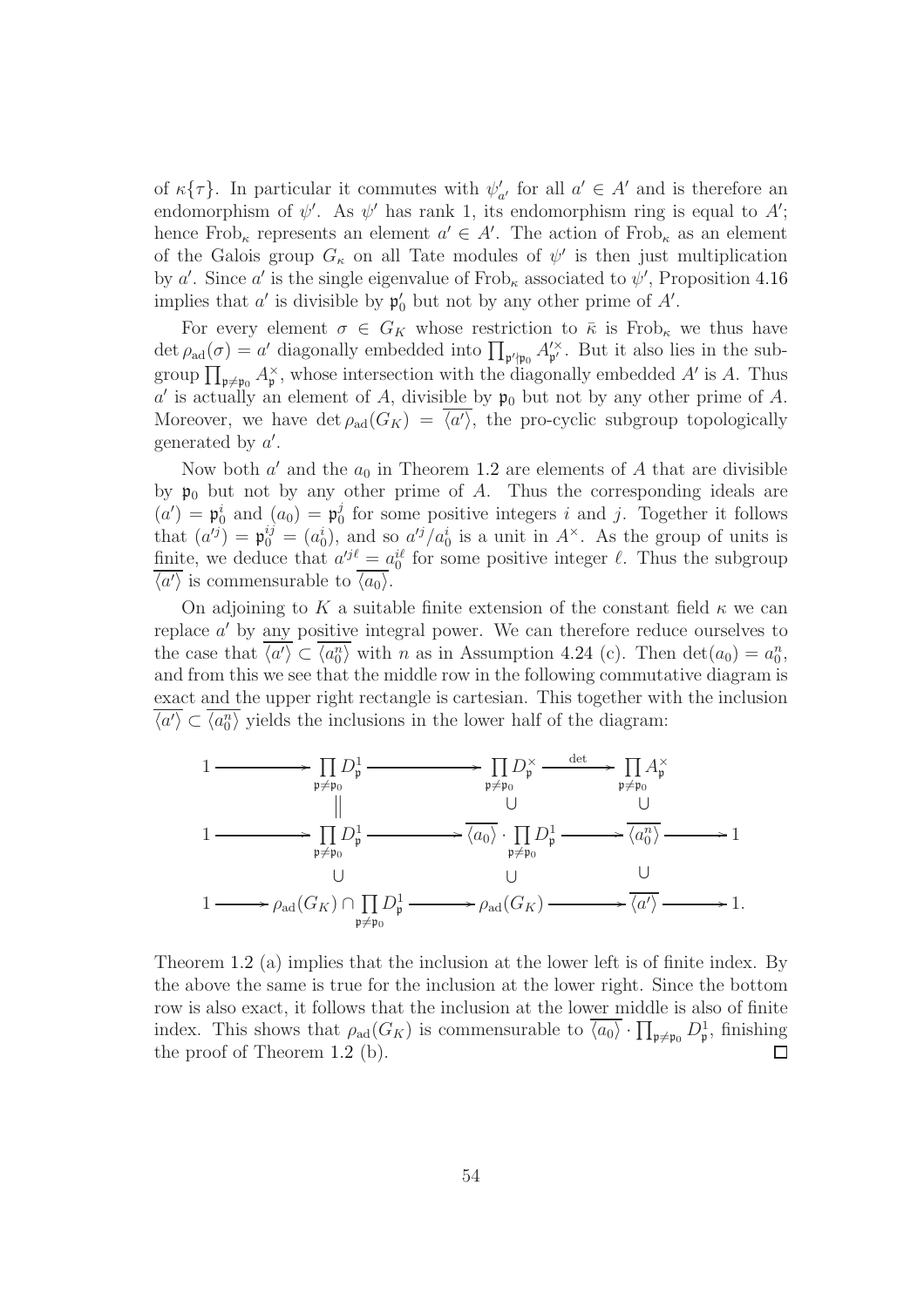of $\kappa\{\tau\}$. In particular it commutes with $\psi'_{a'}$ for all $a' \in A'$ and is therefore an endomorphism of $\psi'$. As $\psi'$ has rank 1, its endomorphism ring is equal to $A'$; hence $\mathrm{Frob}_\kappa$ represents an element $a' \in A'$. The action of $\mathrm{Frob}_\kappa$ as an element of the Galois group $G_\kappa$ on all Tate modules of $\psi'$ is then just multiplication by $a'$. Since $a'$ is the single eigenvalue of $\mathrm{Frob}_\kappa$ associated to $\psi'$, Proposition 4.16 implies that $a'$ is divisible by $\mathfrak{p}'_0$ but not by any other prime of $A'$.

For every element $\sigma \in G_K$ whose restriction to $\bar\kappa$ is $\mathrm{Frob}_\kappa$ we thus have $\det \rho_{\mathrm{ad}}(\sigma) = a'$ diagonally embedded into $\prod_{\mathfrak{p}' \nmid \mathfrak{p}_0} A'^{\times}_{\mathfrak{p}'}$. But it also lies in the subgroup $\prod_{\mathfrak{p} \neq \mathfrak{p}_0} A_{\mathfrak{p}}^{\times}$, whose intersection with the diagonally embedded $A'$ is $A$. Thus $a'$ is actually an element of $A$, divisible by $\mathfrak{p}_0$ but not by any other prime of $A$. Moreover, we have $\det \rho_{\mathrm{ad}}(G_K) = \overline{\langle a' \rangle}$, the pro-cyclic subgroup topologically generated by $a'$.

Now both $a'$ and the $a_0$ in Theorem 1.2 are elements of $A$ that are divisible by $\mathfrak{p}_0$ but not by any other prime of $A$. Thus the corresponding ideals are $(a') = \mathfrak{p}_0^i$ and $(a_0) = \mathfrak{p}_0^j$ for some positive integers $i$ and $j$. Together it follows that $(a'^j) = \mathfrak{p}_0^{ij} = (a_0^i)$, and so $a'^j/a_0^i$ is a unit in $A^\times$. As the group of units is finite, we deduce that $a'^{j\ell} = a_0^{i\ell}$ for some positive integer $\ell$. Thus the subgroup $\overline{\langle a' \rangle}$ is commensurable to $\overline{\langle a_0 \rangle}$.

On adjoining to $K$ a suitable finite extension of the constant field $\kappa$ we can replace $a'$ by any positive integral power. We can therefore reduce ourselves to the case that $\overline{\langle a' \rangle} \subset \overline{\langle a_0^n \rangle}$ with $n$ as in Assumption 4.24 (c). Then $\det(a_0) = a_0^n$, and from this we see that the middle row in the following commutative diagram is exact and the upper right rectangle is cartesian. This together with the inclusion $\overline{\langle a' \rangle} \subset \overline{\langle a_0^n \rangle}$ yields the inclusions in the lower half of the diagram:

$$\begin{array}{ccccccccc}
1 & \longrightarrow & \prod_{\mathfrak{p}\neq\mathfrak{p}_0} D_{\mathfrak{p}}^1 & \longrightarrow & \prod_{\mathfrak{p}\neq\mathfrak{p}_0} D_{\mathfrak{p}}^\times & \xrightarrow{\det} & \prod_{\mathfrak{p}\neq\mathfrak{p}_0} A_{\mathfrak{p}}^\times & & \\
 & & \| & & \cup & & \cup & & \\
1 & \longrightarrow & \prod_{\mathfrak{p}\neq\mathfrak{p}_0} D_{\mathfrak{p}}^1 & \longrightarrow & \overline{\langle a_0 \rangle} \cdot \prod_{\mathfrak{p}\neq\mathfrak{p}_0} D_{\mathfrak{p}}^1 & \longrightarrow & \overline{\langle a_0^n \rangle} & \longrightarrow & 1 \\
 & & \cup & & \cup & & \cup & & \\
1 & \longrightarrow & \rho_{\mathrm{ad}}(G_K) \cap \prod_{\mathfrak{p}\neq\mathfrak{p}_0} D_{\mathfrak{p}}^1 & \longrightarrow & \rho_{\mathrm{ad}}(G_K) & \longrightarrow & \overline{\langle a' \rangle} & \longrightarrow & 1.
\end{array}$$

Theorem 1.2 (a) implies that the inclusion at the lower left is of finite index. By the above the same is true for the inclusion at the lower right. Since the bottom row is also exact, it follows that the inclusion at the lower middle is also of finite index. This shows that $\rho_{\mathrm{ad}}(G_K)$ is commensurable to $\overline{\langle a_0 \rangle} \cdot \prod_{\mathfrak{p}\neq\mathfrak{p}_0} D_{\mathfrak{p}}^1$, finishing the proof of Theorem 1.2 (b). $\square$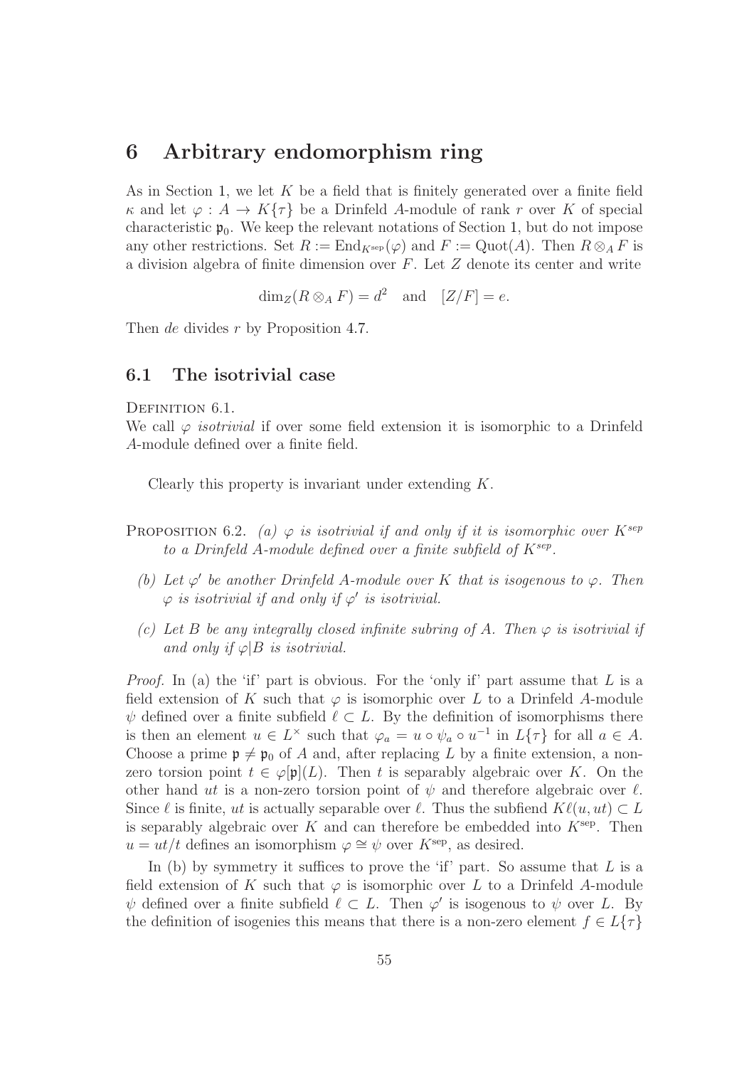# 6 Arbitrary endomorphism ring

As in Section 1, we let $K$ be a field that is finitely generated over a finite field $\kappa$ and let $\varphi : A \to K\{\tau\}$ be a Drinfeld $A$-module of rank $r$ over $K$ of special characteristic $\mathfrak{p}_0$. We keep the relevant notations of Section 1, but do not impose any other restrictions. Set $R := \mathrm{End}_{K^{\mathrm{sep}}}(\varphi)$ and $F := \mathrm{Quot}(A)$. Then $R \otimes_A F$ is a division algebra of finite dimension over $F$. Let $Z$ denote its center and write

$$\dim_Z(R \otimes_A F) = d^2 \quad \text{and} \quad [Z/F] = e.$$

Then $de$ divides $r$ by Proposition 4.7.

## 6.1 The isotrivial case

Definition 6.1.
We call $\varphi$ *isotrivial* if over some field extension it is isomorphic to a Drinfeld $A$-module defined over a finite field.

Clearly this property is invariant under extending $K$.

Proposition 6.2. *(a) $\varphi$ is isotrivial if and only if it is isomorphic over $K^{sep}$ to a Drinfeld $A$-module defined over a finite subfield of $K^{sep}$.*

*(b) Let $\varphi'$ be another Drinfeld $A$-module over $K$ that is isogenous to $\varphi$. Then $\varphi$ is isotrivial if and only if $\varphi'$ is isotrivial.*

*(c) Let $B$ be any integrally closed infinite subring of $A$. Then $\varphi$ is isotrivial if and only if $\varphi|B$ is isotrivial.*

*Proof.* In (a) the 'if' part is obvious. For the 'only if' part assume that $L$ is a field extension of $K$ such that $\varphi$ is isomorphic over $L$ to a Drinfeld $A$-module $\psi$ defined over a finite subfield $\ell \subset L$. By the definition of isomorphisms there is then an element $u \in L^\times$ such that $\varphi_a = u \circ \psi_a \circ u^{-1}$ in $L\{\tau\}$ for all $a \in A$. Choose a prime $\mathfrak{p} \neq \mathfrak{p}_0$ of $A$ and, after replacing $L$ by a finite extension, a non-zero torsion point $t \in \varphi[\mathfrak{p}](L)$. Then $t$ is separably algebraic over $K$. On the other hand $ut$ is a non-zero torsion point of $\psi$ and therefore algebraic over $\ell$. Since $\ell$ is finite, $ut$ is actually separable over $\ell$. Thus the subfiend $K\ell(u, ut) \subset L$ is separably algebraic over $K$ and can therefore be embedded into $K^{\mathrm{sep}}$. Then $u = ut/t$ defines an isomorphism $\varphi \cong \psi$ over $K^{\mathrm{sep}}$, as desired.

In (b) by symmetry it suffices to prove the 'if' part. So assume that $L$ is a field extension of $K$ such that $\varphi$ is isomorphic over $L$ to a Drinfeld $A$-module $\psi$ defined over a finite subfield $\ell \subset L$. Then $\varphi'$ is isogenous to $\psi$ over $L$. By the definition of isogenies this means that there is a non-zero element $f \in L\{\tau\}$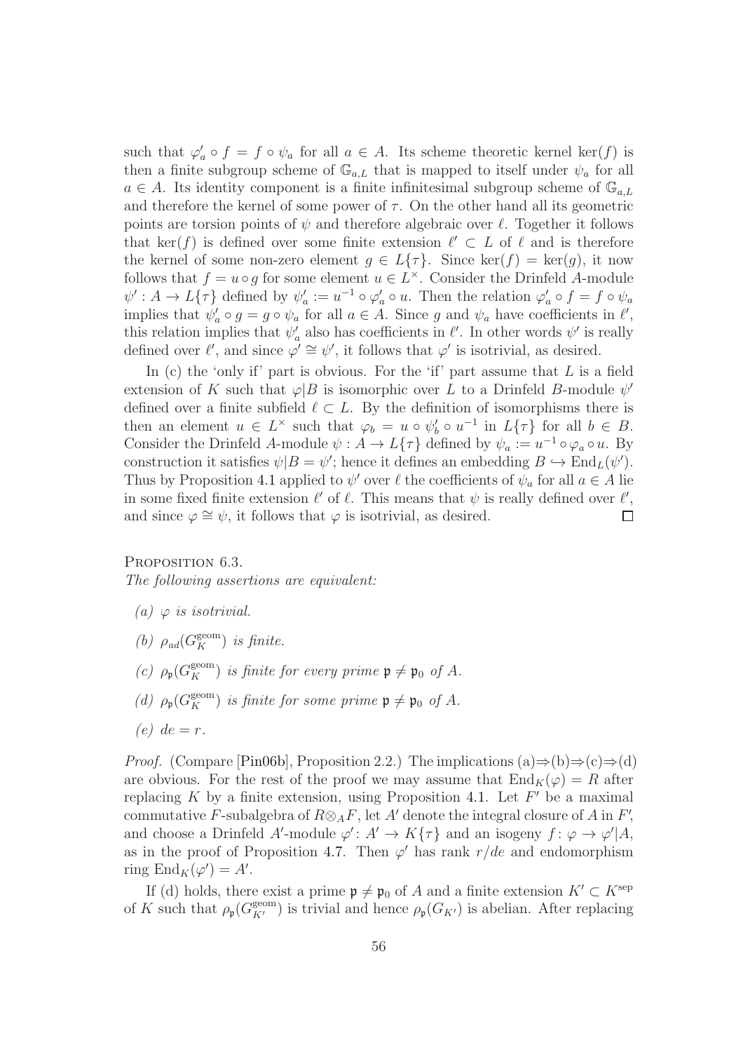such that $\varphi'_a \circ f = f \circ \psi_a$ for all $a \in A$. Its scheme theoretic kernel $\ker(f)$ is then a finite subgroup scheme of $\mathbb{G}_{a,L}$ that is mapped to itself under $\psi_a$ for all $a \in A$. Its identity component is a finite infinitesimal subgroup scheme of $\mathbb{G}_{a,L}$ and therefore the kernel of some power of $\tau$. On the other hand all its geometric points are torsion points of $\psi$ and therefore algebraic over $\ell$. Together it follows that $\ker(f)$ is defined over some finite extension $\ell' \subset L$ of $\ell$ and is therefore the kernel of some non-zero element $g \in L\{\tau\}$. Since $\ker(f) = \ker(g)$, it now follows that $f = u \circ g$ for some element $u \in L^\times$. Consider the Drinfeld $A$-module $\psi' : A \to L\{\tau\}$ defined by $\psi'_a := u^{-1} \circ \varphi'_a \circ u$. Then the relation $\varphi'_a \circ f = f \circ \psi_a$ implies that $\psi'_a \circ g = g \circ \psi_a$ for all $a \in A$. Since $g$ and $\psi_a$ have coefficients in $\ell'$, this relation implies that $\psi'_a$ also has coefficients in $\ell'$. In other words $\psi'$ is really defined over $\ell'$, and since $\varphi' \cong \psi'$, it follows that $\varphi'$ is isotrivial, as desired.

In (c) the 'only if' part is obvious. For the 'if' part assume that $L$ is a field extension of $K$ such that $\varphi|B$ is isomorphic over $L$ to a Drinfeld $B$-module $\psi'$ defined over a finite subfield $\ell \subset L$. By the definition of isomorphisms there is then an element $u \in L^\times$ such that $\varphi_b = u \circ \psi'_b \circ u^{-1}$ in $L\{\tau\}$ for all $b \in B$. Consider the Drinfeld $A$-module $\psi : A \to L\{\tau\}$ defined by $\psi_a := u^{-1} \circ \varphi_a \circ u$. By construction it satisfies $\psi|B = \psi'$; hence it defines an embedding $B \hookrightarrow \mathrm{End}_L(\psi')$. Thus by Proposition 4.1 applied to $\psi'$ over $\ell$ the coefficients of $\psi_a$ for all $a \in A$ lie in some fixed finite extension $\ell'$ of $\ell$. This means that $\psi$ is really defined over $\ell'$, and since $\varphi \cong \psi$, it follows that $\varphi$ is isotrivial, as desired. $\square$

Proposition 6.3.
*The following assertions are equivalent:*

- *(a)* $\varphi$ *is isotrivial.*
- *(b)* $\rho_{ad}(G_K^{\mathrm{geom}})$ *is finite.*
- *(c)* $\rho_\mathfrak{p}(G_K^{\mathrm{geom}})$ *is finite for every prime* $\mathfrak{p} \neq \mathfrak{p}_0$ *of* $A$*.*
- *(d)* $\rho_\mathfrak{p}(G_K^{\mathrm{geom}})$ *is finite for some prime* $\mathfrak{p} \neq \mathfrak{p}_0$ *of* $A$*.*
- *(e)* $de = r$*.*

*Proof.* (Compare [Pin06b], Proposition 2.2.) The implications (a)⇒(b)⇒(c)⇒(d) are obvious. For the rest of the proof we may assume that $\mathrm{End}_K(\varphi) = R$ after replacing $K$ by a finite extension, using Proposition 4.1. Let $F'$ be a maximal commutative $F$-subalgebra of $R \otimes_A F$, let $A'$ denote the integral closure of $A$ in $F'$, and choose a Drinfeld $A'$-module $\varphi' \colon A' \to K\{\tau\}$ and an isogeny $f \colon \varphi \to \varphi'|A$, as in the proof of Proposition 4.7. Then $\varphi'$ has rank $r/de$ and endomorphism ring $\mathrm{End}_K(\varphi') = A'$.

If (d) holds, there exist a prime $\mathfrak{p} \neq \mathfrak{p}_0$ of $A$ and a finite extension $K' \subset K^{\mathrm{sep}}$ of $K$ such that $\rho_\mathfrak{p}(G_{K'}^{\mathrm{geom}})$ is trivial and hence $\rho_\mathfrak{p}(G_{K'})$ is abelian. After replacing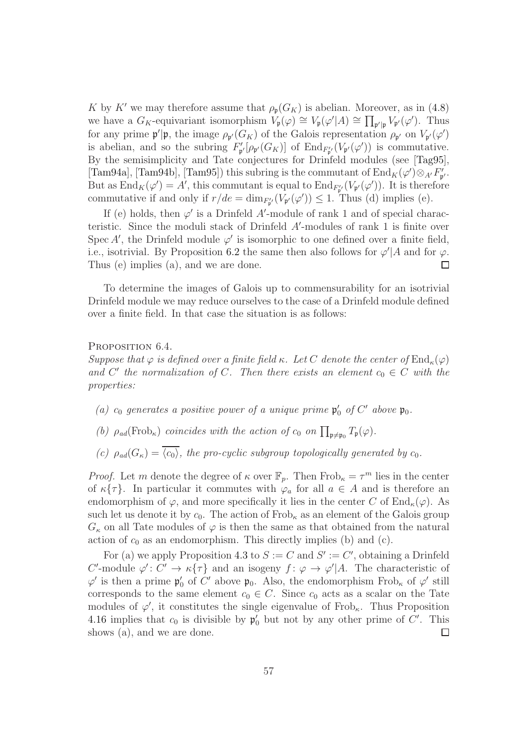$K$ by $K'$ we may therefore assume that $\rho_\mathfrak{p}(G_K)$ is abelian. Moreover, as in (4.8) we have a $G_K$-equivariant isomorphism $V_\mathfrak{p}(\varphi) \cong V_\mathfrak{p}(\varphi'|A) \cong \prod_{\mathfrak{p}'|\mathfrak{p}} V_{\mathfrak{p}'}(\varphi')$. Thus for any prime $\mathfrak{p}'|\mathfrak{p}$, the image $\rho_{\mathfrak{p}'}(G_K)$ of the Galois representation $\rho_{\mathfrak{p}'}$ on $V_{\mathfrak{p}'}(\varphi')$ is abelian, and so the subring $F'_{\mathfrak{p}'}[\rho_{\mathfrak{p}'}(G_K)]$ of $\mathrm{End}_{F'_{\mathfrak{p}'}}(V_{\mathfrak{p}'}(\varphi'))$ is commutative. By the semisimplicity and Tate conjectures for Drinfeld modules (see [Tag95], [Tam94a], [Tam94b], [Tam95]) this subring is the commutant of $\mathrm{End}_K(\varphi') \otimes_{A'} F'_{\mathfrak{p}'}$. But as $\mathrm{End}_K(\varphi') = A'$, this commutant is equal to $\mathrm{End}_{F'_{\mathfrak{p}'}}(V_{\mathfrak{p}'}(\varphi'))$. It is therefore commutative if and only if $r/de = \dim_{F'_{\mathfrak{p}'}}(V_{\mathfrak{p}'}(\varphi')) \leq 1$. Thus (d) implies (e).

If (e) holds, then $\varphi'$ is a Drinfeld $A'$-module of rank 1 and of special characteristic. Since the moduli stack of Drinfeld $A'$-modules of rank 1 is finite over $\mathrm{Spec}\, A'$, the Drinfeld module $\varphi'$ is isomorphic to one defined over a finite field, i.e., isotrivial. By Proposition 6.2 the same then also follows for $\varphi'|A$ and for $\varphi$. Thus (e) implies (a), and we are done. $\square$

To determine the images of Galois up to commensurability for an isotrivial Drinfeld module we may reduce ourselves to the case of a Drinfeld module defined over a finite field. In that case the situation is as follows:

Proposition 6.4.
*Suppose that $\varphi$ is defined over a finite field $\kappa$. Let $C$ denote the center of $\mathrm{End}_\kappa(\varphi)$ and $C'$ the normalization of $C$. Then there exists an element $c_0 \in C$ with the properties:*

- *(a) $c_0$ generates a positive power of a unique prime $\mathfrak{p}'_0$ of $C'$ above $\mathfrak{p}_0$.*
- *(b) $\rho_{ad}(\mathrm{Frob}_\kappa)$ coincides with the action of $c_0$ on $\prod_{\mathfrak{p}\neq\mathfrak{p}_0} T_\mathfrak{p}(\varphi)$.*
- *(c) $\rho_{ad}(G_\kappa) = \overline{\langle c_0\rangle}$, the pro-cyclic subgroup topologically generated by $c_0$.*

*Proof.* Let $m$ denote the degree of $\kappa$ over $\mathbb{F}_p$. Then $\mathrm{Frob}_\kappa = \tau^m$ lies in the center of $\kappa\{\tau\}$. In particular it commutes with $\varphi_a$ for all $a \in A$ and is therefore an endomorphism of $\varphi$, and more specifically it lies in the center $C$ of $\mathrm{End}_\kappa(\varphi)$. As such let us denote it by $c_0$. The action of $\mathrm{Frob}_\kappa$ as an element of the Galois group $G_\kappa$ on all Tate modules of $\varphi$ is then the same as that obtained from the natural action of $c_0$ as an endomorphism. This directly implies (b) and (c).

For (a) we apply Proposition 4.3 to $S := C$ and $S' := C'$, obtaining a Drinfeld $C'$-module $\varphi' \colon C' \to \kappa\{\tau\}$ and an isogeny $f \colon \varphi \to \varphi'|A$. The characteristic of $\varphi'$ is then a prime $\mathfrak{p}'_0$ of $C'$ above $\mathfrak{p}_0$. Also, the endomorphism $\mathrm{Frob}_\kappa$ of $\varphi'$ still corresponds to the same element $c_0 \in C$. Since $c_0$ acts as a scalar on the Tate modules of $\varphi'$, it constitutes the single eigenvalue of $\mathrm{Frob}_\kappa$. Thus Proposition 4.16 implies that $c_0$ is divisible by $\mathfrak{p}'_0$ but not by any other prime of $C'$. This shows (a), and we are done. $\square$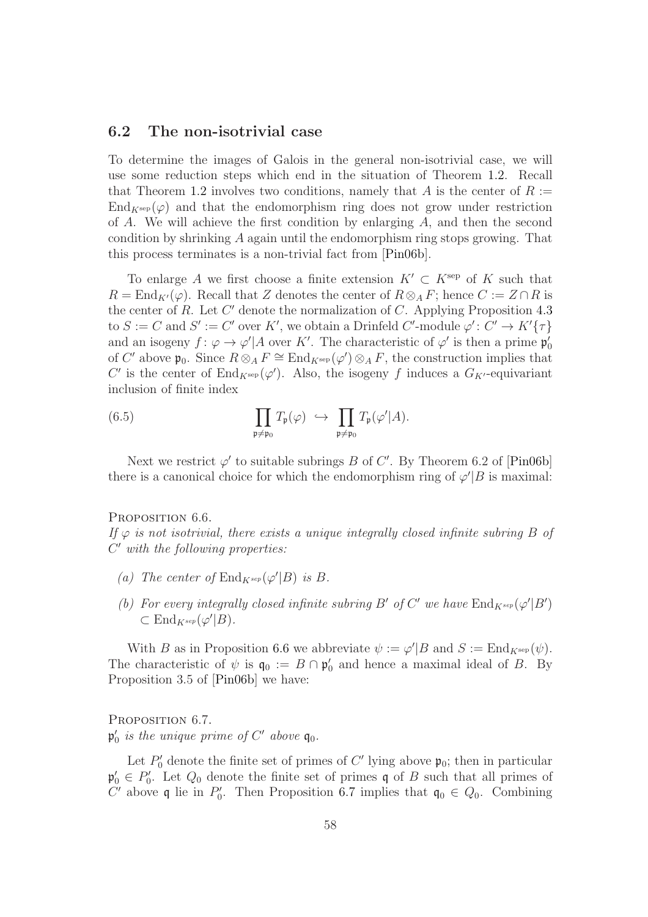## 6.2 The non-isotrivial case

To determine the images of Galois in the general non-isotrivial case, we will use some reduction steps which end in the situation of Theorem 1.2. Recall that Theorem 1.2 involves two conditions, namely that $A$ is the center of $R := \mathrm{End}_{K^{\mathrm{sep}}}(\varphi)$ and that the endomorphism ring does not grow under restriction of $A$. We will achieve the first condition by enlarging $A$, and then the second condition by shrinking $A$ again until the endomorphism ring stops growing. That this process terminates is a non-trivial fact from [Pin06b].

To enlarge $A$ we first choose a finite extension $K' \subset K^{\mathrm{sep}}$ of $K$ such that $R = \mathrm{End}_{K'}(\varphi)$. Recall that $Z$ denotes the center of $R \otimes_A F$; hence $C := Z \cap R$ is the center of $R$. Let $C'$ denote the normalization of $C$. Applying Proposition 4.3 to $S := C$ and $S' := C'$ over $K'$, we obtain a Drinfeld $C'$-module $\varphi' \colon C' \to K'\{\tau\}$ and an isogeny $f \colon \varphi \to \varphi'|A$ over $K'$. The characteristic of $\varphi'$ is then a prime $\mathfrak{p}_0'$ of $C'$ above $\mathfrak{p}_0$. Since $R \otimes_A F \cong \mathrm{End}_{K^{\mathrm{sep}}}(\varphi') \otimes_A F$, the construction implies that $C'$ is the center of $\mathrm{End}_{K^{\mathrm{sep}}}(\varphi')$. Also, the isogeny $f$ induces a $G_{K'}$-equivariant inclusion of finite index

$$\prod_{\mathfrak{p} \neq \mathfrak{p}_0} T_{\mathfrak{p}}(\varphi) \;\hookrightarrow\; \prod_{\mathfrak{p} \neq \mathfrak{p}_0} T_{\mathfrak{p}}(\varphi'|A). \tag{6.5}$$

Next we restrict $\varphi'$ to suitable subrings $B$ of $C'$. By Theorem 6.2 of [Pin06b] there is a canonical choice for which the endomorphism ring of $\varphi'|B$ is maximal:

PROPOSITION 6.6.
*If $\varphi$ is not isotrivial, there exists a unique integrally closed infinite subring $B$ of $C'$ with the following properties:*

- *(a) The center of $\mathrm{End}_{K^{sep}}(\varphi'|B)$ is $B$.*
- *(b) For every integrally closed infinite subring $B'$ of $C'$ we have $\mathrm{End}_{K^{sep}}(\varphi'|B') \subset \mathrm{End}_{K^{sep}}(\varphi'|B)$.*

With $B$ as in Proposition 6.6 we abbreviate $\psi := \varphi'|B$ and $S := \mathrm{End}_{K^{\mathrm{sep}}}(\psi)$. The characteristic of $\psi$ is $\mathfrak{q}_0 := B \cap \mathfrak{p}_0'$ and hence a maximal ideal of $B$. By Proposition 3.5 of [Pin06b] we have:

PROPOSITION 6.7.
*$\mathfrak{p}_0'$ is the unique prime of $C'$ above $\mathfrak{q}_0$.*

Let $P_0'$ denote the finite set of primes of $C'$ lying above $\mathfrak{p}_0$; then in particular $\mathfrak{p}_0' \in P_0'$. Let $Q_0$ denote the finite set of primes $\mathfrak{q}$ of $B$ such that all primes of $C'$ above $\mathfrak{q}$ lie in $P_0'$. Then Proposition 6.7 implies that $\mathfrak{q}_0 \in Q_0$. Combining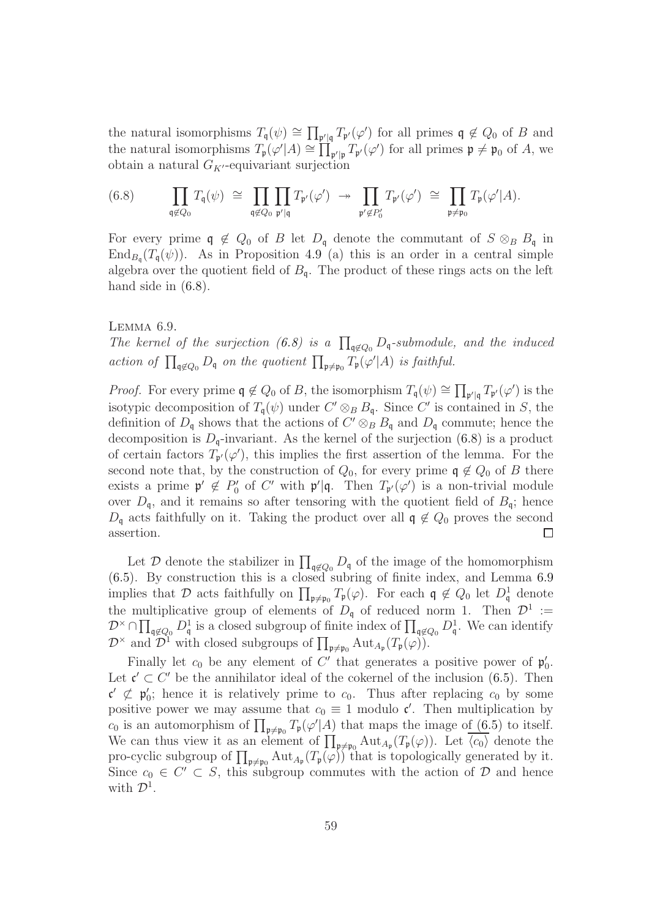the natural isomorphisms $T_{\mathfrak{q}}(\psi) \cong \prod_{\mathfrak{p}'|\mathfrak{q}} T_{\mathfrak{p}'}(\varphi')$ for all primes $\mathfrak{q} \notin Q_0$ of $B$ and the natural isomorphisms $T_{\mathfrak{p}}(\varphi'|A) \cong \prod_{\mathfrak{p}'|\mathfrak{p}} T_{\mathfrak{p}'}(\varphi')$ for all primes $\mathfrak{p} \neq \mathfrak{p}_0$ of $A$, we obtain a natural $G_{K'}$-equivariant surjection

$$
\prod_{\mathfrak{q}\notin Q_0} T_{\mathfrak{q}}(\psi) \;\cong\; \prod_{\mathfrak{q}\notin Q_0}\prod_{\mathfrak{p}'|\mathfrak{q}} T_{\mathfrak{p}'}(\varphi') \;\twoheadrightarrow\; \prod_{\mathfrak{p}'\notin P_0'} T_{\mathfrak{p}'}(\varphi') \;\cong\; \prod_{\mathfrak{p}\neq\mathfrak{p}_0} T_{\mathfrak{p}}(\varphi'|A). \tag{6.8}
$$

For every prime $\mathfrak{q} \notin Q_0$ of $B$ let $D_{\mathfrak{q}}$ denote the commutant of $S \otimes_B B_{\mathfrak{q}}$ in $\mathrm{End}_{B_{\mathfrak{q}}}(T_{\mathfrak{q}}(\psi))$. As in Proposition 4.9 (a) this is an order in a central simple algebra over the quotient field of $B_{\mathfrak{q}}$. The product of these rings acts on the left hand side in (6.8).

Lemma 6.9.
*The kernel of the surjection (6.8) is a $\prod_{\mathfrak{q}\notin Q_0} D_{\mathfrak{q}}$-submodule, and the induced action of $\prod_{\mathfrak{q}\notin Q_0} D_{\mathfrak{q}}$ on the quotient $\prod_{\mathfrak{p}\neq\mathfrak{p}_0} T_{\mathfrak{p}}(\varphi'|A)$ is faithful.*

*Proof.* For every prime $\mathfrak{q} \notin Q_0$ of $B$, the isomorphism $T_{\mathfrak{q}}(\psi) \cong \prod_{\mathfrak{p}'|\mathfrak{q}} T_{\mathfrak{p}'}(\varphi')$ is the isotypic decomposition of $T_{\mathfrak{q}}(\psi)$ under $C' \otimes_B B_{\mathfrak{q}}$. Since $C'$ is contained in $S$, the definition of $D_{\mathfrak{q}}$ shows that the actions of $C' \otimes_B B_{\mathfrak{q}}$ and $D_{\mathfrak{q}}$ commute; hence the decomposition is $D_{\mathfrak{q}}$-invariant. As the kernel of the surjection (6.8) is a product of certain factors $T_{\mathfrak{p}'}(\varphi')$, this implies the first assertion of the lemma. For the second note that, by the construction of $Q_0$, for every prime $\mathfrak{q} \notin Q_0$ of $B$ there exists a prime $\mathfrak{p}' \notin P_0'$ of $C'$ with $\mathfrak{p}'|\mathfrak{q}$. Then $T_{\mathfrak{p}'}(\varphi')$ is a non-trivial module over $D_{\mathfrak{q}}$, and it remains so after tensoring with the quotient field of $B_{\mathfrak{q}}$; hence $D_{\mathfrak{q}}$ acts faithfully on it. Taking the product over all $\mathfrak{q} \notin Q_0$ proves the second assertion. $\square$

Let $\mathcal{D}$ denote the stabilizer in $\prod_{\mathfrak{q}\notin Q_0} D_{\mathfrak{q}}$ of the image of the homomorphism (6.5). By construction this is a closed subring of finite index, and Lemma 6.9 implies that $\mathcal{D}$ acts faithfully on $\prod_{\mathfrak{p}\neq\mathfrak{p}_0} T_{\mathfrak{p}}(\varphi)$. For each $\mathfrak{q} \notin Q_0$ let $D_{\mathfrak{q}}^1$ denote the multiplicative group of elements of $D_{\mathfrak{q}}$ of reduced norm 1. Then $\mathcal{D}^1 := \mathcal{D}^\times \cap \prod_{\mathfrak{q}\notin Q_0} D_{\mathfrak{q}}^1$ is a closed subgroup of finite index of $\prod_{\mathfrak{q}\notin Q_0} D_{\mathfrak{q}}^1$. We can identify $\mathcal{D}^\times$ and $\mathcal{D}^1$ with closed subgroups of $\prod_{\mathfrak{p}\neq\mathfrak{p}_0} \mathrm{Aut}_{A_{\mathfrak{p}}}(T_{\mathfrak{p}}(\varphi))$.

Finally let $c_0$ be any element of $C'$ that generates a positive power of $\mathfrak{p}_0'$. Let $\mathfrak{c}' \subset C'$ be the annihilator ideal of the cokernel of the inclusion (6.5). Then $\mathfrak{c}' \not\subset \mathfrak{p}_0'$; hence it is relatively prime to $c_0$. Thus after replacing $c_0$ by some positive power we may assume that $c_0 \equiv 1$ modulo $\mathfrak{c}'$. Then multiplication by $c_0$ is an automorphism of $\prod_{\mathfrak{p}\neq\mathfrak{p}_0} T_{\mathfrak{p}}(\varphi'|A)$ that maps the image of (6.5) to itself. We can thus view it as an element of $\prod_{\mathfrak{p}\neq\mathfrak{p}_0} \mathrm{Aut}_{A_{\mathfrak{p}}}(T_{\mathfrak{p}}(\varphi))$. Let $\overline{\langle c_0\rangle}$ denote the pro-cyclic subgroup of $\prod_{\mathfrak{p}\neq\mathfrak{p}_0} \mathrm{Aut}_{A_{\mathfrak{p}}}(T_{\mathfrak{p}}(\varphi))$ that is topologically generated by it. Since $c_0 \in C' \subset S$, this subgroup commutes with the action of $\mathcal{D}$ and hence with $\mathcal{D}^1$.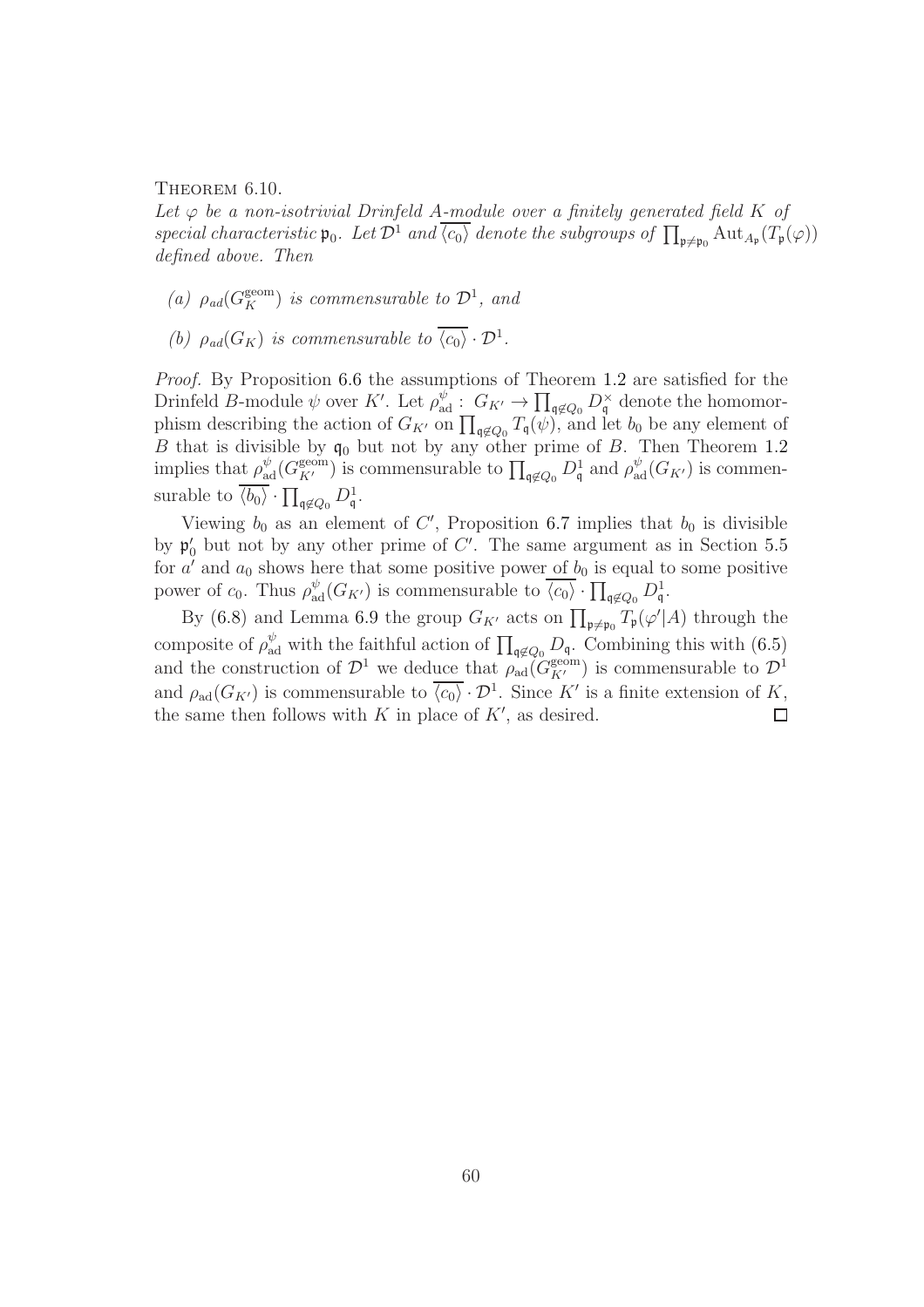Theorem 6.10.

*Let $\varphi$ be a non-isotrivial Drinfeld $A$-module over a finitely generated field $K$ of special characteristic $\mathfrak{p}_0$. Let $\mathcal{D}^1$ and $\overline{\langle c_0 \rangle}$ denote the subgroups of $\prod_{\mathfrak{p}\neq\mathfrak{p}_0} \mathrm{Aut}_{A_\mathfrak{p}}(T_\mathfrak{p}(\varphi))$ defined above. Then*

*(a) $\rho_{ad}(G_K^{\mathrm{geom}})$ is commensurable to $\mathcal{D}^1$, and*

*(b) $\rho_{ad}(G_K)$ is commensurable to $\overline{\langle c_0 \rangle} \cdot \mathcal{D}^1$.*

*Proof.* By Proposition 6.6 the assumptions of Theorem 1.2 are satisfied for the Drinfeld $B$-module $\psi$ over $K'$. Let $\rho_{\mathrm{ad}}^\psi : G_{K'} \to \prod_{\mathfrak{q}\not\in Q_0} D_\mathfrak{q}^\times$ denote the homomorphism describing the action of $G_{K'}$ on $\prod_{\mathfrak{q}\not\in Q_0} T_\mathfrak{q}(\psi)$, and let $b_0$ be any element of $B$ that is divisible by $\mathfrak{q}_0$ but not by any other prime of $B$. Then Theorem 1.2 implies that $\rho_{\mathrm{ad}}^\psi(G_{K'}^{\mathrm{geom}})$ is commensurable to $\prod_{\mathfrak{q}\not\in Q_0} D_\mathfrak{q}^1$ and $\rho_{\mathrm{ad}}^\psi(G_{K'})$ is commensurable to $\overline{\langle b_0 \rangle} \cdot \prod_{\mathfrak{q}\not\in Q_0} D_\mathfrak{q}^1$.

Viewing $b_0$ as an element of $C'$, Proposition 6.7 implies that $b_0$ is divisible by $\mathfrak{p}_0'$ but not by any other prime of $C'$. The same argument as in Section 5.5 for $a'$ and $a_0$ shows here that some positive power of $b_0$ is equal to some positive power of $c_0$. Thus $\rho_{\mathrm{ad}}^\psi(G_{K'})$ is commensurable to $\overline{\langle c_0 \rangle} \cdot \prod_{\mathfrak{q}\not\in Q_0} D_\mathfrak{q}^1$.

By (6.8) and Lemma 6.9 the group $G_{K'}$ acts on $\prod_{\mathfrak{p}\neq\mathfrak{p}_0} T_\mathfrak{p}(\varphi'|A)$ through the composite of $\rho_{\mathrm{ad}}^\psi$ with the faithful action of $\prod_{\mathfrak{q}\not\in Q_0} D_\mathfrak{q}$. Combining this with (6.5) and the construction of $\mathcal{D}^1$ we deduce that $\rho_{\mathrm{ad}}(G_{K'}^{\mathrm{geom}})$ is commensurable to $\mathcal{D}^1$ and $\rho_{\mathrm{ad}}(G_{K'})$ is commensurable to $\overline{\langle c_0 \rangle} \cdot \mathcal{D}^1$. Since $K'$ is a finite extension of $K$, the same then follows with $K$ in place of $K'$, as desired. $\square$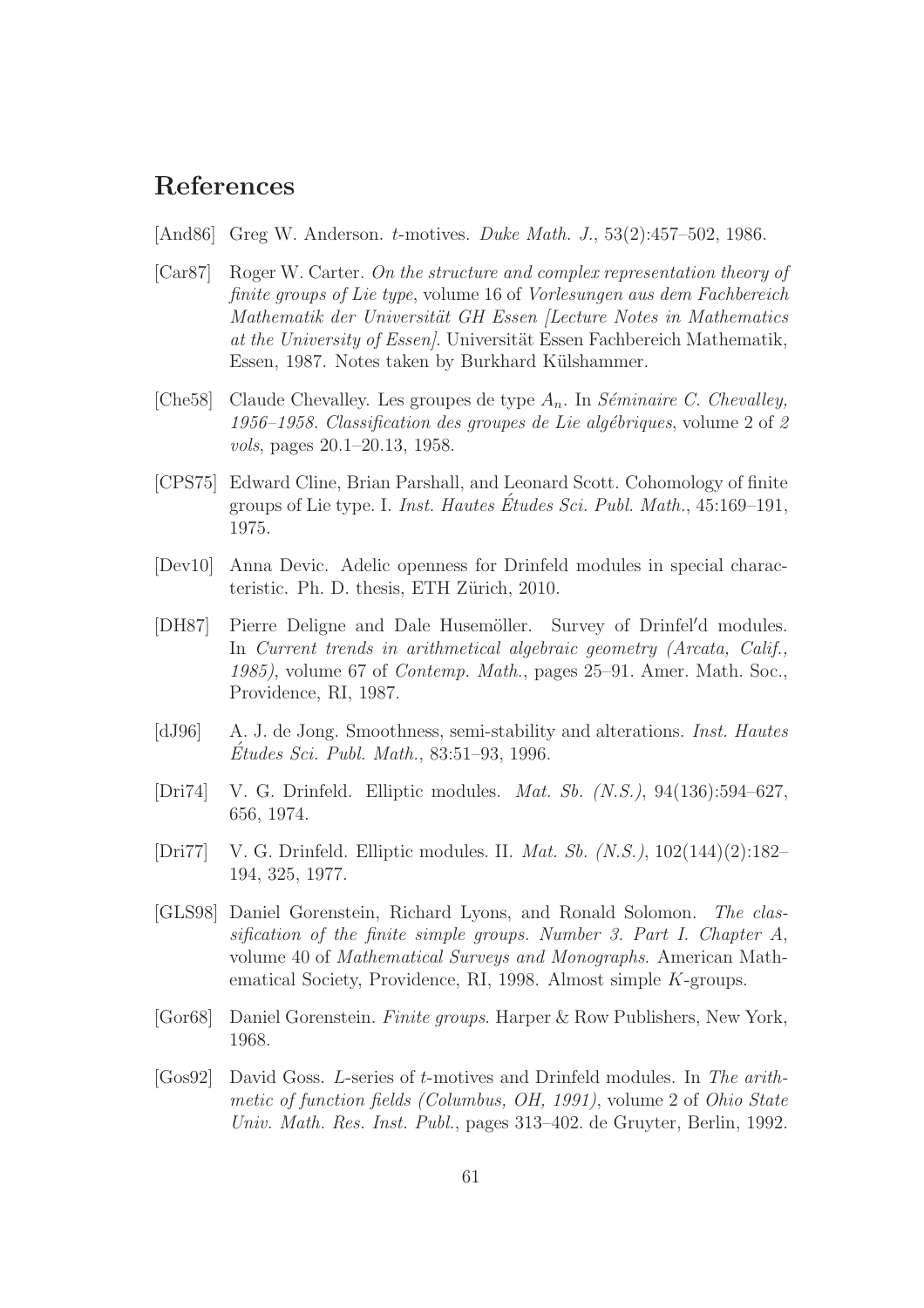## References

[And86] Greg W. Anderson. $t$-motives. *Duke Math. J.*, 53(2):457–502, 1986.

[Car87] Roger W. Carter. *On the structure and complex representation theory of finite groups of Lie type*, volume 16 of *Vorlesungen aus dem Fachbereich Mathematik der Universität GH Essen [Lecture Notes in Mathematics at the University of Essen]*. Universität Essen Fachbereich Mathematik, Essen, 1987. Notes taken by Burkhard Külshammer.

[Che58] Claude Chevalley. Les groupes de type $A_n$. In *Séminaire C. Chevalley, 1956–1958. Classification des groupes de Lie algébriques*, volume 2 of *2 vols*, pages 20.1–20.13, 1958.

[CPS75] Edward Cline, Brian Parshall, and Leonard Scott. Cohomology of finite groups of Lie type. I. *Inst. Hautes Études Sci. Publ. Math.*, 45:169–191, 1975.

[Dev10] Anna Devic. Adelic openness for Drinfeld modules in special characteristic. Ph. D. thesis, ETH Zürich, 2010.

[DH87] Pierre Deligne and Dale Husemöller. Survey of Drinfel′d modules. In *Current trends in arithmetical algebraic geometry (Arcata, Calif., 1985)*, volume 67 of *Contemp. Math.*, pages 25–91. Amer. Math. Soc., Providence, RI, 1987.

[dJ96] A. J. de Jong. Smoothness, semi-stability and alterations. *Inst. Hautes Études Sci. Publ. Math.*, 83:51–93, 1996.

[Dri74] V. G. Drinfeld. Elliptic modules. *Mat. Sb. (N.S.)*, 94(136):594–627, 656, 1974.

[Dri77] V. G. Drinfeld. Elliptic modules. II. *Mat. Sb. (N.S.)*, 102(144)(2):182–194, 325, 1977.

[GLS98] Daniel Gorenstein, Richard Lyons, and Ronald Solomon. *The classification of the finite simple groups. Number 3. Part I. Chapter A*, volume 40 of *Mathematical Surveys and Monographs*. American Mathematical Society, Providence, RI, 1998. Almost simple $K$-groups.

[Gor68] Daniel Gorenstein. *Finite groups*. Harper & Row Publishers, New York, 1968.

[Gos92] David Goss. $L$-series of $t$-motives and Drinfeld modules. In *The arithmetic of function fields (Columbus, OH, 1991)*, volume 2 of *Ohio State Univ. Math. Res. Inst. Publ.*, pages 313–402. de Gruyter, Berlin, 1992.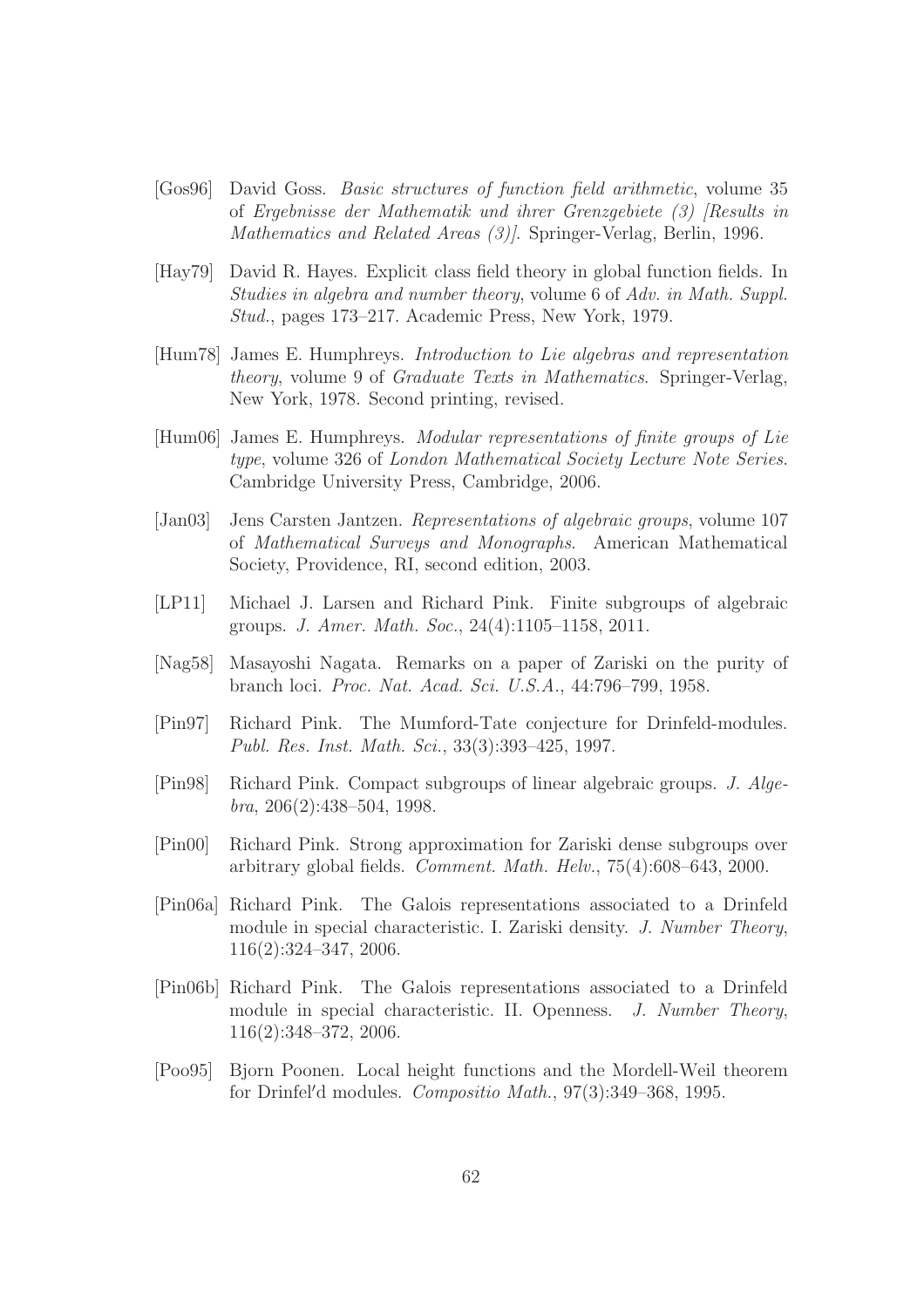[Gos96] David Goss. *Basic structures of function field arithmetic*, volume 35 of *Ergebnisse der Mathematik und ihrer Grenzgebiete (3) [Results in Mathematics and Related Areas (3)]*. Springer-Verlag, Berlin, 1996.

[Hay79] David R. Hayes. Explicit class field theory in global function fields. In *Studies in algebra and number theory*, volume 6 of *Adv. in Math. Suppl. Stud.*, pages 173–217. Academic Press, New York, 1979.

[Hum78] James E. Humphreys. *Introduction to Lie algebras and representation theory*, volume 9 of *Graduate Texts in Mathematics*. Springer-Verlag, New York, 1978. Second printing, revised.

[Hum06] James E. Humphreys. *Modular representations of finite groups of Lie type*, volume 326 of *London Mathematical Society Lecture Note Series*. Cambridge University Press, Cambridge, 2006.

[Jan03] Jens Carsten Jantzen. *Representations of algebraic groups*, volume 107 of *Mathematical Surveys and Monographs*. American Mathematical Society, Providence, RI, second edition, 2003.

[LP11] Michael J. Larsen and Richard Pink. Finite subgroups of algebraic groups. *J. Amer. Math. Soc.*, 24(4):1105–1158, 2011.

[Nag58] Masayoshi Nagata. Remarks on a paper of Zariski on the purity of branch loci. *Proc. Nat. Acad. Sci. U.S.A.*, 44:796–799, 1958.

[Pin97] Richard Pink. The Mumford-Tate conjecture for Drinfeld-modules. *Publ. Res. Inst. Math. Sci.*, 33(3):393–425, 1997.

[Pin98] Richard Pink. Compact subgroups of linear algebraic groups. *J. Algebra*, 206(2):438–504, 1998.

[Pin00] Richard Pink. Strong approximation for Zariski dense subgroups over arbitrary global fields. *Comment. Math. Helv.*, 75(4):608–643, 2000.

[Pin06a] Richard Pink. The Galois representations associated to a Drinfeld module in special characteristic. I. Zariski density. *J. Number Theory*, 116(2):324–347, 2006.

[Pin06b] Richard Pink. The Galois representations associated to a Drinfeld module in special characteristic. II. Openness. *J. Number Theory*, 116(2):348–372, 2006.

[Poo95] Bjorn Poonen. Local height functions and the Mordell-Weil theorem for Drinfel′d modules. *Compositio Math.*, 97(3):349–368, 1995.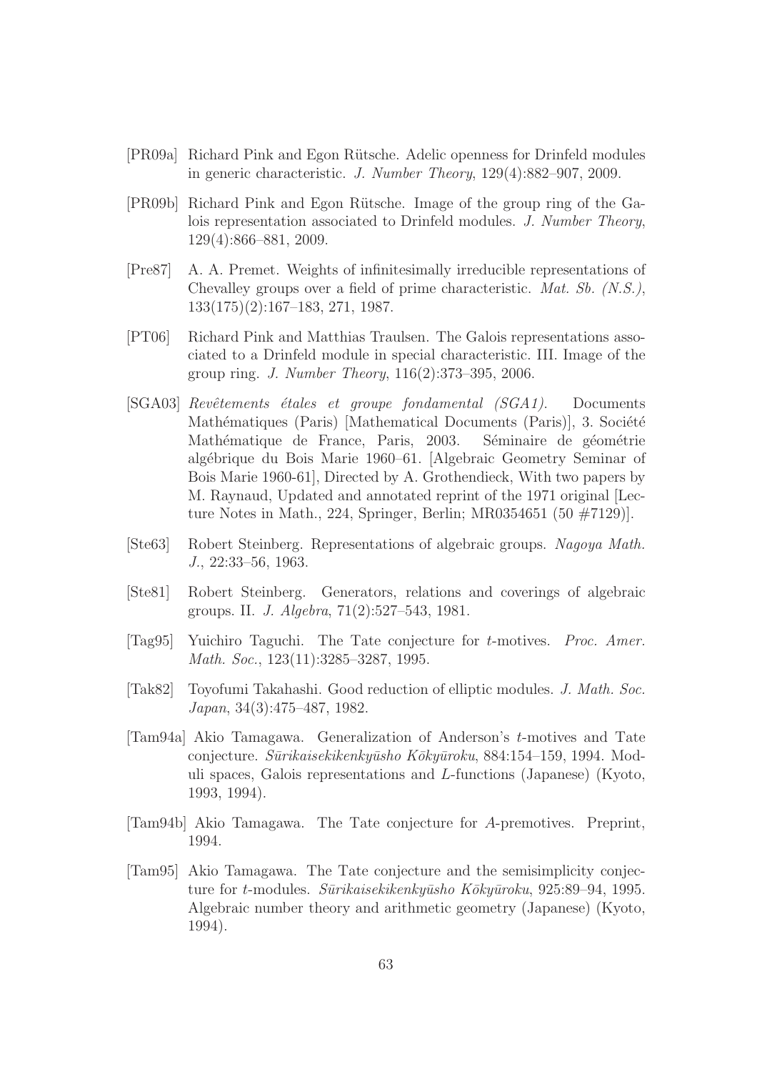[PR09a] Richard Pink and Egon Rütsche. Adelic openness for Drinfeld modules in generic characteristic. *J. Number Theory*, 129(4):882–907, 2009.

[PR09b] Richard Pink and Egon Rütsche. Image of the group ring of the Galois representation associated to Drinfeld modules. *J. Number Theory*, 129(4):866–881, 2009.

[Pre87] A. A. Premet. Weights of infinitesimally irreducible representations of Chevalley groups over a field of prime characteristic. *Mat. Sb. (N.S.)*, 133(175)(2):167–183, 271, 1987.

[PT06] Richard Pink and Matthias Traulsen. The Galois representations associated to a Drinfeld module in special characteristic. III. Image of the group ring. *J. Number Theory*, 116(2):373–395, 2006.

[SGA03] *Revêtements étales et groupe fondamental (SGA1)*. Documents Mathématiques (Paris) [Mathematical Documents (Paris)], 3. Société Mathématique de France, Paris, 2003. Séminaire de géométrie algébrique du Bois Marie 1960–61. [Algebraic Geometry Seminar of Bois Marie 1960-61], Directed by A. Grothendieck, With two papers by M. Raynaud, Updated and annotated reprint of the 1971 original [Lecture Notes in Math., 224, Springer, Berlin; MR0354651 (50 #7129)].

[Ste63] Robert Steinberg. Representations of algebraic groups. *Nagoya Math. J.*, 22:33–56, 1963.

[Ste81] Robert Steinberg. Generators, relations and coverings of algebraic groups. II. *J. Algebra*, 71(2):527–543, 1981.

[Tag95] Yuichiro Taguchi. The Tate conjecture for $t$-motives. *Proc. Amer. Math. Soc.*, 123(11):3285–3287, 1995.

[Tak82] Toyofumi Takahashi. Good reduction of elliptic modules. *J. Math. Soc. Japan*, 34(3):475–487, 1982.

[Tam94a] Akio Tamagawa. Generalization of Anderson's $t$-motives and Tate conjecture. *Sūrikaisekikenkyūsho Kōkyūroku*, 884:154–159, 1994. Moduli spaces, Galois representations and $L$-functions (Japanese) (Kyoto, 1993, 1994).

[Tam94b] Akio Tamagawa. The Tate conjecture for $A$-premotives. Preprint, 1994.

[Tam95] Akio Tamagawa. The Tate conjecture and the semisimplicity conjecture for $t$-modules. *Sūrikaisekikenkyūsho Kōkyūroku*, 925:89–94, 1995. Algebraic number theory and arithmetic geometry (Japanese) (Kyoto, 1994).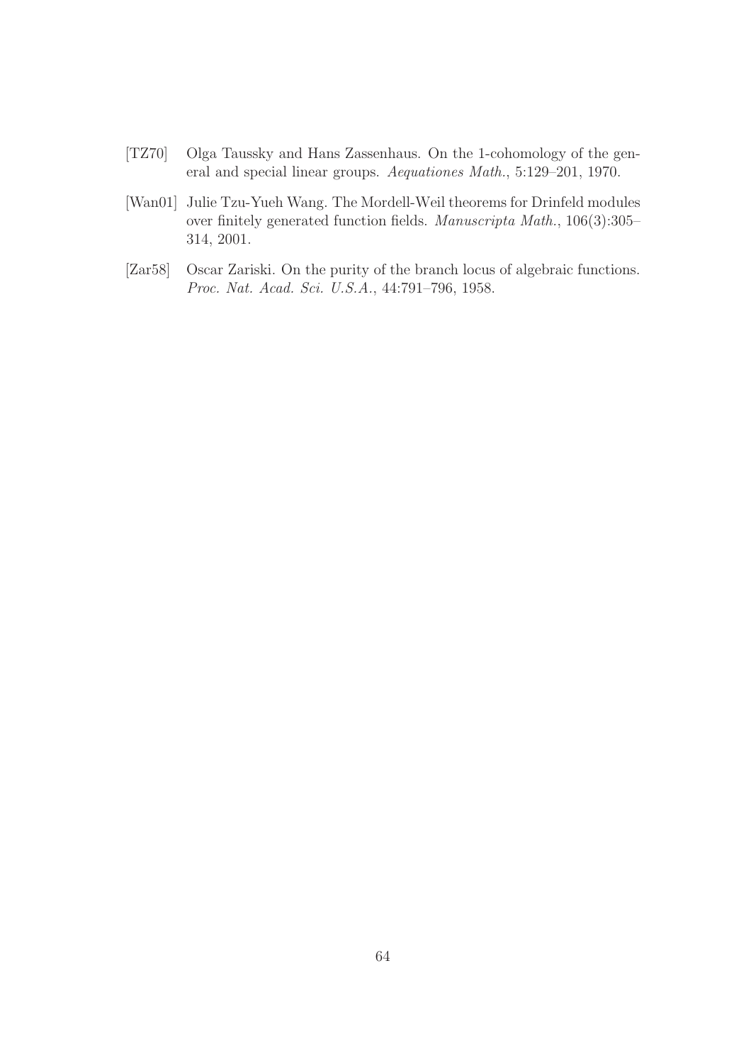[TZ70] Olga Taussky and Hans Zassenhaus. On the 1-cohomology of the general and special linear groups. *Aequationes Math.*, 5:129–201, 1970.

[Wan01] Julie Tzu-Yueh Wang. The Mordell-Weil theorems for Drinfeld modules over finitely generated function fields. *Manuscripta Math.*, 106(3):305–314, 2001.

[Zar58] Oscar Zariski. On the purity of the branch locus of algebraic functions. *Proc. Nat. Acad. Sci. U.S.A.*, 44:791–796, 1958.